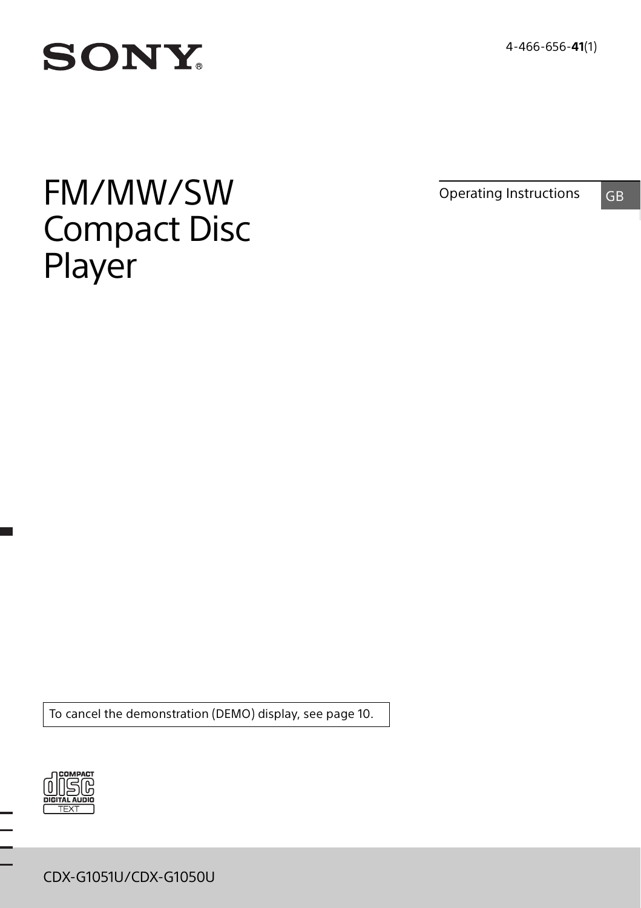SONY

4-466-656-**41**(1)

# FM/MW/SW Compact Disc Player

Operating Instructions GB

To cancel the demonstration (DEMO) display, see page 10.

COMPACT disc DIGITAL AUDIO TEXT

CDX-G1051U/CDX-G1050U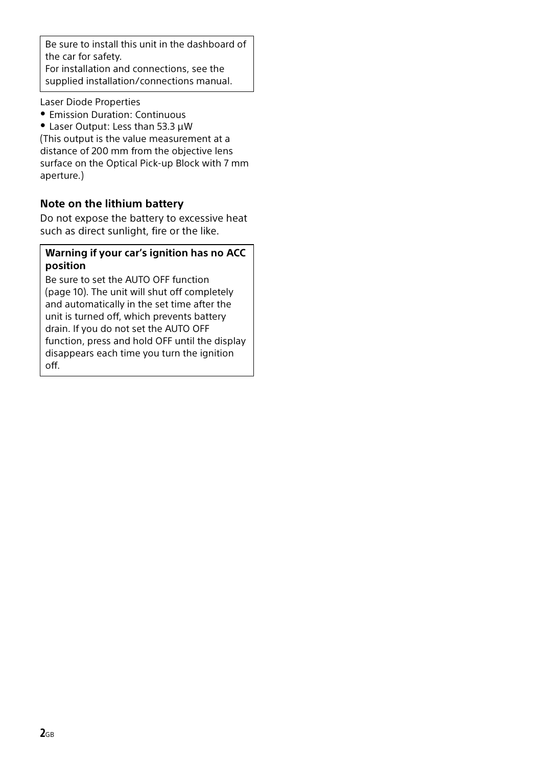Be sure to install this unit in the dashboard of the car for safety.
For installation and connections, see the supplied installation/connections manual.

Laser Diode Properties

- Emission Duration: Continuous
- Laser Output: Less than 53.3 µW

(This output is the value measurement at a distance of 200 mm from the objective lens surface on the Optical Pick-up Block with 7 mm aperture.)

### Note on the lithium battery

Do not expose the battery to excessive heat such as direct sunlight, fire or the like.

**Warning if your car's ignition has no ACC position**

Be sure to set the AUTO OFF function (page 10). The unit will shut off completely and automatically in the set time after the unit is turned off, which prevents battery drain. If you do not set the AUTO OFF function, press and hold OFF until the display disappears each time you turn the ignition off.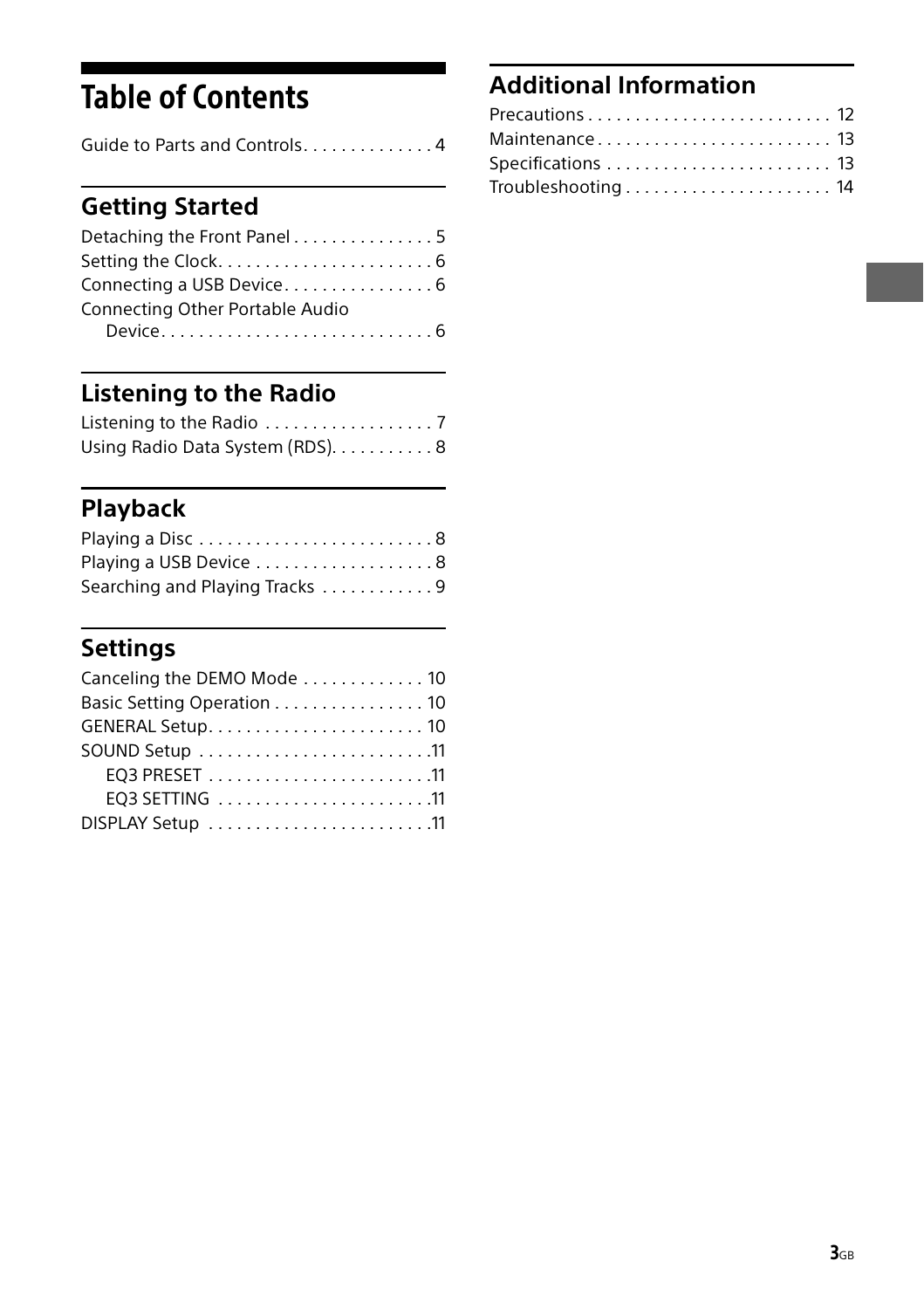# Table of Contents

Guide to Parts and Controls . . . . . . . . . . . . . . 4

## Getting Started

Detaching the Front Panel . . . . . . . . . . . . . . . 5
Setting the Clock . . . . . . . . . . . . . . . . . . . . . . . 6
Connecting a USB Device . . . . . . . . . . . . . . . . 6
Connecting Other Portable Audio Device . . . . . . . . . . . . . . . . . . . . . . . . . . . . . 6

## Listening to the Radio

Listening to the Radio . . . . . . . . . . . . . . . . . . 7
Using Radio Data System (RDS) . . . . . . . . . . . 8

## Playback

Playing a Disc . . . . . . . . . . . . . . . . . . . . . . . . . 8
Playing a USB Device . . . . . . . . . . . . . . . . . . . 8
Searching and Playing Tracks . . . . . . . . . . . . 9

## Settings

Canceling the DEMO Mode . . . . . . . . . . . . . 10
Basic Setting Operation . . . . . . . . . . . . . . . . 10
GENERAL Setup . . . . . . . . . . . . . . . . . . . . . . . 10
SOUND Setup . . . . . . . . . . . . . . . . . . . . . . . . . 11
- EQ3 PRESET . . . . . . . . . . . . . . . . . . . . . . . . 11
- EQ3 SETTING . . . . . . . . . . . . . . . . . . . . . . . 11

DISPLAY Setup . . . . . . . . . . . . . . . . . . . . . . . . 11

## Additional Information

Precautions . . . . . . . . . . . . . . . . . . . . . . . . . . 12
Maintenance . . . . . . . . . . . . . . . . . . . . . . . . . 13
Specifications . . . . . . . . . . . . . . . . . . . . . . . . 13
Troubleshooting . . . . . . . . . . . . . . . . . . . . . . 14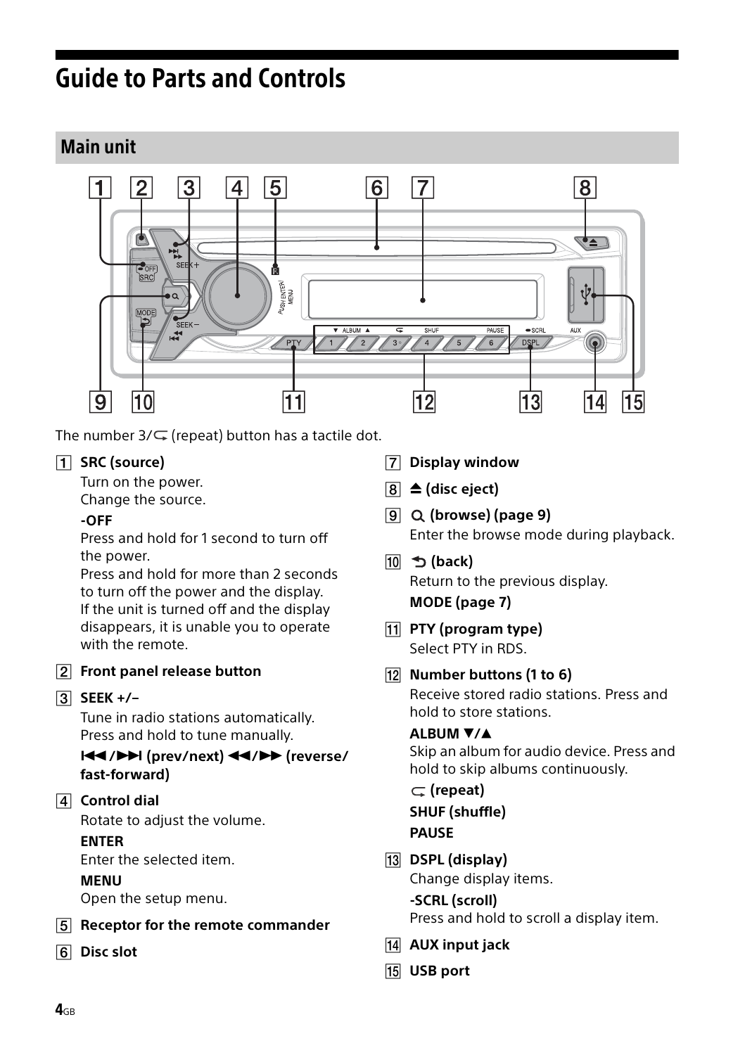# Guide to Parts and Controls

## Main unit

The number 3/⮎ (repeat) button has a tactile dot.

1. **SRC (source)**
   Turn on the power.
   Change the source.
   **-OFF**
   Press and hold for 1 second to turn off the power.
   Press and hold for more than 2 seconds to turn off the power and the display.
   If the unit is turned off and the display disappears, it is unable you to operate with the remote.

2. **Front panel release button**

3. **SEEK +/–**
   Tune in radio stations automatically. Press and hold to tune manually.
   **⏮/⏭ (prev/next) ◀◀/▶▶ (reverse/ fast-forward)**

4. **Control dial**
   Rotate to adjust the volume.
   **ENTER**
   Enter the selected item.
   **MENU**
   Open the setup menu.

5. **Receptor for the remote commander**

6. **Disc slot**

7. **Display window**

8. **⏏ (disc eject)**

9. **🔍 (browse) (page 9)**
   Enter the browse mode during playback.

10. **⮌ (back)**
    Return to the previous display.
    **MODE (page 7)**

11. **PTY (program type)**
    Select PTY in RDS.

12. **Number buttons (1 to 6)**
    Receive stored radio stations. Press and hold to store stations.
    **ALBUM ▼/▲**
    Skip an album for audio device. Press and hold to skip albums continuously.
    **⮎ (repeat)**
    **SHUF (shuffle)**
    **PAUSE**

13. **DSPL (display)**
    Change display items.
    **-SCRL (scroll)**
    Press and hold to scroll a display item.

14. **AUX input jack**

15. **USB port**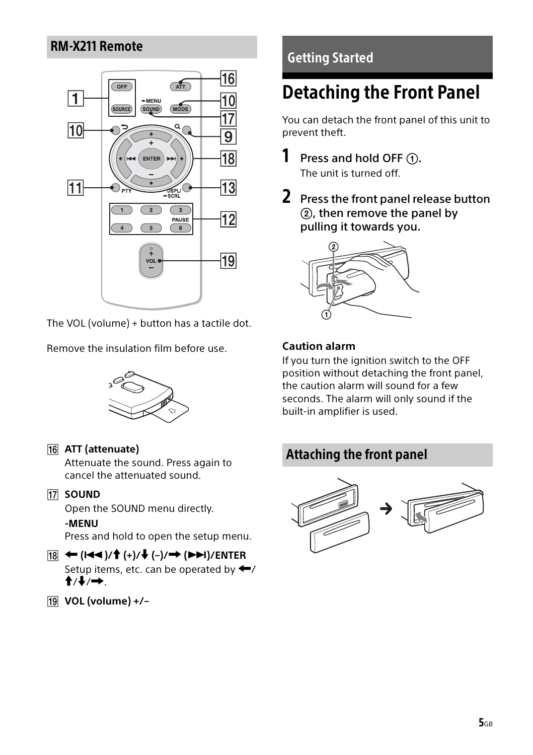## RM-X211 Remote

The VOL (volume) + button has a tactile dot.

Remove the insulation film before use.

16 **ATT (attenuate)**
Attenuate the sound. Press again to cancel the attenuated sound.

17 **SOUND**
Open the SOUND menu directly.
**-MENU**
Press and hold to open the setup menu.

18 **⬅ (⏮)/⬆ (+)/⬇ (–)/➡ (⏭)/ENTER**
Setup items, etc. can be operated by ⬅/⬆/⬇/➡.

19 **VOL (volume) +/–**

## Getting Started

# Detaching the Front Panel

You can detach the front panel of this unit to prevent theft.

**1** **Press and hold OFF ①.**
The unit is turned off.

**2** **Press the front panel release button ②, then remove the panel by pulling it towards you.**

**Caution alarm**
If you turn the ignition switch to the OFF position without detaching the front panel, the caution alarm will sound for a few seconds. The alarm will only sound if the built-in amplifier is used.

## Attaching the front panel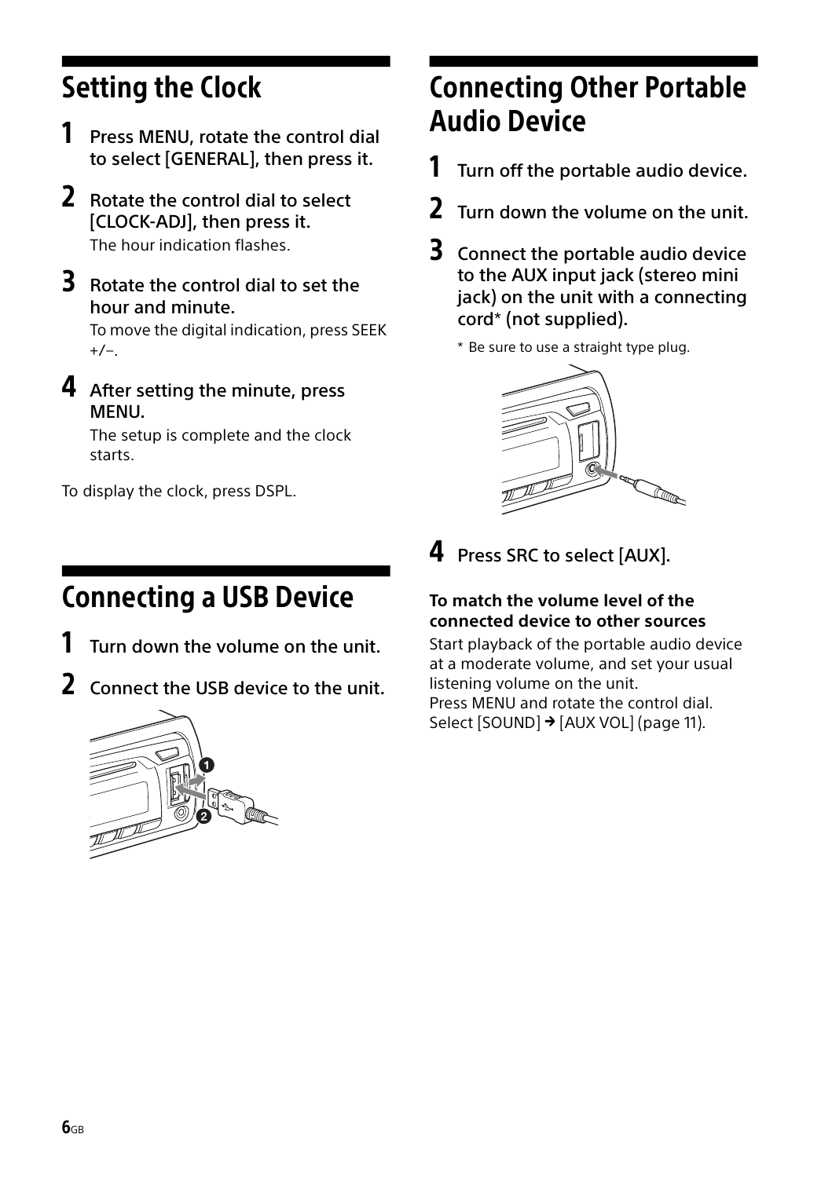## Setting the Clock

1. **Press MENU, rotate the control dial to select [GENERAL], then press it.**
2. **Rotate the control dial to select [CLOCK-ADJ], then press it.**
   The hour indication flashes.
3. **Rotate the control dial to set the hour and minute.**
   To move the digital indication, press SEEK +/–.
4. **After setting the minute, press MENU.**
   The setup is complete and the clock starts.

To display the clock, press DSPL.

## Connecting a USB Device

1. **Turn down the volume on the unit.**
2. **Connect the USB device to the unit.**

## Connecting Other Portable Audio Device

1. **Turn off the portable audio device.**
2. **Turn down the volume on the unit.**
3. **Connect the portable audio device to the AUX input jack (stereo mini jack) on the unit with a connecting cord* (not supplied).**

\* Be sure to use a straight type plug.

4. **Press SRC to select [AUX].**

**To match the volume level of the connected device to other sources**

Start playback of the portable audio device at a moderate volume, and set your usual listening volume on the unit.
Press MENU and rotate the control dial.
Select [SOUND] → [AUX VOL] (page 11).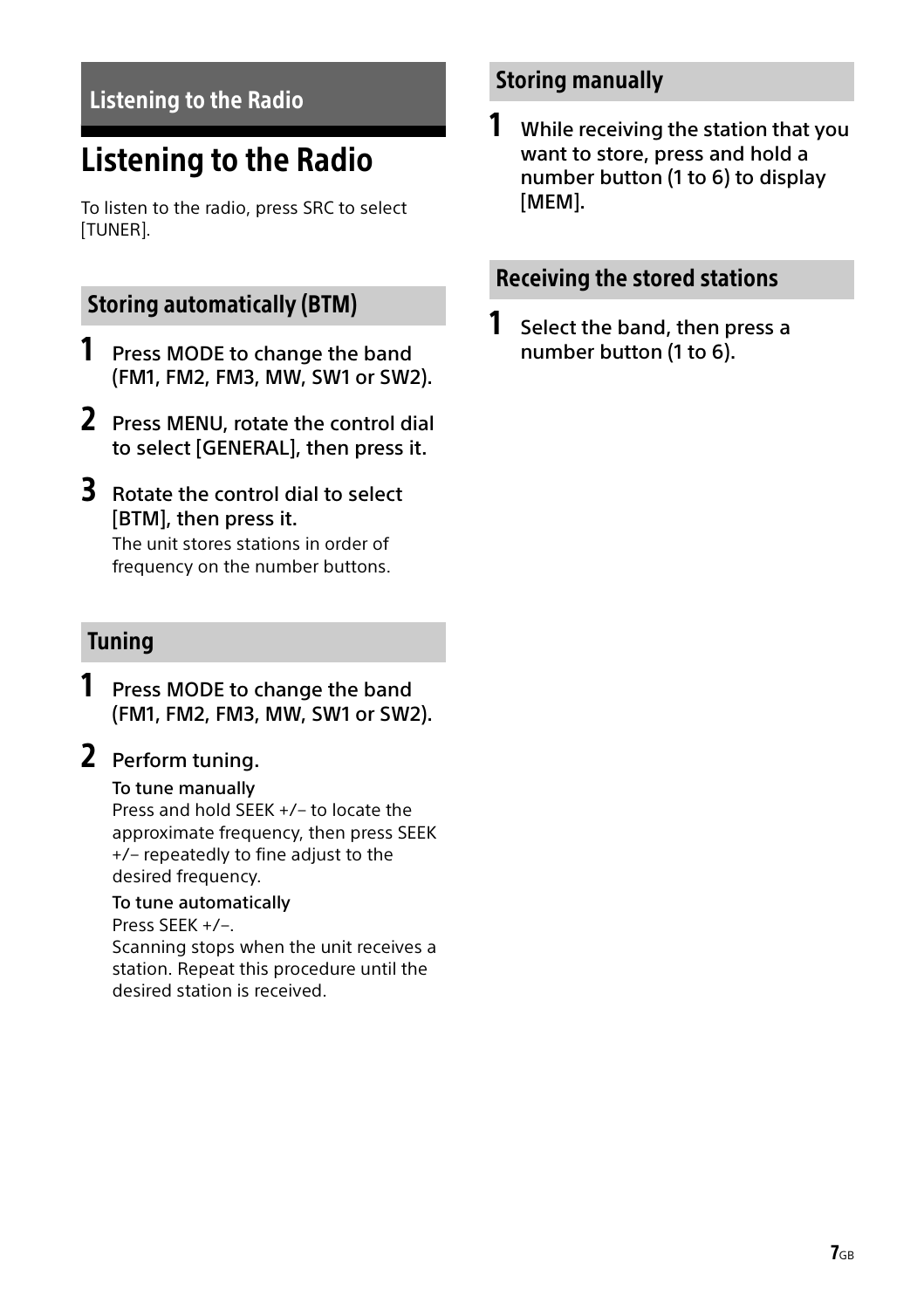# Listening to the Radio

To listen to the radio, press SRC to select [TUNER].

## Storing automatically (BTM)

1. **Press MODE to change the band (FM1, FM2, FM3, MW, SW1 or SW2).**
2. **Press MENU, rotate the control dial to select [GENERAL], then press it.**
3. **Rotate the control dial to select [BTM], then press it.**
   The unit stores stations in order of frequency on the number buttons.

## Tuning

1. **Press MODE to change the band (FM1, FM2, FM3, MW, SW1 or SW2).**
2. **Perform tuning.**

   **To tune manually**
   Press and hold SEEK +/– to locate the approximate frequency, then press SEEK +/– repeatedly to fine adjust to the desired frequency.

   **To tune automatically**
   Press SEEK +/–.
   Scanning stops when the unit receives a station. Repeat this procedure until the desired station is received.

## Storing manually

1. **While receiving the station that you want to store, press and hold a number button (1 to 6) to display [MEM].**

## Receiving the stored stations

1. **Select the band, then press a number button (1 to 6).**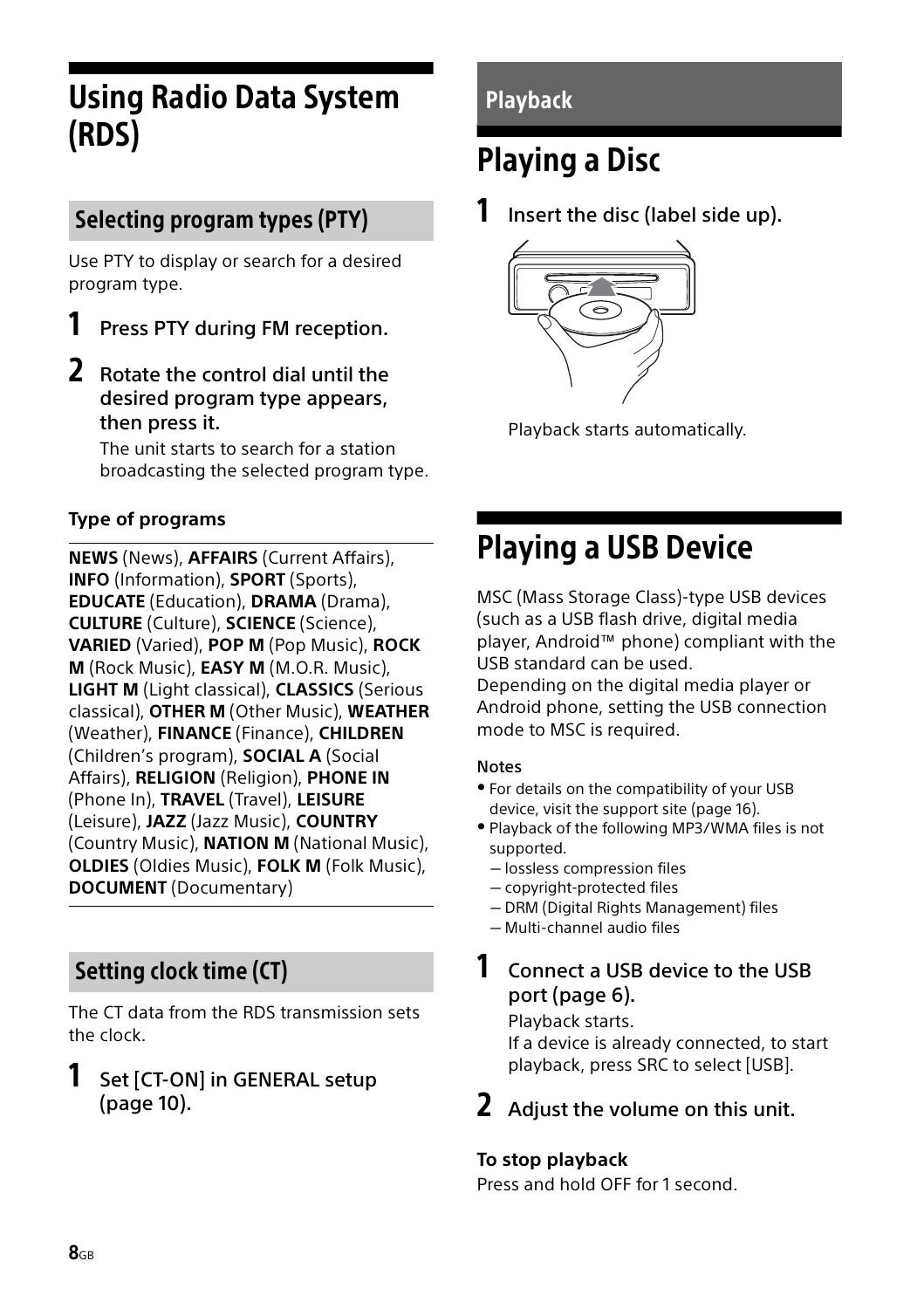# Using Radio Data System (RDS)

## Selecting program types (PTY)

Use PTY to display or search for a desired program type.

**1** **Press PTY during FM reception.**

**2** **Rotate the control dial until the desired program type appears, then press it.**

The unit starts to search for a station broadcasting the selected program type.

**Type of programs**

**NEWS** (News), **AFFAIRS** (Current Affairs), **INFO** (Information), **SPORT** (Sports), **EDUCATE** (Education), **DRAMA** (Drama), **CULTURE** (Culture), **SCIENCE** (Science), **VARIED** (Varied), **POP M** (Pop Music), **ROCK M** (Rock Music), **EASY M** (M.O.R. Music), **LIGHT M** (Light classical), **CLASSICS** (Serious classical), **OTHER M** (Other Music), **WEATHER** (Weather), **FINANCE** (Finance), **CHILDREN** (Children's program), **SOCIAL A** (Social Affairs), **RELIGION** (Religion), **PHONE IN** (Phone In), **TRAVEL** (Travel), **LEISURE** (Leisure), **JAZZ** (Jazz Music), **COUNTRY** (Country Music), **NATION M** (National Music), **OLDIES** (Oldies Music), **FOLK M** (Folk Music), **DOCUMENT** (Documentary)

## Setting clock time (CT)

The CT data from the RDS transmission sets the clock.

**1** **Set [CT-ON] in GENERAL setup (page 10).**

## Playback

# Playing a Disc

**1** **Insert the disc (label side up).**

Playback starts automatically.

# Playing a USB Device

MSC (Mass Storage Class)-type USB devices (such as a USB flash drive, digital media player, Android™ phone) compliant with the USB standard can be used.
Depending on the digital media player or Android phone, setting the USB connection mode to MSC is required.

**Notes**

- For details on the compatibility of your USB device, visit the support site (page 16).
- Playback of the following MP3/WMA files is not supported.
  - lossless compression files
  - copyright-protected files
  - DRM (Digital Rights Management) files
  - Multi-channel audio files

**1** **Connect a USB device to the USB port (page 6).**

Playback starts.
If a device is already connected, to start playback, press SRC to select [USB].

**2** **Adjust the volume on this unit.**

**To stop playback**

Press and hold OFF for 1 second.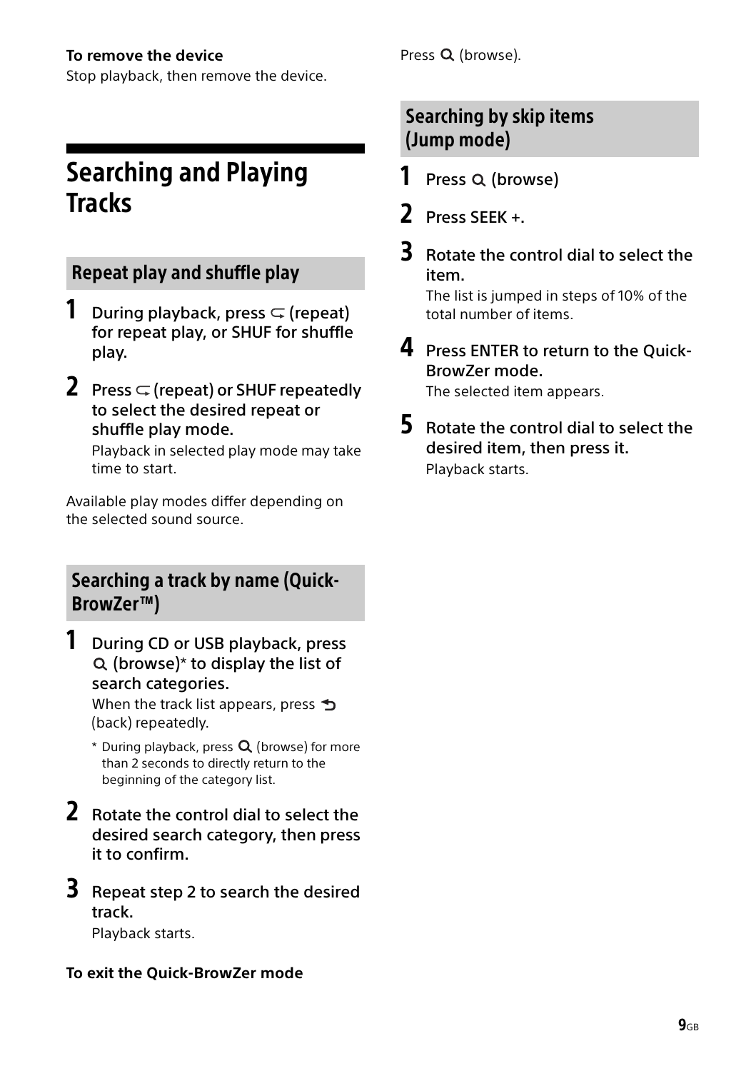**To remove the device**

Stop playback, then remove the device.

# Searching and Playing Tracks

## Repeat play and shuffle play

1. During playback, press ⊂ (repeat) for repeat play, or SHUF for shuffle play.
2. Press ⊂ (repeat) or SHUF repeatedly to select the desired repeat or shuffle play mode.

   Playback in selected play mode may take time to start.

Available play modes differ depending on the selected sound source.

## Searching a track by name (Quick-BrowZer™)

1. During CD or USB playback, press 🔍 (browse)* to display the list of search categories.

   When the track list appears, press ⮌ (back) repeatedly.

   \* During playback, press 🔍 (browse) for more than 2 seconds to directly return to the beginning of the category list.

2. Rotate the control dial to select the desired search category, then press it to confirm.
3. Repeat step 2 to search the desired track.

   Playback starts.

**To exit the Quick-BrowZer mode**

Press 🔍 (browse).

## Searching by skip items (Jump mode)

1. Press 🔍 (browse)
2. Press SEEK +.
3. Rotate the control dial to select the item.

   The list is jumped in steps of 10% of the total number of items.

4. Press ENTER to return to the Quick-BrowZer mode.

   The selected item appears.

5. Rotate the control dial to select the desired item, then press it.

   Playback starts.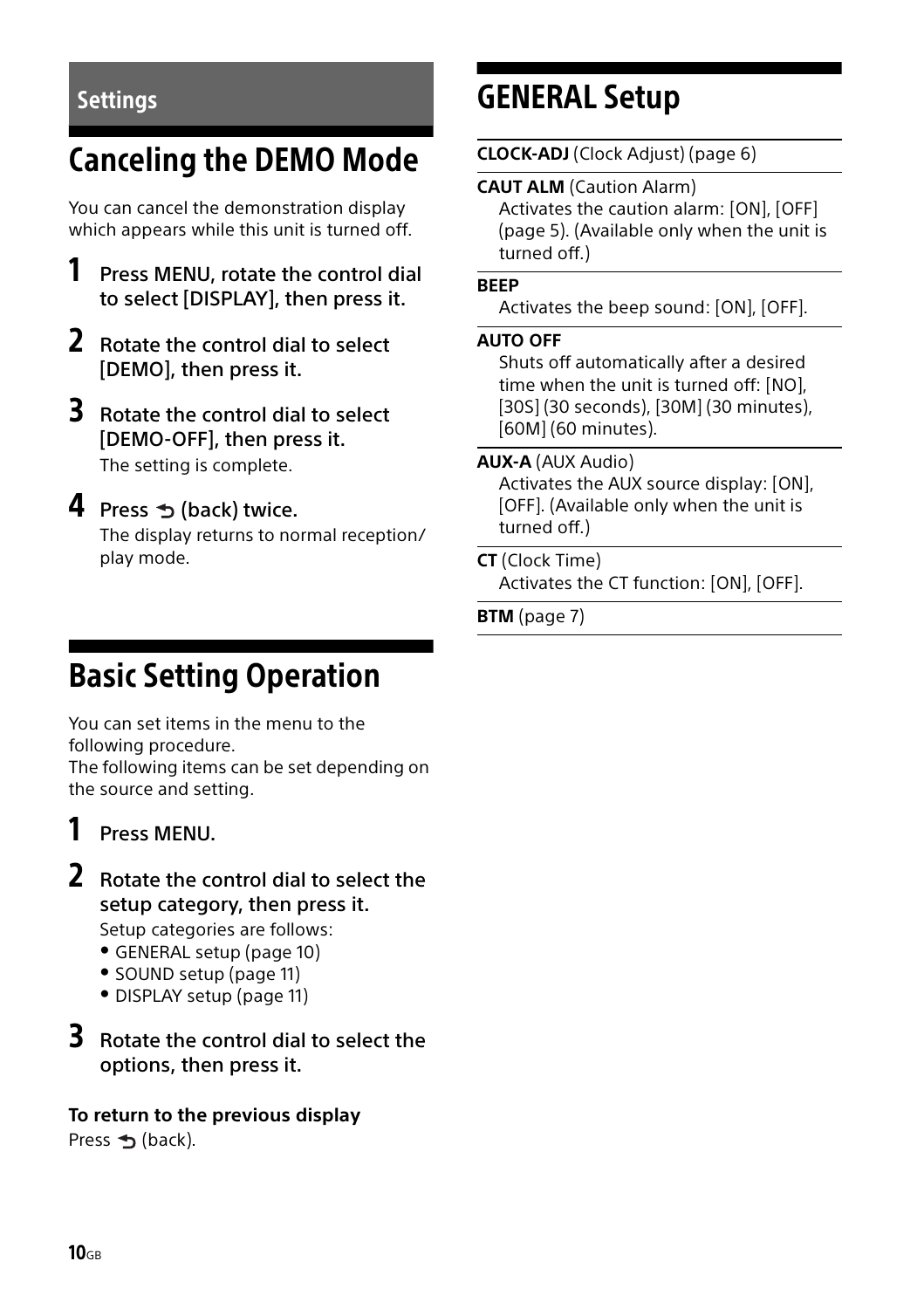## Settings

# Canceling the DEMO Mode

You can cancel the demonstration display which appears while this unit is turned off.

1. **Press MENU, rotate the control dial to select [DISPLAY], then press it.**
2. **Rotate the control dial to select [DEMO], then press it.**
3. **Rotate the control dial to select [DEMO-OFF], then press it.**
   The setting is complete.
4. **Press ⮌ (back) twice.**
   The display returns to normal reception/play mode.

# Basic Setting Operation

You can set items in the menu to the following procedure.
The following items can be set depending on the source and setting.

1. **Press MENU.**
2. **Rotate the control dial to select the setup category, then press it.**
   Setup categories are follows:
   - GENERAL setup (page 10)
   - SOUND setup (page 11)
   - DISPLAY setup (page 11)
3. **Rotate the control dial to select the options, then press it.**

**To return to the previous display**
Press ⮌ (back).

# GENERAL Setup

**CLOCK-ADJ** (Clock Adjust) (page 6)

**CAUT ALM** (Caution Alarm)
Activates the caution alarm: [ON], [OFF] (page 5). (Available only when the unit is turned off.)

**BEEP**
Activates the beep sound: [ON], [OFF].

**AUTO OFF**
Shuts off automatically after a desired time when the unit is turned off: [NO], [30S] (30 seconds), [30M] (30 minutes), [60M] (60 minutes).

**AUX-A** (AUX Audio)
Activates the AUX source display: [ON], [OFF]. (Available only when the unit is turned off.)

**CT** (Clock Time)
Activates the CT function: [ON], [OFF].

**BTM** (page 7)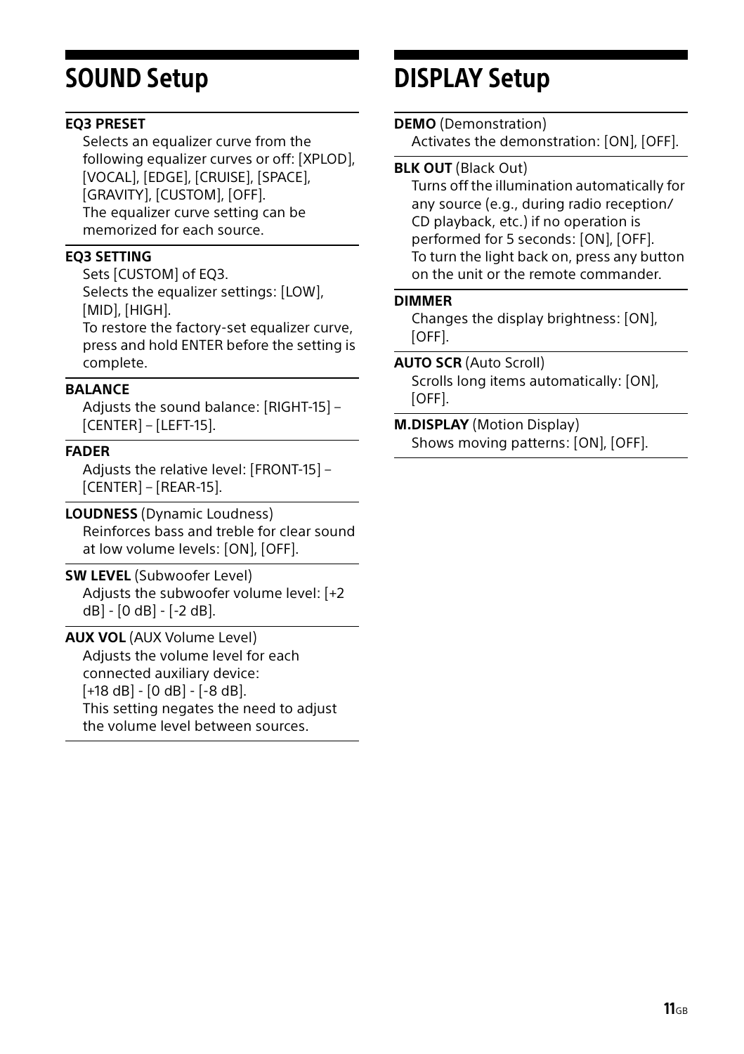# SOUND Setup

**EQ3 PRESET**

Selects an equalizer curve from the following equalizer curves or off: [XPLOD], [VOCAL], [EDGE], [CRUISE], [SPACE], [GRAVITY], [CUSTOM], [OFF].
The equalizer curve setting can be memorized for each source.

**EQ3 SETTING**

Sets [CUSTOM] of EQ3.
Selects the equalizer settings: [LOW], [MID], [HIGH].
To restore the factory-set equalizer curve, press and hold ENTER before the setting is complete.

**BALANCE**

Adjusts the sound balance: [RIGHT-15] – [CENTER] – [LEFT-15].

**FADER**

Adjusts the relative level: [FRONT-15] – [CENTER] – [REAR-15].

**LOUDNESS** (Dynamic Loudness)

Reinforces bass and treble for clear sound at low volume levels: [ON], [OFF].

**SW LEVEL** (Subwoofer Level)

Adjusts the subwoofer volume level: [+2 dB] - [0 dB] - [-2 dB].

**AUX VOL** (AUX Volume Level)

Adjusts the volume level for each connected auxiliary device:
[+18 dB] - [0 dB] - [-8 dB].
This setting negates the need to adjust the volume level between sources.

# DISPLAY Setup

**DEMO** (Demonstration)

Activates the demonstration: [ON], [OFF].

**BLK OUT** (Black Out)

Turns off the illumination automatically for any source (e.g., during radio reception/ CD playback, etc.) if no operation is performed for 5 seconds: [ON], [OFF].
To turn the light back on, press any button on the unit or the remote commander.

**DIMMER**

Changes the display brightness: [ON], [OFF].

**AUTO SCR** (Auto Scroll)

Scrolls long items automatically: [ON], [OFF].

**M.DISPLAY** (Motion Display)

Shows moving patterns: [ON], [OFF].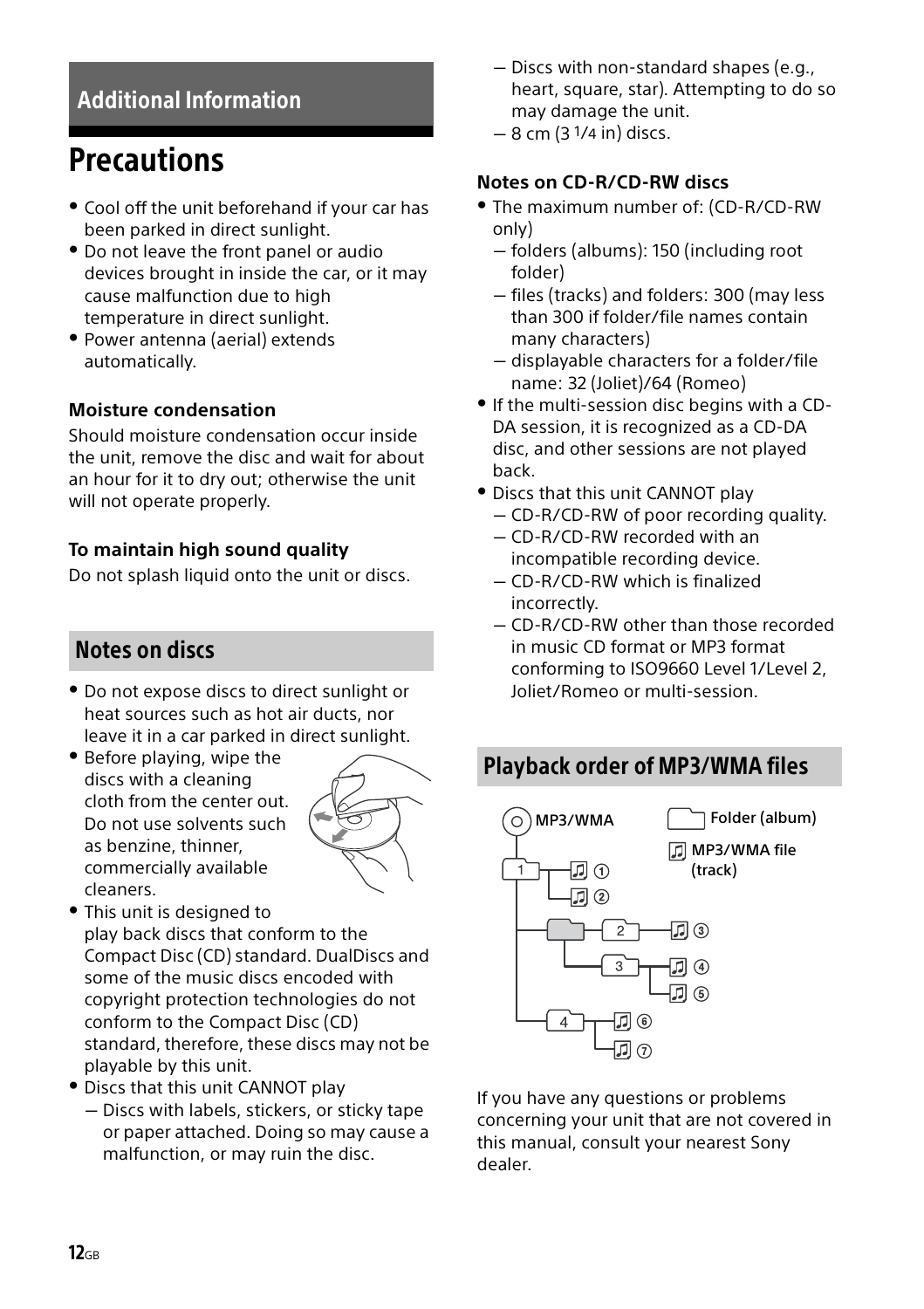## Additional Information

# Precautions

- Cool off the unit beforehand if your car has been parked in direct sunlight.
- Do not leave the front panel or audio devices brought in inside the car, or it may cause malfunction due to high temperature in direct sunlight.
- Power antenna (aerial) extends automatically.

### Moisture condensation

Should moisture condensation occur inside the unit, remove the disc and wait for about an hour for it to dry out; otherwise the unit will not operate properly.

### To maintain high sound quality

Do not splash liquid onto the unit or discs.

## Notes on discs

- Do not expose discs to direct sunlight or heat sources such as hot air ducts, nor leave it in a car parked in direct sunlight.
- Before playing, wipe the discs with a cleaning cloth from the center out. Do not use solvents such as benzine, thinner, commercially available cleaners.
- This unit is designed to play back discs that conform to the Compact Disc (CD) standard. DualDiscs and some of the music discs encoded with copyright protection technologies do not conform to the Compact Disc (CD) standard, therefore, these discs may not be playable by this unit.
- Discs that this unit CANNOT play
  - Discs with labels, stickers, or sticky tape or paper attached. Doing so may cause a malfunction, or may ruin the disc.
  - Discs with non-standard shapes (e.g., heart, square, star). Attempting to do so may damage the unit.
  - 8 cm (3 1/4 in) discs.

### Notes on CD-R/CD-RW discs

- The maximum number of: (CD-R/CD-RW only)
  - folders (albums): 150 (including root folder)
  - files (tracks) and folders: 300 (may less than 300 if folder/file names contain many characters)
  - displayable characters for a folder/file name: 32 (Joliet)/64 (Romeo)
- If the multi-session disc begins with a CD-DA session, it is recognized as a CD-DA disc, and other sessions are not played back.
- Discs that this unit CANNOT play
  - CD-R/CD-RW of poor recording quality.
  - CD-R/CD-RW recorded with an incompatible recording device.
  - CD-R/CD-RW which is finalized incorrectly.
  - CD-R/CD-RW other than those recorded in music CD format or MP3 format conforming to ISO9660 Level 1/Level 2, Joliet/Romeo or multi-session.

## Playback order of MP3/WMA files

MP3/WMA

Folder (album)

MP3/WMA file (track)

- 1
  - ①
  - ②
- 2
  - ③
  - 3
    - ④
    - ⑤
- 4
  - ⑥
  - ⑦

If you have any questions or problems concerning your unit that are not covered in this manual, consult your nearest Sony dealer.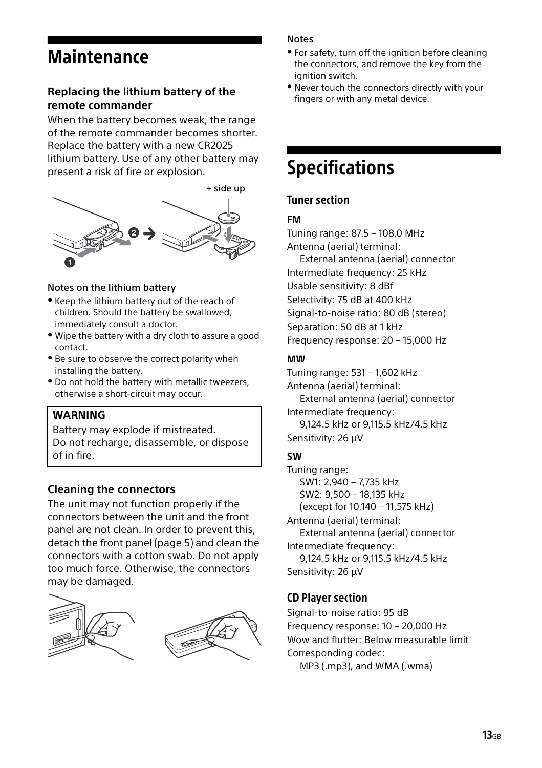# Maintenance

## Replacing the lithium battery of the remote commander

When the battery becomes weak, the range of the remote commander becomes shorter. Replace the battery with a new CR2025 lithium battery. Use of any other battery may present a risk of fire or explosion.

+ side up

### Notes on the lithium battery

- Keep the lithium battery out of the reach of children. Should the battery be swallowed, immediately consult a doctor.
- Wipe the battery with a dry cloth to assure a good contact.
- Be sure to observe the correct polarity when installing the battery.
- Do not hold the battery with metallic tweezers, otherwise a short-circuit may occur.

**WARNING**

Battery may explode if mistreated.
Do not recharge, disassemble, or dispose of in fire.

## Cleaning the connectors

The unit may not function properly if the connectors between the unit and the front panel are not clean. In order to prevent this, detach the front panel (page 5) and clean the connectors with a cotton swab. Do not apply too much force. Otherwise, the connectors may be damaged.

### Notes

- For safety, turn off the ignition before cleaning the connectors, and remove the key from the ignition switch.
- Never touch the connectors directly with your fingers or with any metal device.

# Specifications

## Tuner section

### FM

Tuning range: 87.5 – 108.0 MHz
Antenna (aerial) terminal:
External antenna (aerial) connector
Intermediate frequency: 25 kHz
Usable sensitivity: 8 dBf
Selectivity: 75 dB at 400 kHz
Signal-to-noise ratio: 80 dB (stereo)
Separation: 50 dB at 1 kHz
Frequency response: 20 – 15,000 Hz

### MW

Tuning range: 531 – 1,602 kHz
Antenna (aerial) terminal:
External antenna (aerial) connector
Intermediate frequency:
9,124.5 kHz or 9,115.5 kHz/4.5 kHz
Sensitivity: 26 µV

### SW

Tuning range:
SW1: 2,940 – 7,735 kHz
SW2: 9,500 – 18,135 kHz
(except for 10,140 – 11,575 kHz)
Antenna (aerial) terminal:
External antenna (aerial) connector
Intermediate frequency:
9,124.5 kHz or 9,115.5 kHz/4.5 kHz
Sensitivity: 26 µV

## CD Player section

Signal-to-noise ratio: 95 dB
Frequency response: 10 – 20,000 Hz
Wow and flutter: Below measurable limit
Corresponding codec:
MP3 (.mp3), and WMA (.wma)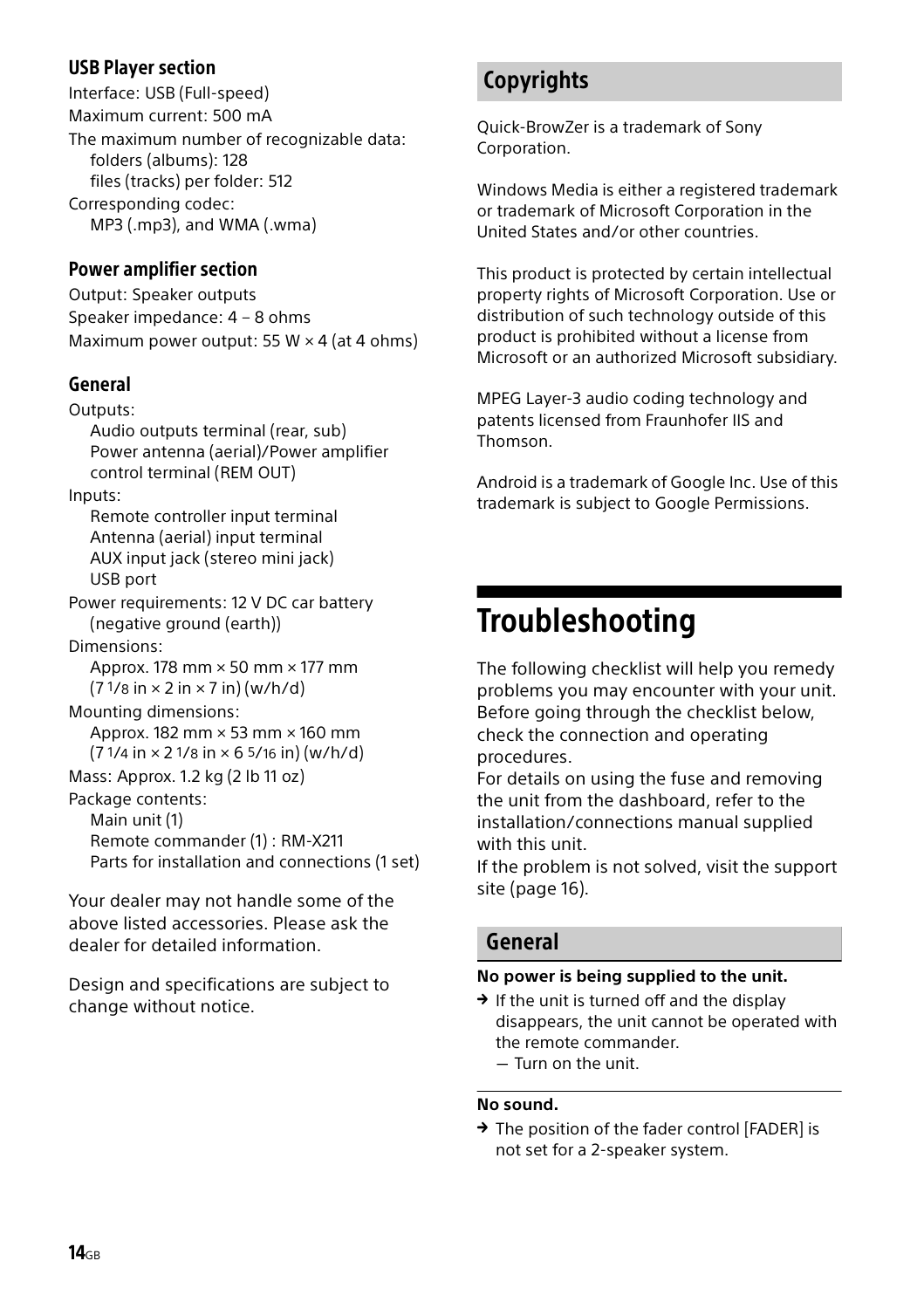### USB Player section

Interface: USB (Full-speed)

Maximum current: 500 mA

The maximum number of recognizable data:
- folders (albums): 128
- files (tracks) per folder: 512

Corresponding codec:
- MP3 (.mp3), and WMA (.wma)

### Power amplifier section

Output: Speaker outputs

Speaker impedance: 4 – 8 ohms

Maximum power output: 55 W × 4 (at 4 ohms)

### General

Outputs:
- Audio outputs terminal (rear, sub)
- Power antenna (aerial)/Power amplifier control terminal (REM OUT)

Inputs:
- Remote controller input terminal
- Antenna (aerial) input terminal
- AUX input jack (stereo mini jack)
- USB port

Power requirements: 12 V DC car battery (negative ground (earth))

Dimensions:
- Approx. 178 mm × 50 mm × 177 mm (7 1/8 in × 2 in × 7 in) (w/h/d)

Mounting dimensions:
- Approx. 182 mm × 53 mm × 160 mm (7 1/4 in × 2 1/8 in × 6 5/16 in) (w/h/d)

Mass: Approx. 1.2 kg (2 lb 11 oz)

Package contents:
- Main unit (1)
- Remote commander (1) : RM-X211
- Parts for installation and connections (1 set)

Your dealer may not handle some of the above listed accessories. Please ask the dealer for detailed information.

Design and specifications are subject to change without notice.

## Copyrights

Quick-BrowZer is a trademark of Sony Corporation.

Windows Media is either a registered trademark or trademark of Microsoft Corporation in the United States and/or other countries.

This product is protected by certain intellectual property rights of Microsoft Corporation. Use or distribution of such technology outside of this product is prohibited without a license from Microsoft or an authorized Microsoft subsidiary.

MPEG Layer-3 audio coding technology and patents licensed from Fraunhofer IIS and Thomson.

Android is a trademark of Google Inc. Use of this trademark is subject to Google Permissions.

# Troubleshooting

The following checklist will help you remedy problems you may encounter with your unit.
Before going through the checklist below, check the connection and operating procedures.
For details on using the fuse and removing the unit from the dashboard, refer to the installation/connections manual supplied with this unit.
If the problem is not solved, visit the support site (page 16).

## General

**No power is being supplied to the unit.**

→ If the unit is turned off and the display disappears, the unit cannot be operated with the remote commander.
— Turn on the unit.

**No sound.**

→ The position of the fader control [FADER] is not set for a 2-speaker system.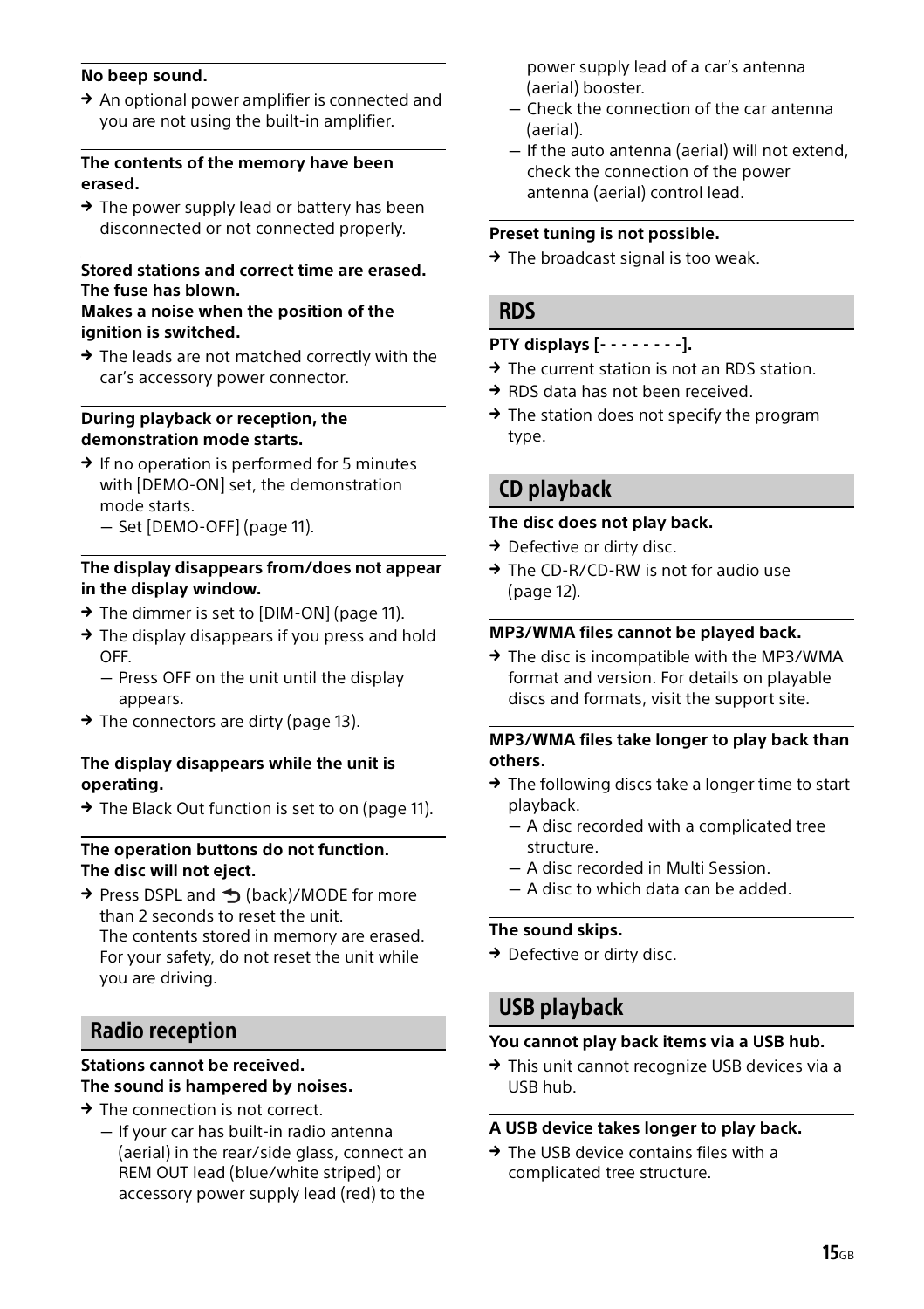**No beep sound.**

→ An optional power amplifier is connected and you are not using the built-in amplifier.

**The contents of the memory have been erased.**

→ The power supply lead or battery has been disconnected or not connected properly.

**Stored stations and correct time are erased.**
**The fuse has blown.**
**Makes a noise when the position of the ignition is switched.**

→ The leads are not matched correctly with the car's accessory power connector.

**During playback or reception, the demonstration mode starts.**

→ If no operation is performed for 5 minutes with [DEMO-ON] set, the demonstration mode starts.
  – Set [DEMO-OFF] (page 11).

**The display disappears from/does not appear in the display window.**

→ The dimmer is set to [DIM-ON] (page 11).
→ The display disappears if you press and hold OFF.
  – Press OFF on the unit until the display appears.
→ The connectors are dirty (page 13).

**The display disappears while the unit is operating.**

→ The Black Out function is set to on (page 11).

**The operation buttons do not function.**
**The disc will not eject.**

→ Press DSPL and ⮌ (back)/MODE for more than 2 seconds to reset the unit.
The contents stored in memory are erased.
For your safety, do not reset the unit while you are driving.

## Radio reception

**Stations cannot be received.**
**The sound is hampered by noises.**

→ The connection is not correct.
  – If your car has built-in radio antenna (aerial) in the rear/side glass, connect an REM OUT lead (blue/white striped) or accessory power supply lead (red) to the power supply lead of a car's antenna (aerial) booster.
  – Check the connection of the car antenna (aerial).
  – If the auto antenna (aerial) will not extend, check the connection of the power antenna (aerial) control lead.

**Preset tuning is not possible.**

→ The broadcast signal is too weak.

## RDS

**PTY displays [- - - - - - - -].**

→ The current station is not an RDS station.
→ RDS data has not been received.
→ The station does not specify the program type.

## CD playback

**The disc does not play back.**

→ Defective or dirty disc.
→ The CD-R/CD-RW is not for audio use (page 12).

**MP3/WMA files cannot be played back.**

→ The disc is incompatible with the MP3/WMA format and version. For details on playable discs and formats, visit the support site.

**MP3/WMA files take longer to play back than others.**

→ The following discs take a longer time to start playback.
  – A disc recorded with a complicated tree structure.
  – A disc recorded in Multi Session.
  – A disc to which data can be added.

**The sound skips.**

→ Defective or dirty disc.

## USB playback

**You cannot play back items via a USB hub.**

→ This unit cannot recognize USB devices via a USB hub.

**A USB device takes longer to play back.**

→ The USB device contains files with a complicated tree structure.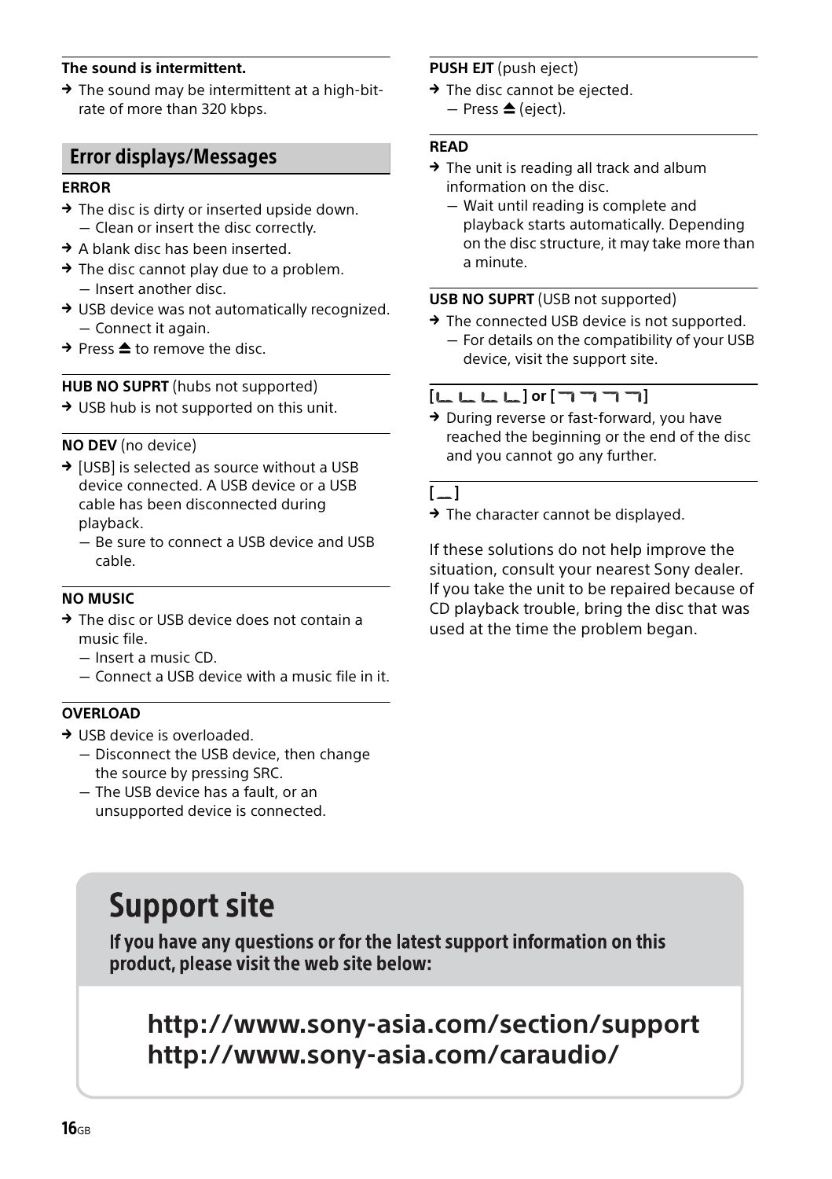**The sound is intermittent.**

→ The sound may be intermittent at a high-bit-rate of more than 320 kbps.

## Error displays/Messages

**ERROR**

→ The disc is dirty or inserted upside down.
  — Clean or insert the disc correctly.

→ A blank disc has been inserted.

→ The disc cannot play due to a problem.
  — Insert another disc.

→ USB device was not automatically recognized.
  — Connect it again.

→ Press ⏏ to remove the disc.

**HUB NO SUPRT** (hubs not supported)

→ USB hub is not supported on this unit.

**NO DEV** (no device)

→ [USB] is selected as source without a USB device connected. A USB device or a USB cable has been disconnected during playback.
  — Be sure to connect a USB device and USB cable.

**NO MUSIC**

→ The disc or USB device does not contain a music file.
  — Insert a music CD.
  — Connect a USB device with a music file in it.

**OVERLOAD**

→ USB device is overloaded.
  — Disconnect the USB device, then change the source by pressing SRC.
  — The USB device has a fault, or an unsupported device is connected.

**PUSH EJT** (push eject)

→ The disc cannot be ejected.
  — Press ⏏ (eject).

**READ**

→ The unit is reading all track and album information on the disc.
  — Wait until reading is complete and playback starts automatically. Depending on the disc structure, it may take more than a minute.

**USB NO SUPRT** (USB not supported)

→ The connected USB device is not supported.
  — For details on the compatibility of your USB device, visit the support site.

**[∟ ∟ ∟ ∟] or [¬ ¬ ¬ ¬]**

→ During reverse or fast-forward, you have reached the beginning or the end of the disc and you cannot go any further.

**[ _ ]**

→ The character cannot be displayed.

If these solutions do not help improve the situation, consult your nearest Sony dealer. If you take the unit to be repaired because of CD playback trouble, bring the disc that was used at the time the problem began.

# Support site

**If you have any questions or for the latest support information on this product, please visit the web site below:**

**http://www.sony-asia.com/section/support**
**http://www.sony-asia.com/caraudio/**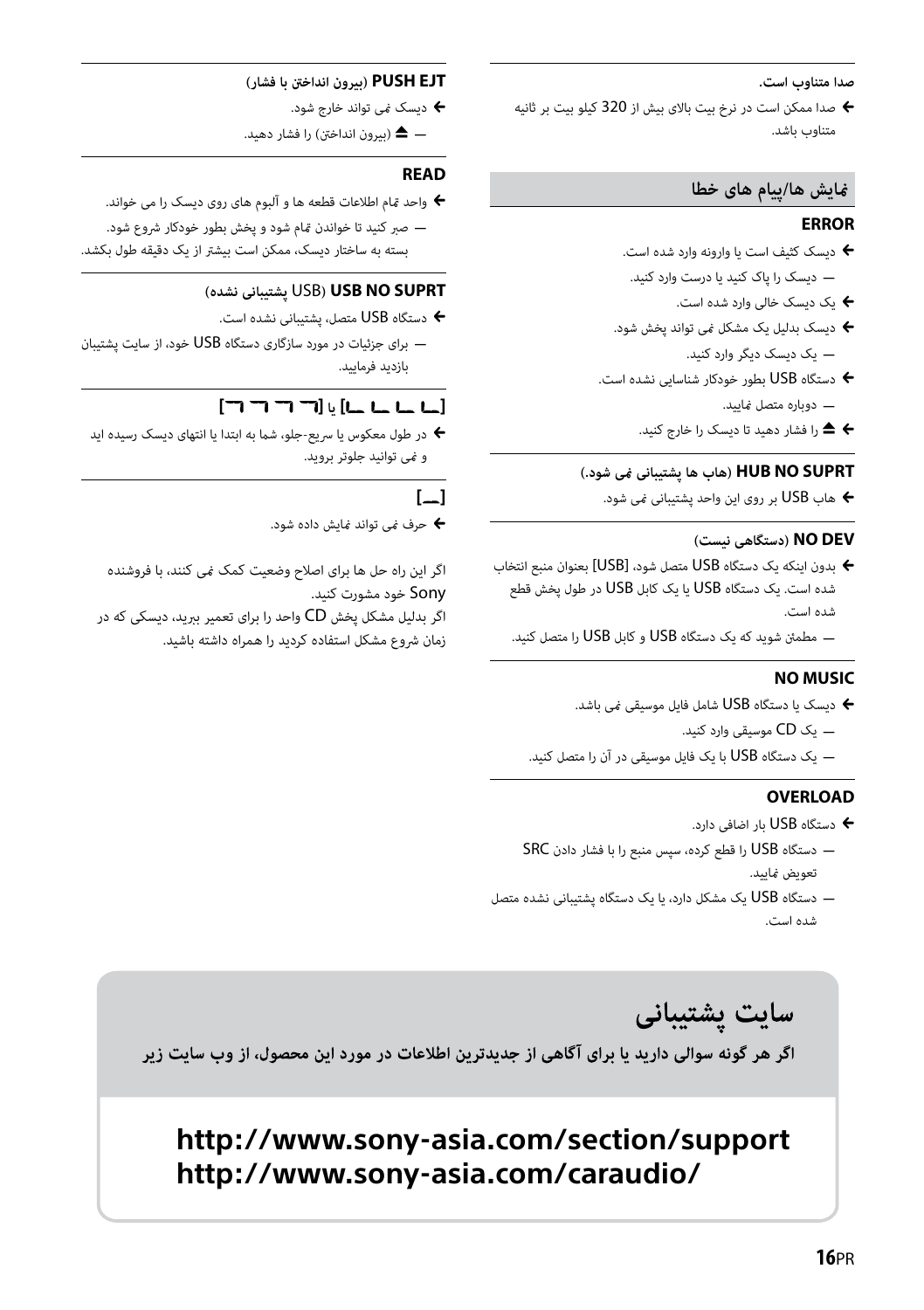**صدا متناوب است.**

← صدا ممکن است در نرخ بیت بالای بیش از 320 کیلو بیت بر ثانیه متناوب باشد.

## نمایش ها/پیام های خطا

### ERROR

← دیسک کثیف است یا وارونه وارد شده است.

— دیسک را پاک کنید یا درست وارد کنید.

← یک دیسک خالی وارد شده است.

← دیسک بدلیل یک مشکل نمی تواند پخش شود.

— یک دیسک دیگر وارد کنید.

← دستگاه USB بطور خودکار شناسایی نشده است.

— دوباره متصل نمایید.

← ⏏ را فشار دهید تا دیسک را خارج کنید.

### HUB NO SUPRT (هاب ها پشتیبانی نمی شود.)

← هاب USB بر روی این واحد پشتیبانی نمی شود.

### NO DEV (دستگاهی نیست)

← بدون اینکه یک دستگاه USB متصل شود، [USB] بعنوان منبع انتخاب شده است. یک دستگاه USB یا یک کابل USB در طول پخش قطع شده است.

— مطمئن شوید که یک دستگاه USB و کابل USB را متصل کنید.

### NO MUSIC

← دیسک یا دستگاه USB شامل فایل موسیقی نمی باشد.

— یک CD موسیقی وارد کنید.

— یک دستگاه USB با یک فایل موسیقی در آن را متصل کنید.

### OVERLOAD

← دستگاه USB بار اضافی دارد.

— دستگاه USB را قطع کرده، سپس منبع را با فشار دادن SRC تعویض نمایید.

— دستگاه USB یک مشکل دارد، یا یک دستگاه پشتیبانی نشده متصل شده است.

### PUSH EJT (بیرون انداختن با فشار)

← دیسک نمی تواند خارج شود.

— ⏏ (بیرون انداختن) را فشار دهید.

### READ

← واحد تمام اطلاعات قطعه ها و آلبوم های روی دیسک را می خواند.

— صبر کنید تا خواندن تمام شود و پخش بطور خودکار شروع شود. بسته به ساختار دیسک، ممکن است بیشتر از یک دقیقه طول بکشد.

### USB NO SUPRT (USB پشتیبانی نشده)

← دستگاه USB متصل، پشتیبانی نشده است.

— برای جزئیات در مورد سازگاری دستگاه USB خود، از سایت پشتیبان بازدید فرمایید.

### [ـــ ـــ ـــ ـــ] یا [ـــ ـــ ـــ ـــ]

← در طول معکوس یا سریع-جلو، شما به ابتدا یا انتهای دیسک رسیده اید و نمی توانید جلوتر بروید.

### [ـــ]

← حرف نمی تواند نمایش داده شود.

اگر این راه حل ها برای اصلاح وضعیت کمک نمی کنند، با فروشنده Sony خود مشورت کنید.

اگر بدلیل مشکل پخش CD واحد را برای تعمیر ببرید، دیسکی که در زمان شروع مشکل استفاده کردید را همراه داشته باشید.

## سایت پشتیبانی

**اگر هر گونه سوالی دارید یا برای آگاهی از جدیدترین اطلاعات در مورد این محصول، از وب سایت زیر**

**http://www.sony-asia.com/section/support**
**http://www.sony-asia.com/caraudio/**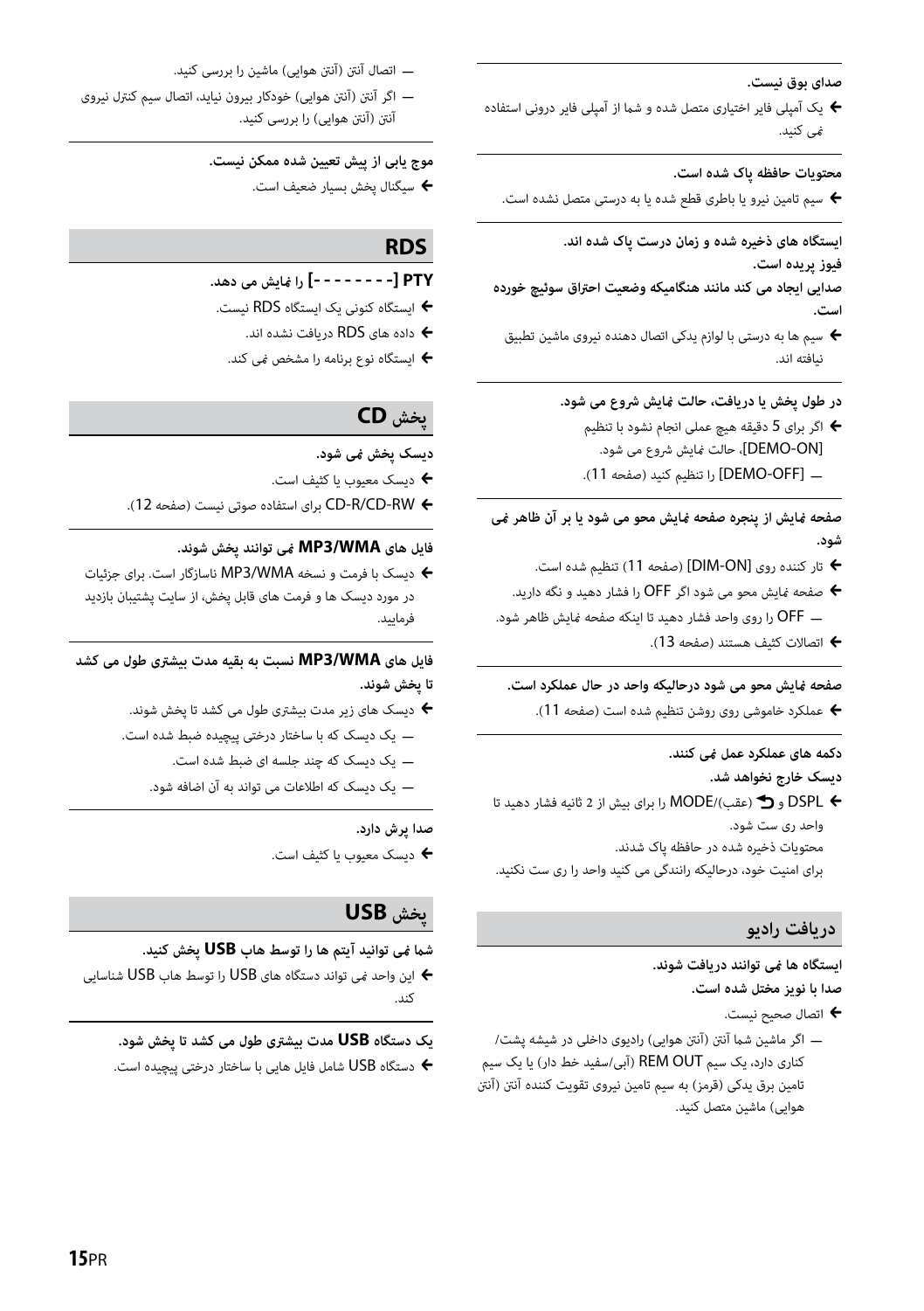**صدای بوق نیست.**

- یک آمپلی فایر اختیاری متصل شده و شما از آمپلی فایر درونی استفاده نمی کنید.

**محتویات حافظه پاک شده است.**

- سیم تامین نیرو یا باطری قطع شده یا به درستی متصل نشده است.

**ایستگاه های ذخیره شده و زمان درست پاک شده اند.**
**فیوز پریده است.**
**صدایی ایجاد می کند مانند هنگامیکه وضعیت احتراق سوئیچ خورده است.**

- سیم ها به درستی با لوازم یدکی اتصال دهنده نیروی ماشین تطبیق نیافته اند.

**در طول پخش یا دریافت، حالت نمایش شروع می شود.**

- اگر برای 5 دقیقه هیچ عملی انجام نشود با تنظیم [DEMO-ON]، حالت نمایش شروع می شود.
  — [DEMO-OFF] را تنظیم کنید (صفحه 11).

**صفحه نمایش از پنجره صفحه نمایش محو می شود یا بر آن ظاهر نمی شود.**

- تار کننده روی [DIM-ON] (صفحه 11) تنظیم شده است.
- صفحه نمایش محو می شود اگر OFF را فشار دهید و نگه دارید.
  — OFF را روی واحد فشار دهید تا اینکه صفحه نمایش ظاهر شود.
- اتصالات کثیف هستند (صفحه 13).

**صفحه نمایش محو می شود درحالیکه واحد در حال عملکرد است.**

- عملکرد خاموشی روی روشن تنظیم شده است (صفحه 11).

**دکمه های عملکرد عمل نمی کنند.**
**دیسک خارج نخواهد شد.**

- DSPL و (عقب)/MODE را برای بیش از 2 ثانیه فشار دهید تا واحد ری ست شود.
  محتویات ذخیره شده در حافظه پاک شدند.
  برای امنیت خود، درحالیکه رانندگی می کنید واحد را ری ست نکنید.

## دریافت رادیو

**ایستگاه ها نمی توانند دریافت شوند.**
**صدا با نویز مختل شده است.**

- اتصال صحیح نیست.
  — اگر ماشین شما آنتن (آنتن هوایی) رادیوی داخلی در شیشه پشت/کناری دارد، یک سیم REM OUT (آبی/سفید خط دار) یا یک سیم تامین برق یدکی (قرمز) به سیم تامین نیروی تقویت کننده آنتن (آنتن هوایی) ماشین متصل کنید.
  — اتصال آنتن (آنتن هوایی) ماشین را بررسی کنید.
  — اگر آنتن (آنتن هوایی) خودکار بیرون نیاید، اتصال سیم کنترل نیروی آنتن (آنتن هوایی) را بررسی کنید.

**موج یابی از پیش تعیین شده ممکن نیست.**

- سیگنال پخش بسیار ضعیف است.

## RDS

**PTY [- - - - - - - -] را نمایش می دهد.**

- ایستگاه کنونی یک ایستگاه RDS نیست.
- داده های RDS دریافت نشده اند.
- ایستگاه نوع برنامه را مشخص نمی کند.

## پخش CD

**دیسک پخش نمی شود.**

- دیسک معیوب یا کثیف است.
- CD-R/CD-RW برای استفاده صوتی نیست (صفحه 12).

**فایل های MP3/WMA نمی توانند پخش شوند.**

- دیسک با فرمت و نسخه MP3/WMA ناسازگار است. برای جزئیات در مورد دیسک ها و فرمت های قابل پخش، از سایت پشتیبان بازدید فرمایید.

**فایل های MP3/WMA نسبت به بقیه مدت بیشتری طول می کشد تا پخش شوند.**

- دیسک های زیر مدت بیشتری طول می کشد تا پخش شوند.
  — یک دیسک که با ساختار درختی پیچیده ضبط شده است.
  — یک دیسک که چند جلسه ای ضبط شده است.
  — یک دیسک که اطلاعات می تواند به آن اضافه شود.

**صدا پرش دارد.**

- دیسک معیوب یا کثیف است.

## پخش USB

**شما نمی توانید آیتم ها را توسط هاب USB پخش کنید.**

- این واحد نمی تواند دستگاه های USB را توسط هاب USB شناسایی کند.

**یک دستگاه USB مدت بیشتری طول می کشد تا پخش شود.**

- دستگاه USB شامل فایل هایی با ساختار درختی پیچیده است.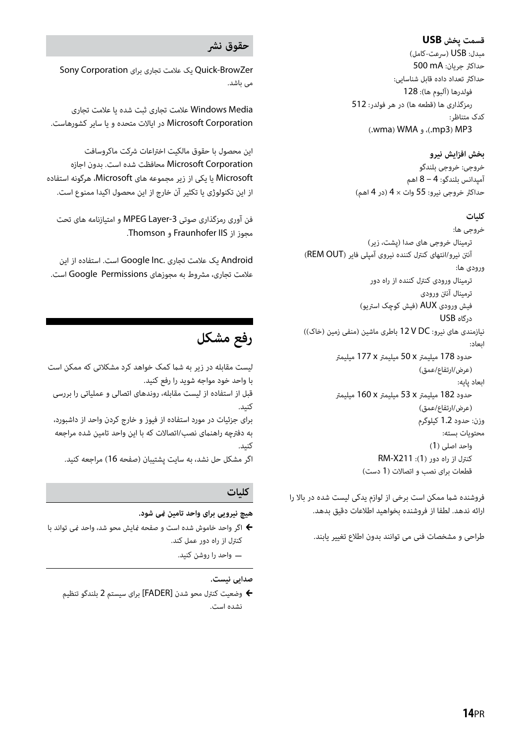**قسمت پخش USB**

مبدل: USB (سرعت-کامل)
حداکثر جریان: 500 mA
حداکثر تعداد داده قابل شناسایی:
فولدرها (آلبوم ها): 128
رمزگذاری ها (قطعه ها) در هر فولدر: 512
کدک متناظر:
MP3 (.mp3)، و WMA (.wma)

**بخش افزایش نیرو**

خروجی: خروجی بلندگو
آمپدانس بلندگو: 4 – 8 اهم
حداکثر خروجی نیرو: 55 وات × 4 (در 4 اهم)

**کلیات**

خروجی ها:
ترمینال خروجی های صدا (پشت، زیر)
آنتن نیرو/انتهای کنترل کننده نیروی آمپلی فایر (REM OUT)
ورودی ها:
ترمینال ورودی کنترل کننده از راه دور
ترمینال آنتن ورودی
فیش ورودی AUX (فیش کوچک استریو)
درگاه USB
نیازمندی های نیرو: 12 V DC باطری ماشین (منفی زمین (خاک))
ابعاد:
حدود 178 میلیمتر x 50 میلیمتر x 177 میلیمتر
(عرض/ارتفاع/عمق)
ابعاد پایه:
حدود 182 میلیمتر x 53 میلیمتر x 160 میلیمتر
(عرض/ارتفاع/عمق)
وزن: حدود 1.2 کیلوگرم
محتویات بسته:
واحد اصلی (1)
کنترل از راه دور (1): RM-X211
قطعات برای نصب و اتصالات (1 دست)

فروشنده شما ممکن است برخی از لوازم یدکی لیست شده در بالا را ارائه ندهد. لطفا از فروشنده بخواهید اطلاعات دقیق بدهد.

طراحی و مشخصات فنی می توانند بدون اطلاع تغییر یابند.

## حقوق نشر

Quick-BrowZer یک علامت تجاری برای Sony Corporation می باشد.

Windows Media علامت تجاری ثبت شده یا علامت تجاری Microsoft Corporation در ایالات متحده و یا سایر کشورهاست.

این محصول با حقوق مالکیت اختراعات شرکت ماکروسافت Microsoft Corporation محافظت شده است. بدون اجازه Microsoft یا یکی از زیر مجموعه های Microsoft، هرگونه استفاده از این تکنولوژی یا تکثیر آن خارج از این محصول اکیدا ممنوع است.

فن آوری رمزگذاری صوتی MPEG Layer-3 و امتیازنامه های تحت مجوز از Fraunhofer IIS و Thomson.

Android یک علامت تجاری .Google Inc است. استفاده از این علامت تجاری، مشروط به مجوزهای Google Permissions است.

# رفع مشکل

لیست مقابله در زیر به شما کمک خواهد کرد مشکلاتی که ممکن است با واحد خود مواجه شوید را رفع کنید.
قبل از استفاده از لیست مقابله، روندهای اتصالی و عملیاتی را بررسی کنید.
برای جزئیات در مورد استفاده از فیوز و خارج کردن واحد از داشبورد، به دفترچه راهنمای نصب/اتصالات که با این واحد تامین شده مراجعه کنید.
اگر مشکل حل نشد، به سایت پشتیبان (صفحه 16) مراجعه کنید.

## کلیات

**هیچ نیرویی برای واحد تامین نمی شود.**

← اگر واحد خاموش شده است و صفحه نمایش محو شد، واحد نمی تواند با کنترل از راه دور عمل کند.
— واحد را روشن کنید.

**صدایی نیست.**

← وضعیت کنترل محو شدن [FADER] برای سیستم 2 بلندگو تنظیم نشده است.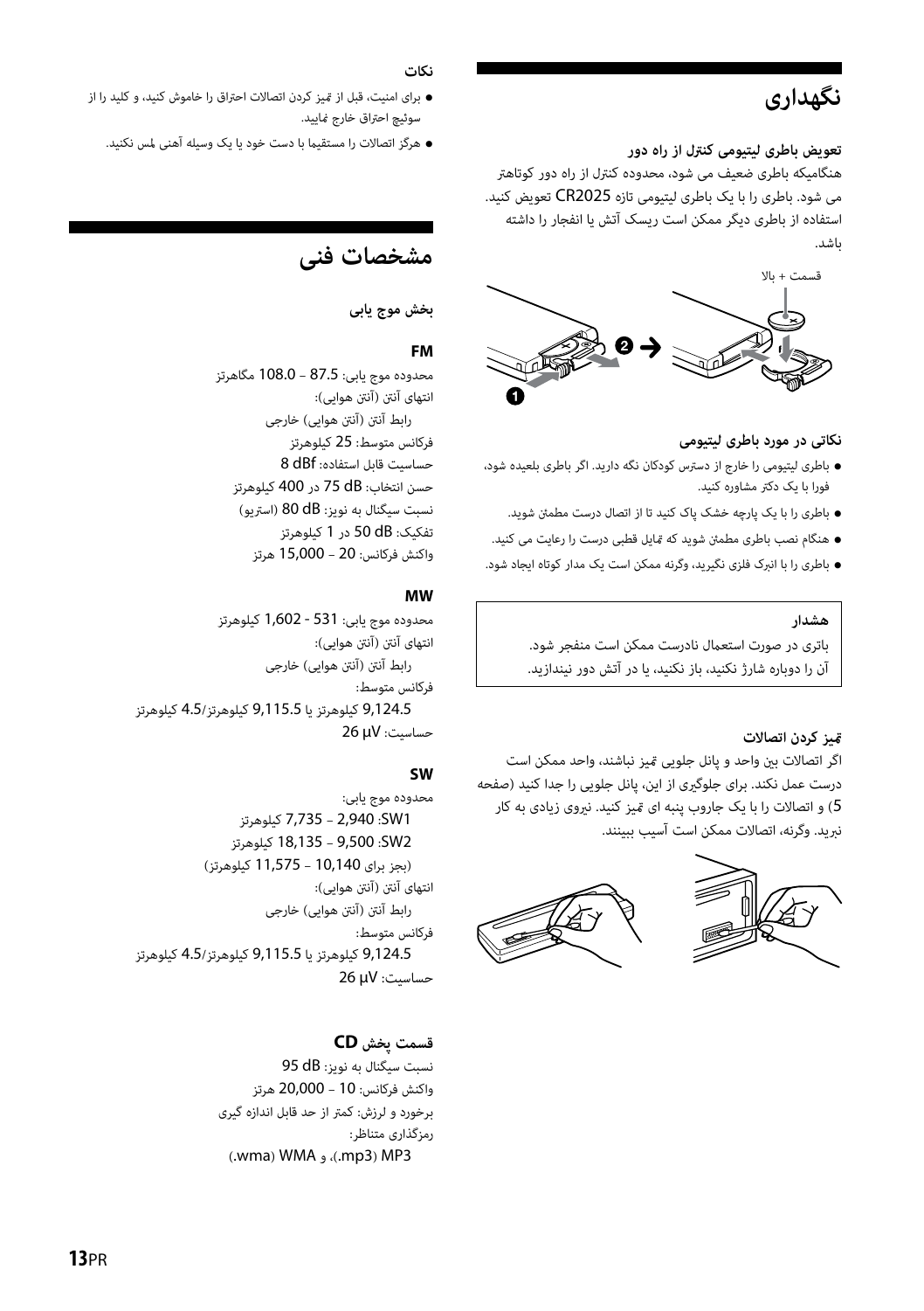## نگهداری

### تعویض باطری لیتیومی کنترل از راه دور

هنگامیکه باطری ضعیف می شود، محدوده کنترل از راه دور کوتاهتر می شود. باطری را با یک باطری لیتیومی تازه CR2025 تعویض کنید. استفاده از باطری دیگر ممکن است ریسک آتش یا انفجار را داشته باشد.

قسمت + بالا

### نکاتی در مورد باطری لیتیومی

- باطری لیتیومی را خارج از دسترس کودکان نگه دارید. اگر باطری بلعیده شود، فورا با یک دکتر مشاوره کنید.
- باطری را با یک پارچه خشک پاک کنید تا از اتصال درست مطمئن شوید.
- هنگام نصب باطری مطمئن شوید که تمایل قطبی درست را رعایت می کنید.
- باطری را با انبرک فلزی نگیرید، وگرنه ممکن است یک مدار کوتاه ایجاد شود.

**هشدار**
باتری در صورت استعمال نادرست ممکن است منفجر شود.
آن را دوباره شارژ نکنید، باز نکنید، یا در آتش دور نیندازید.

### تمیز کردن اتصالات

اگر اتصالات بین واحد و پانل جلویی تمیز نباشند، واحد ممکن است درست عمل نکند. برای جلوگیری از این، پانل جلویی را جدا کنید (صفحه 5) و اتصالات را با یک جاروب پنبه ای تمیز کنید. نیروی زیادی به کار نبرید. وگرنه، اتصالات ممکن است آسیب ببینند.

**نکات**

- برای امنیت، قبل از تمیز کردن اتصالات احتراق را خاموش کنید، و کلید را از سوئیچ احتراق خارج نمایید.
- هرگز اتصالات را مستقیما با دست خود یا یک وسیله آهنی لمس نکنید.

## مشخصات فنی

### بخش موج یابی

**FM**

محدوده موج یابی: 87.5 – 108.0 مگاهرتز
انتهای آنتن (آنتن هوایی):
رابط آنتن (آنتن هوایی) خارجی
فرکانس متوسط: 25 کیلوهرتز
حساسیت قابل استفاده: 8 dBf
حسن انتخاب: 75 dB در 400 کیلوهرتز
نسبت سیگنال به نویز: 80 dB (استریو)
تفکیک: 50 dB در 1 کیلوهرتز
واکنش فرکانس: 20 – 15,000 هرتز

**MW**

محدوده موج یابی: 531 - 1,602 کیلوهرتز
انتهای آنتن (آنتن هوایی):
رابط آنتن (آنتن هوایی) خارجی
فرکانس متوسط:
9,124.5 کیلوهرتز یا 9,115.5 کیلوهرتز/4.5 کیلوهرتز
حساسیت: 26 µV

**SW**

محدوده موج یابی:
SW1: 2,940 – 7,735 کیلوهرتز
SW2: 9,500 – 18,135 کیلوهرتز
(بجز برای 10,140 – 11,575 کیلوهرتز)
انتهای آنتن (آنتن هوایی):
رابط آنتن (آنتن هوایی) خارجی
فرکانس متوسط:
9,124.5 کیلوهرتز یا 9,115.5 کیلوهرتز/4.5 کیلوهرتز
حساسیت: 26 µV

### قسمت پخش CD

نسبت سیگنال به نویز: 95 dB
واکنش فرکانس: 10 – 20,000 هرتز
برخورد و لرزش: کمتر از حد قابل اندازه گیری
رمزگذاری متناظر:
MP3 (.mp3)، و WMA (.wma)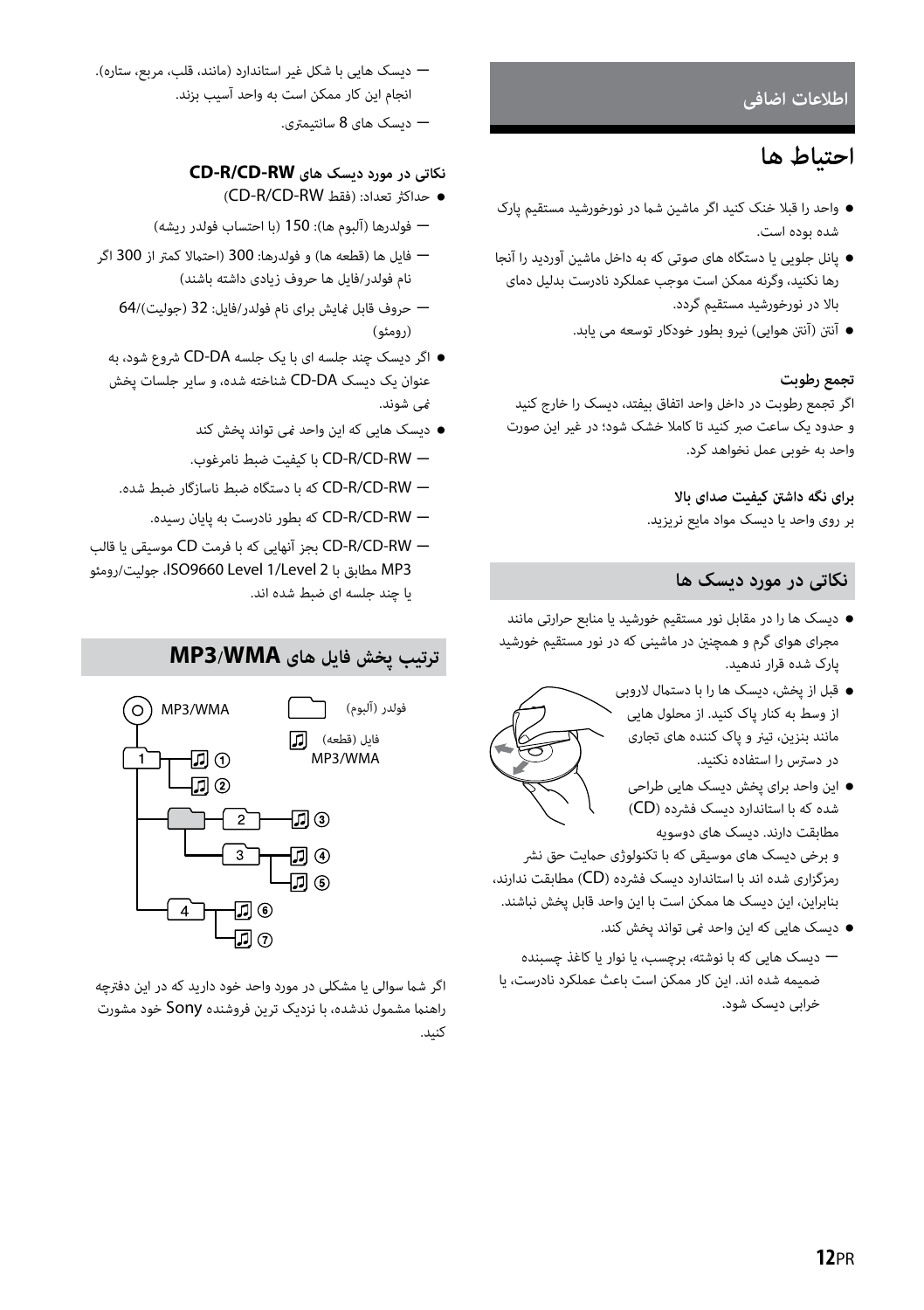## اطلاعات اضافی

# احتیاط ها

- واحد را قبلا خنک کنید اگر ماشین شما در نورخورشید مستقیم پارک شده بوده است.
- پانل جلویی یا دستگاه های صوتی که به داخل ماشین آوردید را آنجا رها نکنید، وگرنه ممکن است موجب عملکرد نادرست بدلیل دمای بالا در نورخورشید مستقیم گردد.
- آنتن (آنتن هوایی) نیرو بطور خودکار توسعه می یابد.

### تجمع رطوبت

اگر تجمع رطوبت در داخل واحد اتفاق بیفتد، دیسک را خارج کنید و حدود یک ساعت صبر کنید تا کاملا خشک شود؛ در غیر این صورت واحد به خوبی عمل نخواهد کرد.

### برای نگه داشتن کیفیت صدای بالا

بر روی واحد یا دیسک مواد مایع نریزید.

## نکاتی در مورد دیسک ها

- دیسک ها را در مقابل نور مستقیم خورشید یا منابع حرارتی مانند مجرای هوای گرم و همچنین در ماشینی که در نور مستقیم خورشید پارک شده قرار ندهید.
- قبل از پخش، دیسک ها را با دستمال لاروبی از وسط به کنار پاک کنید. از محلول هایی مانند بنزین، تیز و پاک کننده های تجاری در دسترس را استفاده نکنید.
- این واحد برای پخش دیسک هایی طراحی شده که با استاندارد دیسک فشرده (CD) مطابقت دارند. دیسک های دوسویه و برخی دیسک های موسیقی که با تکنولوژی حمایت حق نشر رمزگذاری شده اند با استاندارد دیسک فشرده (CD) مطابقت ندارند، بنابراین، این دیسک ها ممکن است با این واحد قابل پخش نباشند.
- دیسک هایی که این واحد نمی تواند پخش کند.
  - دیسک هایی که با نوشته، برچسب، یا نوار یا کاغذ چسبنده ضمیمه شده اند. این کار ممکن است باعث عملکرد نادرست، یا خرابی دیسک شود.
  - دیسک هایی با شکل غیر استاندارد (مانند، قلب، مربع، ستاره). انجام این کار ممکن است به واحد آسیب بزند.
  - دیسک های 8 سانتیمتری.

### نکاتی در مورد دیسک های CD-R/CD-RW

- حداکثر تعداد: (فقط CD-R/CD-RW)
  - فولدرها (آلبوم ها): 150 (با احتساب فولدر ریشه)
  - فایل ها (قطعه ها) و فولدرها: 300 (احتمالا کمتر از 300 اگر نام فولدر/فایل ها حروف زیادی داشته باشند)
  - حروف قابل نمایش برای نام فولدر/فایل: 32 (جولیت)/64 (رومئو)
- اگر دیسک چند جلسه ای با یک جلسه CD-DA شروع شود، به عنوان یک دیسک CD-DA شناخته شده، و سایر جلسات پخش نمی شوند.
- دیسک هایی که این واحد نمی تواند پخش کند
  - CD-R/CD-RW با کیفیت ضبط نامرغوب.
  - CD-R/CD-RW که با دستگاه ضبط ناسازگار ضبط شده.
  - CD-R/CD-RW که بطور نادرست به پایان رسیده.
  - CD-R/CD-RW بجز آنهایی که با فرمت CD موسیقی یا قالب MP3 مطابق با ISO9660 Level 1/Level 2، جولیت/رومئو یا چند جلسه ای ضبط شده اند.

## ترتیب پخش فایل های MP3/WMA

MP3/WMA — فولدر (آلبوم) — فایل (قطعه) MP3/WMA

اگر شما سوالی یا مشکلی در مورد واحد خود دارید که در این دفترچه راهنما مشمول نشده، با نزدیک ترین فروشنده Sony خود مشورت کنید.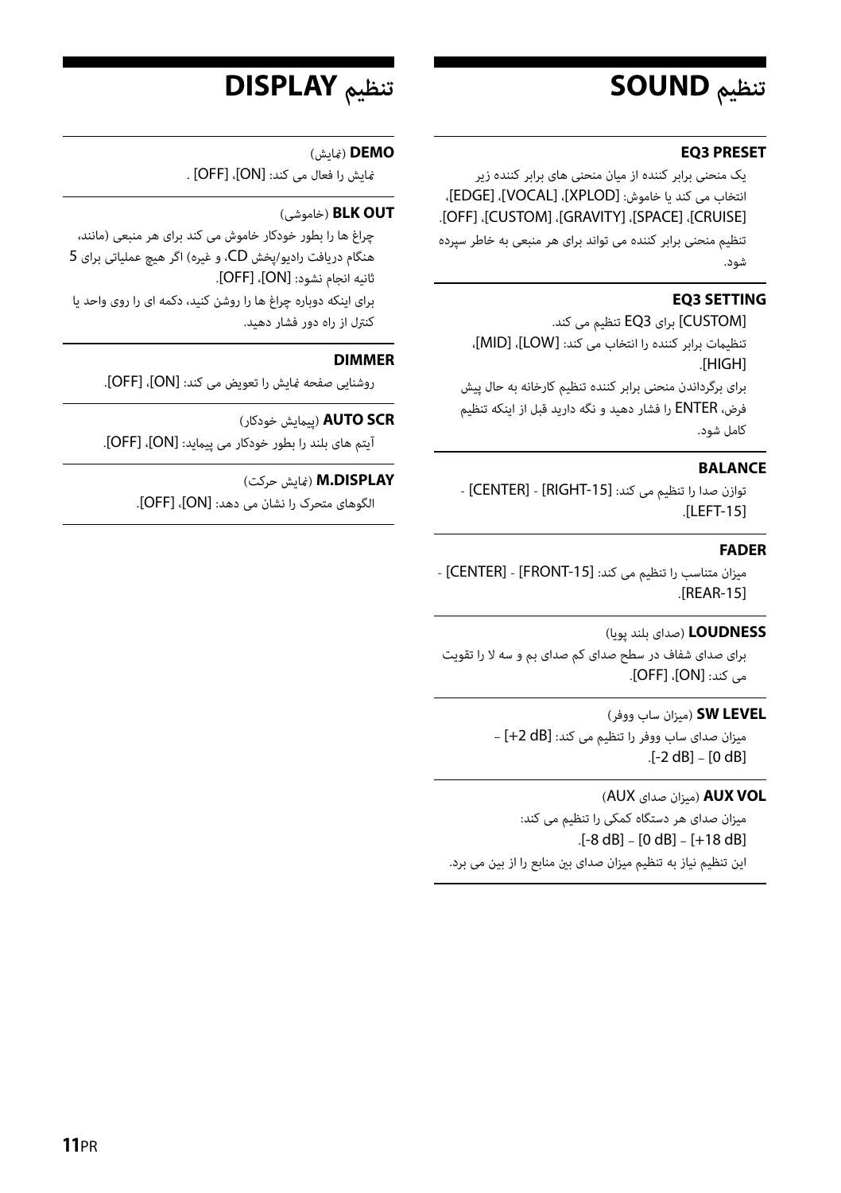## تنظیم SOUND

**EQ3 PRESET**

یک منحنی برابر کننده از میان منحنی های برابر کننده زیر انتخاب می کند یا خاموش: [XPLOD]، [VOCAL]، [EDGE]، [CRUISE]، [SPACE]، [GRAVITY]، [CUSTOM]، [OFF].
تنظیم منحنی برابر کننده می تواند برای هر منبعی به خاطر سپرده شود.

**EQ3 SETTING**

[CUSTOM] برای EQ3 تنظیم می کند.
تنظیمات برابر کننده را انتخاب می کند: [LOW]، [MID]، [HIGH].
برای برگرداندن منحنی برابر کننده تنظیم کارخانه به حال پیش فرض، ENTER را فشار دهید و نگه دارید قبل از اینکه تنظیم کامل شود.

**BALANCE**

توازن صدا را تنظیم می کند: [RIGHT-15] - [CENTER] - [LEFT-15].

**FADER**

میزان متناسب را تنظیم می کند: [FRONT-15] - [CENTER] - [REAR-15].

**LOUDNESS** (صدای بلند پویا)

برای صدای شفاف در سطح صدای کم صدای بم و سه لا را تقویت می کند: [ON]، [OFF].

**SW LEVEL** (میزان ساب ووفر)

میزان صدای ساب ووفر را تنظیم می کند: [+2 dB] – [0 dB] – [-2 dB].

**AUX VOL** (میزان صدای AUX)

میزان صدای هر دستگاه کمکی را تنظیم می کند:
[+18 dB] – [0 dB] – [-8 dB].
این تنظیم نیاز به تنظیم میزان صدای بین منابع را از بین می برد.

## تنظیم DISPLAY

**DEMO** (نمایش)

نمایش را فعال می کند: [ON]، [OFF] .

**BLK OUT** (خاموشی)

چراغ ها را بطور خودکار خاموش می کند برای هر منبعی (مانند، هنگام دریافت رادیو/پخش CD، و غیره) اگر هیچ عملیاتی برای 5 ثانیه انجام نشود: [ON]، [OFF].
برای اینکه دوباره چراغ ها را روشن کنید، دکمه ای را روی واحد یا کنترل از راه دور فشار دهید.

**DIMMER**

روشنایی صفحه نمایش را تعویض می کند: [ON]، [OFF].

**AUTO SCR** (پیمایش خودکار)

آیتم های بلند را بطور خودکار می پیماید: [ON]، [OFF].

**M.DISPLAY** (نمایش حرکت)

الگوهای متحرک را نشان می دهد: [ON]، [OFF].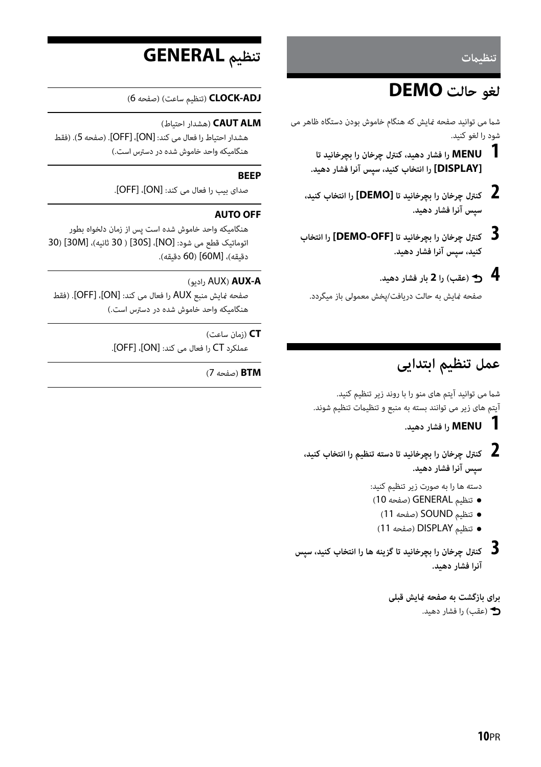تنظیمات

## لغو حالت DEMO

شما می توانید صفحه نمایش که هنگام خاموش بودن دستگاه ظاهر می شود را لغو کنید.

**1** **MENU را فشار دهید، کنترل چرخان را بچرخانید تا [DISPLAY] را انتخاب کنید، سپس آنرا فشار دهید.**

**2** **کنترل چرخان را بچرخانید تا [DEMO] را انتخاب کنید، سپس آنرا فشار دهید.**

**3** **کنترل چرخان را بچرخانید تا [DEMO-OFF] را انتخاب کنید، سپس آنرا فشار دهید.**

**4** **(عقب) را 2 بار فشار دهید.**

صفحه نمایش به حالت دریافت/پخش معمولی باز میگردد.

## عمل تنظیم ابتدایی

شما می توانید آیتم های منو را با روند زیر تنظیم کنید.
آیتم های زیر می توانند بسته به منبع و تنظیمات تنظیم شوند.

**1** **MENU را فشار دهید.**

**2** **کنترل چرخان را بچرخانید تا دسته تنظیم را انتخاب کنید، سپس آنرا فشار دهید.**

دسته ها را به صورت زیر تنظیم کنید:
- تنظیم GENERAL (صفحه 10)
- تنظیم SOUND (صفحه 11)
- تنظیم DISPLAY (صفحه 11)

**3** **کنترل چرخان را بچرخانید تا گزینه ها را انتخاب کنید، سپس آنرا فشار دهید.**

**برای بازگشت به صفحه نمایش قبلی**

(عقب) را فشار دهید.

## تنظیم GENERAL

**CLOCK-ADJ** (تنظیم ساعت) (صفحه 6)

**CAUT ALM** (هشدار احتیاط)

هشدار احتیاط را فعال می کند: [ON]، [OFF]. (صفحه 5). (فقط هنگامیکه واحد خاموش شده در دسترس است.)

**BEEP**

صدای بیپ را فعال می کند: [ON]، [OFF].

**AUTO OFF**

هنگامیکه واحد خاموش شده است پس از زمان دلخواه بطور اتوماتیک قطع می شود: [NO]، [30S] ( 30 ثانیه)، [30M] (30 دقیقه)، [60M] (60 دقیقه).

**AUX-A** (AUX رادیو)

صفحه نمایش منبع AUX را فعال می کند: [ON]، [OFF]. (فقط هنگامیکه واحد خاموش شده در دسترس است.)

**CT** (زمان ساعت)

عملکرد CT را فعال می کند: [ON]، [OFF].

**BTM** (صفحه 7)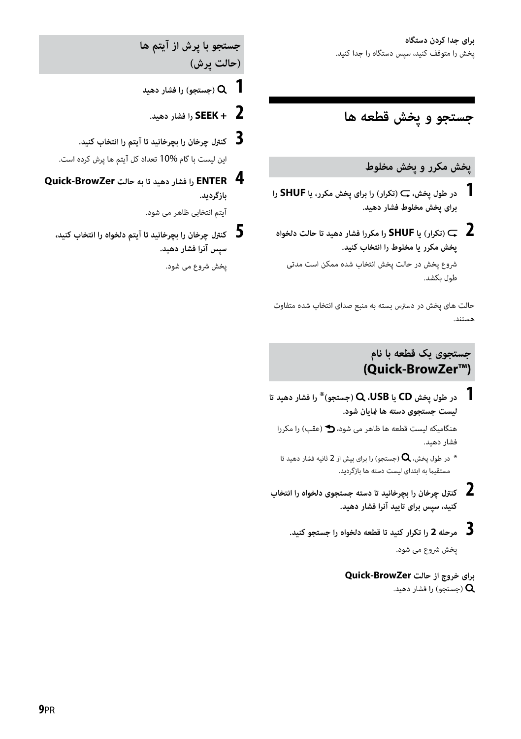**برای جدا کردن دستگاه**

پخش را متوقف کنید، سپس دستگاه را جدا کنید.

# جستجو و پخش قطعه ها

## پخش مکرر و پخش مخلوط

**1** **در طول پخش، ⮌ (تکرار) را برای پخش مکرر، یا SHUF را برای پخش مخلوط فشار دهید.**

**2** **⮌ (تکرار) یا SHUF را مکررا فشار دهید تا حالت دلخواه پخش مکرر یا مخلوط را انتخاب کنید.**

شروع پخش در حالت پخش انتخاب شده ممکن است مدتی طول بکشد.

حالت های پخش در دسترس بسته به منبع صدای انتخاب شده متفاوت هستند.

## جستجوی یک قطعه با نام (Quick-BrowZer™)

**1** **در طول پخش CD یا USB، Q (جستجو)* را فشار دهید تا لیست جستجوی دسته ها نمایان شود.**

هنگامیکه لیست قطعه ها ظاهر می شود، ⮌ (عقب) را مکررا فشار دهید.

* در طول پخش، Q (جستجو) را برای بیش از 2 ثانیه فشار دهید تا مستقیما به ابتدای لیست دسته ها بازگردید.

**2** **کنترل چرخان را بچرخانید تا دسته جستجوی دلخواه را انتخاب کنید، سپس برای تایید آنرا فشار دهید.**

**3** **مرحله 2 را تکرار کنید تا قطعه دلخواه را جستجو کنید.**

پخش شروع می شود.

**برای خروج از حالت Quick-BrowZer**

Q (جستجو) را فشار دهید.

## جستجو با پرش از آیتم ها (حالت پرش)

**1** **Q (جستجو) را فشار دهید**

**2** **+ SEEK را فشار دهید.**

**3** **کنترل چرخان را بچرخانید تا آیتم را انتخاب کنید.**

این لیست با گام 10% تعداد کل آیتم ها پرش کرده است.

**4** **ENTER را فشار دهید تا به حالت Quick-BrowZer بازگردید.**

آیتم انتخابی ظاهر می شود.

**5** **کنترل چرخان را بچرخانید تا آیتم دلخواه را انتخاب کنید، سپس آنرا فشار دهید.**

پخش شروع می شود.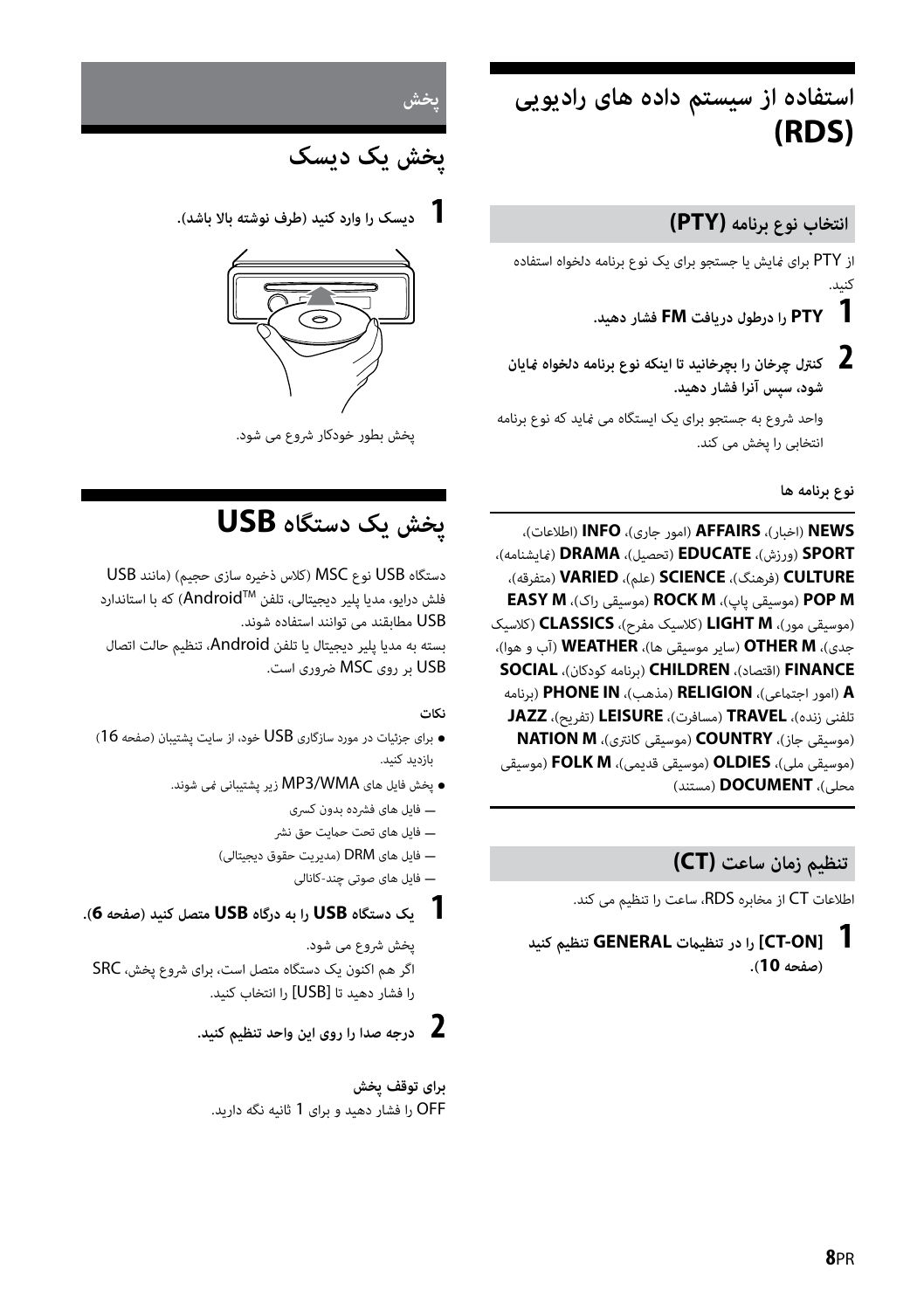# استفاده از سیستم داده های رادیویی (RDS)

## انتخاب نوع برنامه (PTY)

از PTY برای نمایش یا جستجو برای یک نوع برنامه دلخواه استفاده کنید.

**1** **PTY را درطول دریافت FM فشار دهید.**

**2** **کنترل چرخان را بچرخانید تا اینکه نوع برنامه دلخواه نمایان شود، سپس آنرا فشار دهید.**

واحد شروع به جستجو برای یک ایستگاه می نماید که نوع برنامه انتخابی را پخش می کند.

**نوع برنامه ها**

**NEWS** (اخبار)، **AFFAIRS** (امور جاری)، **INFO** (اطلاعات)، **SPORT** (ورزش)، **EDUCATE** (تحصیل)، **DRAMA** (نمایشنامه)، **CULTURE** (فرهنگ)، **SCIENCE** (علم)، **VARIED** (متفرقه)، **POP M** (موسیقی پاپ)، **ROCK M** (موسیقی راک)، **EASY M** (موسیقی مور)، **LIGHT M** (کلاسیک مفرح)، **CLASSICS** (کلاسیک جدی)، **OTHER M** (سایر موسیقی ها)، **WEATHER** (آب و هوا)، **FINANCE** (اقتصاد)، **CHILDREN** (برنامه کودکان)، **SOCIAL A** (امور اجتماعی)، **RELIGION** (مذهب)، **PHONE IN** (برنامه تلفنی زنده)، **TRAVEL** (مسافرت)، **LEISURE** (تفریح)، **JAZZ** (موسیقی جاز)، **COUNTRY** (موسیقی کانتری)، **NATION M** (موسیقی ملی)، **OLDIES** (موسیقی قدیمی)، **FOLK M** (موسیقی محلی)، **DOCUMENT** (مستند)

## تنظیم زمان ساعت (CT)

اطلاعات CT از مخابره RDS، ساعت را تنظیم می کند.

**1** **[CT-ON] را در تنظیمات GENERAL تنظیم کنید (صفحه 10).**

## پخش

# پخش یک دیسک

**1** **دیسک را وارد کنید (طرف نوشته بالا باشد).**

پخش بطور خودکار شروع می شود.

# پخش یک دستگاه USB

دستگاه USB نوع MSC (کلاس ذخیره سازی حجیم) (مانند USB فلش درایو، مدیا پلیر دیجیتالی، تلفن Android™) که با استاندارد USB مطابقند می توانند استفاده شوند.
بسته به مدیا پلیر دیجیتال یا تلفن Android، تنظیم حالت اتصال USB بر روی MSC ضروری است.

**نکات**

- برای جزئیات در مورد سازگاری USB خود، از سایت پشتیبان (صفحه 16) بازدید کنید.
- پخش فایل های MP3/WMA زیر پشتیبانی نمی شوند.
  — فایل های فشرده بدون کسری
  — فایل های تحت حمایت حق نشر
  — فایل های DRM (مدیریت حقوق دیجیتالی)
  — فایل های صوتی چند-کانالی

**1** **یک دستگاه USB را به درگاه USB متصل کنید (صفحه 6).**

پخش شروع می شود.
اگر هم اکنون یک دستگاه متصل است، برای شروع پخش، SRC را فشار دهید تا [USB] را انتخاب کنید.

**2** **درجه صدا را روی این واحد تنظیم کنید.**

**برای توقف پخش**

OFF را فشار دهید و برای 1 ثانیه نگه دارید.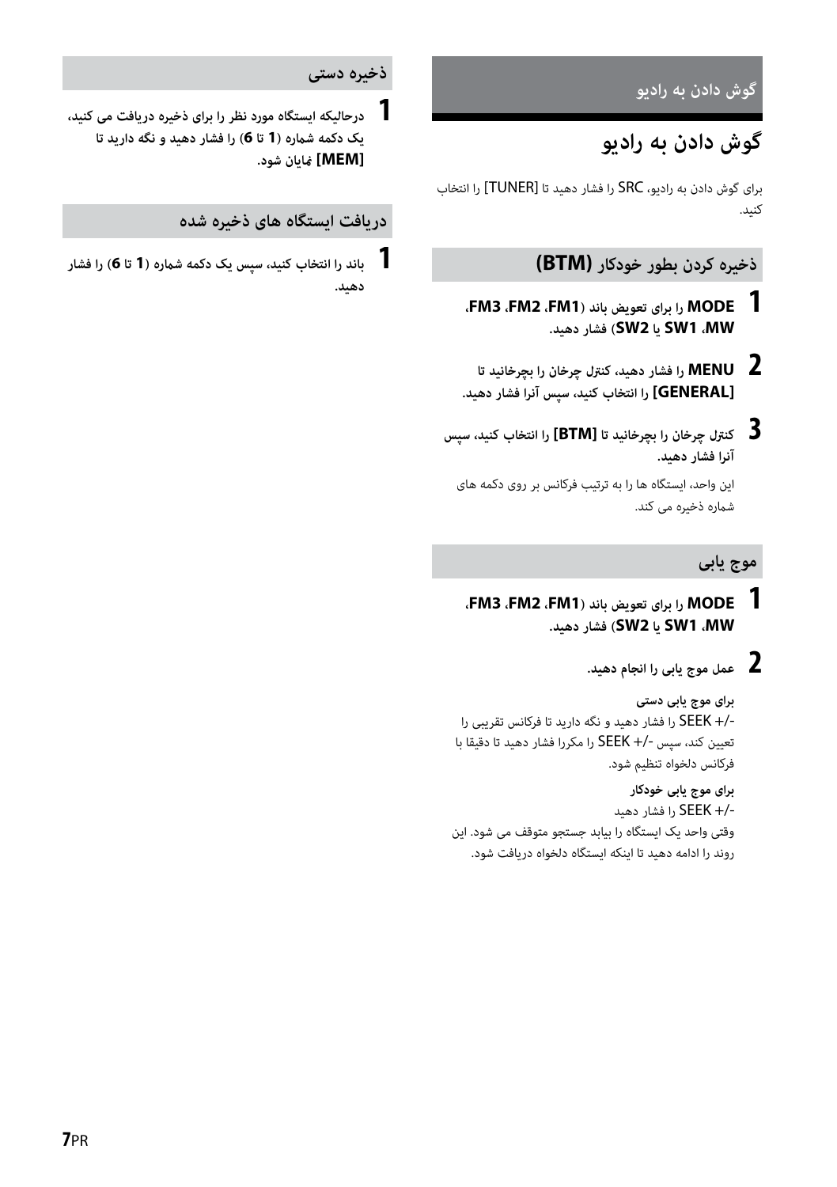# گوش دادن به رادیو

برای گوش دادن به رادیو، SRC را فشار دهید تا [TUNER] را انتخاب کنید.

## ذخیره کردن بطور خودکار (BTM)

1. **MODE را برای تعویض باند (FM1، FM2، FM3، MW، SW1 یا SW2) فشار دهید.**
2. **MENU را فشار دهید، کنترل چرخان را بچرخانید تا [GENERAL] را انتخاب کنید، سپس آنرا فشار دهید.**
3. **کنترل چرخان را بچرخانید تا [BTM] را انتخاب کنید، سپس آنرا فشار دهید.**

   این واحد، ایستگاه ها را به ترتیب فرکانس بر روی دکمه های شماره ذخیره می کند.

## موج یابی

1. **MODE را برای تعویض باند (FM1، FM2، FM3، MW، SW1 یا SW2) فشار دهید.**
2. **عمل موج یابی را انجام دهید.**

   **برای موج یابی دستی**

   SEEK +/- را فشار دهید و نگه دارید تا فرکانس تقریبی را تعیین کند، سپس SEEK +/- را مکررا فشار دهید تا دقیقا با فرکانس دلخواه تنظیم شود.

   **برای موج یابی خودکار**

   SEEK +/- را فشار دهید

   وقتی واحد یک ایستگاه را بیابد جستجو متوقف می شود. این روند را ادامه دهید تا اینکه ایستگاه دلخواه دریافت شود.

## ذخیره دستی

1. **درحالیکه ایستگاه مورد نظر را برای ذخیره دریافت می کنید، یک دکمه شماره (1 تا 6) را فشار دهید و نگه دارید تا [MEM] نمایان شود.**

## دریافت ایستگاه های ذخیره شده

1. **باند را انتخاب کنید، سپس یک دکمه شماره (1 تا 6) را فشار دهید.**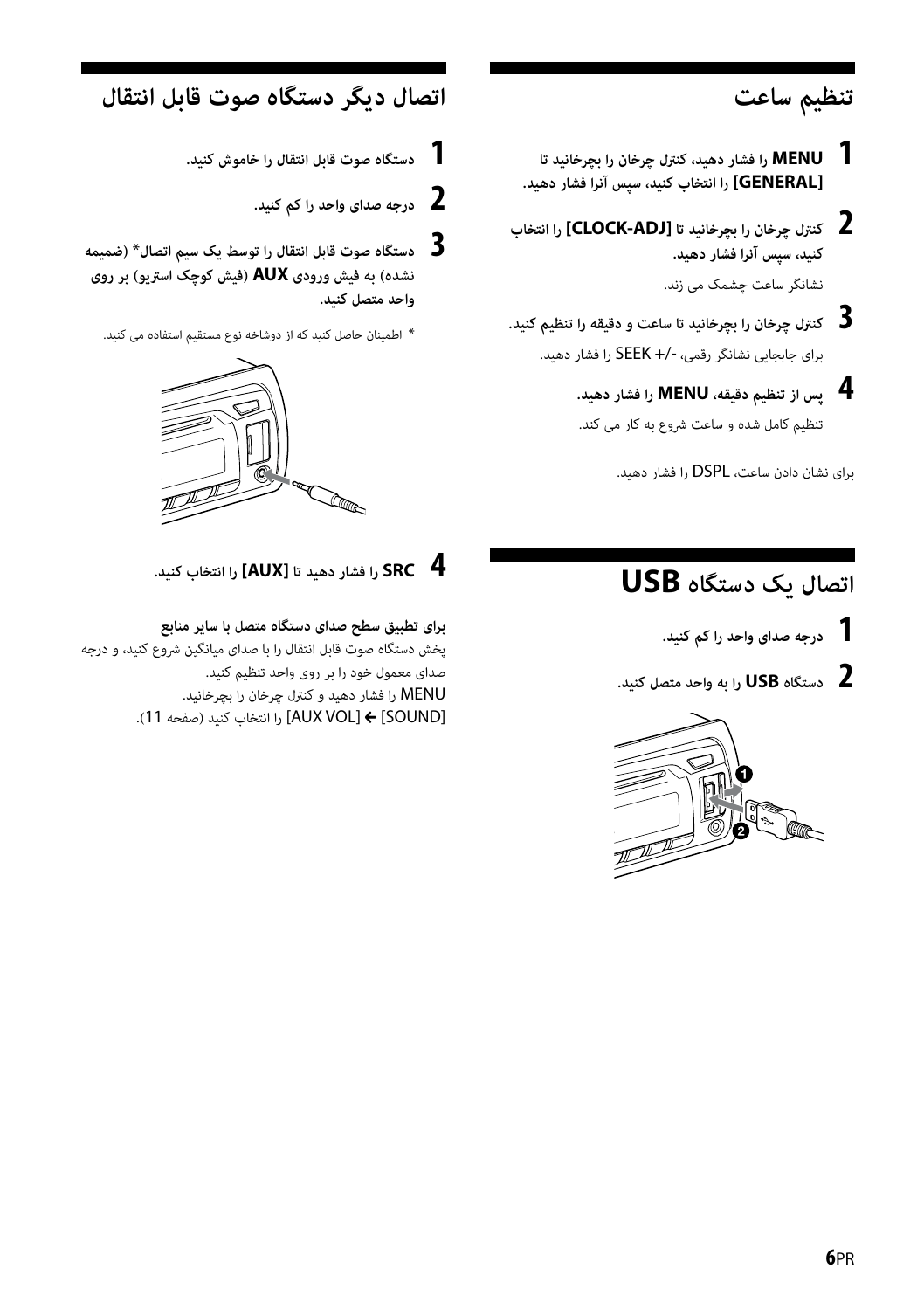## تنظیم ساعت

**1** **MENU را فشار دهید، کنترل چرخان را بچرخانید تا [GENERAL] را انتخاب کنید، سپس آنرا فشار دهید.**

**2** **کنترل چرخان را بچرخانید تا [CLOCK-ADJ] را انتخاب کنید، سپس آنرا فشار دهید.**

نشانگر ساعت چشمک می زند.

**3** **کنترل چرخان را بچرخانید تا ساعت و دقیقه را تنظیم کنید.**

برای جابجایی نشانگر رقمی، -/+ SEEK را فشار دهید.

**4** **پس از تنظیم دقیقه، MENU را فشار دهید.**

تنظیم کامل شده و ساعت شروع به کار می کند.

برای نشان دادن ساعت، DSPL را فشار دهید.

## اتصال یک دستگاه USB

**1** **درجه صدای واحد را کم کنید.**

**2** **دستگاه USB را به واحد متصل کنید.**

## اتصال دیگر دستگاه صوت قابل انتقال

**1** **دستگاه صوت قابل انتقال را خاموش کنید.**

**2** **درجه صدای واحد را کم کنید.**

**3** **دستگاه صوت قابل انتقال را توسط یک سیم اتصال* (ضمیمه نشده) به فیش ورودی AUX (فیش کوچک استریو) بر روی واحد متصل کنید.**

* اطمینان حاصل کنید که از دوشاخه نوع مستقیم استفاده می کنید.

**4** **SRC را فشار دهید تا [AUX] را انتخاب کنید.**

**برای تطبیق سطح صدای دستگاه متصل با سایر منابع**

پخش دستگاه صوت قابل انتقال را با صدای میانگین شروع کنید، و درجه صدای معمول خود را بر روی واحد تنظیم کنید.

MENU را فشار دهید و کنترل چرخان را بچرخانید.

[SOUND] ← [AUX VOL] را انتخاب کنید (صفحه 11).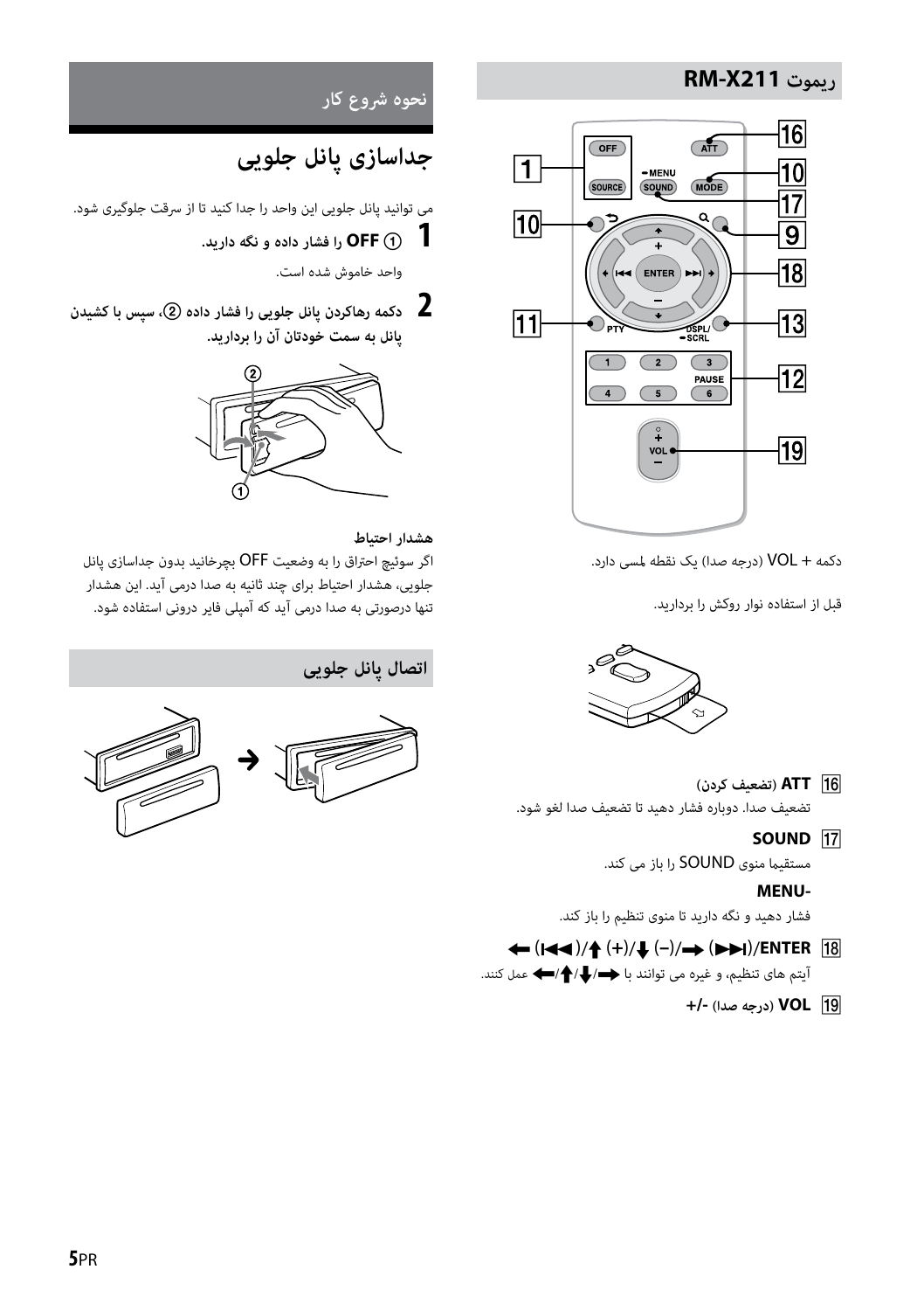## ریموت RM-X211

دکمه + VOL (درجه صدا) یک نقطه لمسی دارد.

قبل از استفاده نوار روکش را بردارید.

16 **ATT** (تضعیف کردن)
تضعیف صدا. دوباره فشار دهید تا تضعیف صدا لغو شود.

17 **SOUND**
مستقیماً منوی SOUND را باز می کند.

**MENU-**
فشار دهید و نگه دارید تا منوی تنظیم را باز کند.

18 **ENTER/(►►I) ⬅/(–)⬇/(+)⬆/(I◄◄) ➡**
آیتم های تنظیم، و غیره می توانند با ⬅/⬆/⬇/➡ عمل کنند.

19 **VOL** (درجه صدا) **-/+**

## نحوه شروع کار

### جداسازی پانل جلویی

می توانید پانل جلویی این واحد را جدا کنید تا از سرقت جلوگیری شود.

**1** ① **OFF** را فشار داده و نگه دارید.
واحد خاموش شده است.

**2** دکمه رهاکردن پانل جلویی را فشار داده ②، سپس با کشیدن پانل به سمت خودتان آن را بردارید.

**هشدار احتیاط**
اگر سوئیچ احتراق را به وضعیت OFF بچرخانید بدون جداسازی پانل جلویی، هشدار احتیاط برای چند ثانیه به صدا درمی آید. این هشدار تنها درصورتی به صدا درمی آید که آمپلی فایر درونی استفاده شود.

### اتصال پانل جلویی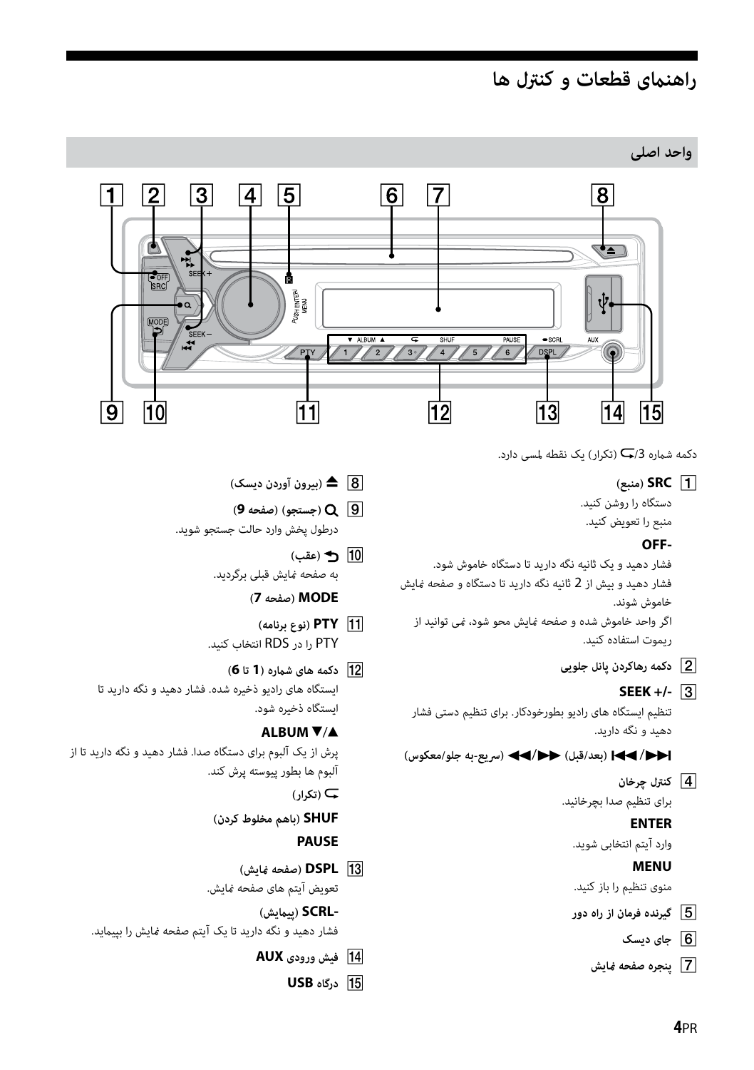# راهنمای قطعات و کنترل ها

## واحد اصلی

دکمه شماره 3/⮌ (تکرار) یک نقطه لمسی دارد.

1 **SRC** (منبع)

دستگاه را روشن کنید.

منبع را تعویض کنید.

**-OFF**

فشار دهید و یک ثانیه نگه دارید تا دستگاه خاموش شود.

فشار دهید و بیش از 2 ثانیه نگه دارید تا دستگاه و صفحه نمایش خاموش شوند.

اگر واحد خاموش شده و صفحه نمایش محو شود، نمی توانید از ریموت استفاده کنید.

2 دکمه رهاکردن پانل جلویی

3 **-/+ SEEK**

تنظیم ایستگاه های رادیو بطورخودکار. برای تنظیم دستی فشار دهید و نگه دارید.

⏮/⏭ (بعد/قبل) ⏪/⏩ (سریع-به-جلو/معکوس)

4 کنترل چرخان

برای تنظیم صدا بچرخانید.

**ENTER**

وارد آیتم انتخابی شوید.

**MENU**

منوی تنظیم را باز کنید.

5 گیرنده فرمان از راه دور

6 جای دیسک

7 پنجره صفحه نمایش

8 ⏏ (بیرون آوردن دیسک)

9 🔍 (جستجو) (صفحه **9**)

درطول پخش وارد حالت جستجو شوید.

10 ⮌ (عقب)

به صفحه نمایش قبلی برگردید.

**MODE** (صفحه **7**)

11 **PTY** (نوع برنامه)

PTY را در RDS انتخاب کنید.

12 دکمه های شماره (**1** تا **6**)

ایستگاه های رادیو ذخیره شده. فشار دهید و نگه دارید تا ایستگاه ذخیره شود.

**▲/▼ ALBUM**

پرش از یک آلبوم برای دستگاه صدا. فشار دهید و نگه دارید تا از آلبوم ها بطور پیوسته پرش کند.

⮌ (تکرار)

**SHUF** (باهم مخلوط کردن)

**PAUSE**

13 **DSPL** (صفحه نمایش)

تعویض آیتم های صفحه نمایش.

**-SCRL** (پیمایش)

فشار دهید و نگه دارید تا یک آیتم صفحه نمایش را بپیمایید.

14 فیش ورودی **AUX**

15 درگاه **USB**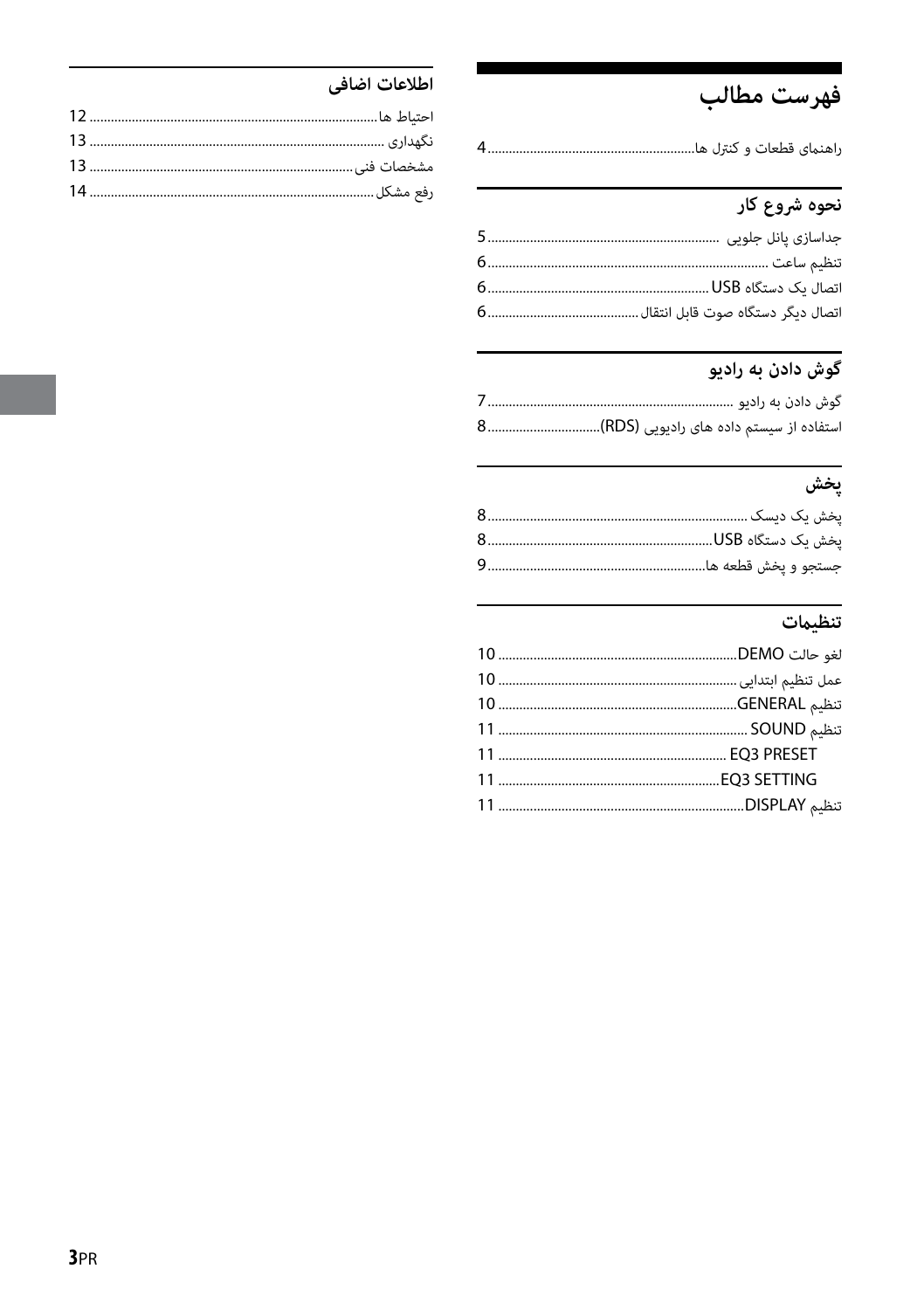# فهرست مطالب

راهنمای قطعات و کنترل ها ........ 4

## نحوه شروع کار

جداسازی پانل جلویی ........ 5

تنظیم ساعت ........ 6

اتصال یک دستگاه USB ........ 6

اتصال دیگر دستگاه صوت قابل انتقال ........ 6

## گوش دادن به رادیو

گوش دادن به رادیو ........ 7

استفاده از سیستم داده های رادیویی (RDS) ........ 8

## پخش

پخش یک دیسک ........ 8

پخش یک دستگاه USB ........ 8

جستجو و پخش قطعه ها ........ 9

## تنظیمات

لغو حالت DEMO ........ 10

عمل تنظیم ابتدایی ........ 10

تنظیم GENERAL ........ 10

تنظیم SOUND ........ 11

EQ3 PRESET ........ 11

EQ3 SETTING ........ 11

تنظیم DISPLAY ........ 11

## اطلاعات اضافی

احتیاط ها ........ 12

نگهداری ........ 13

مشخصات فنی ........ 13

رفع مشکل ........ 14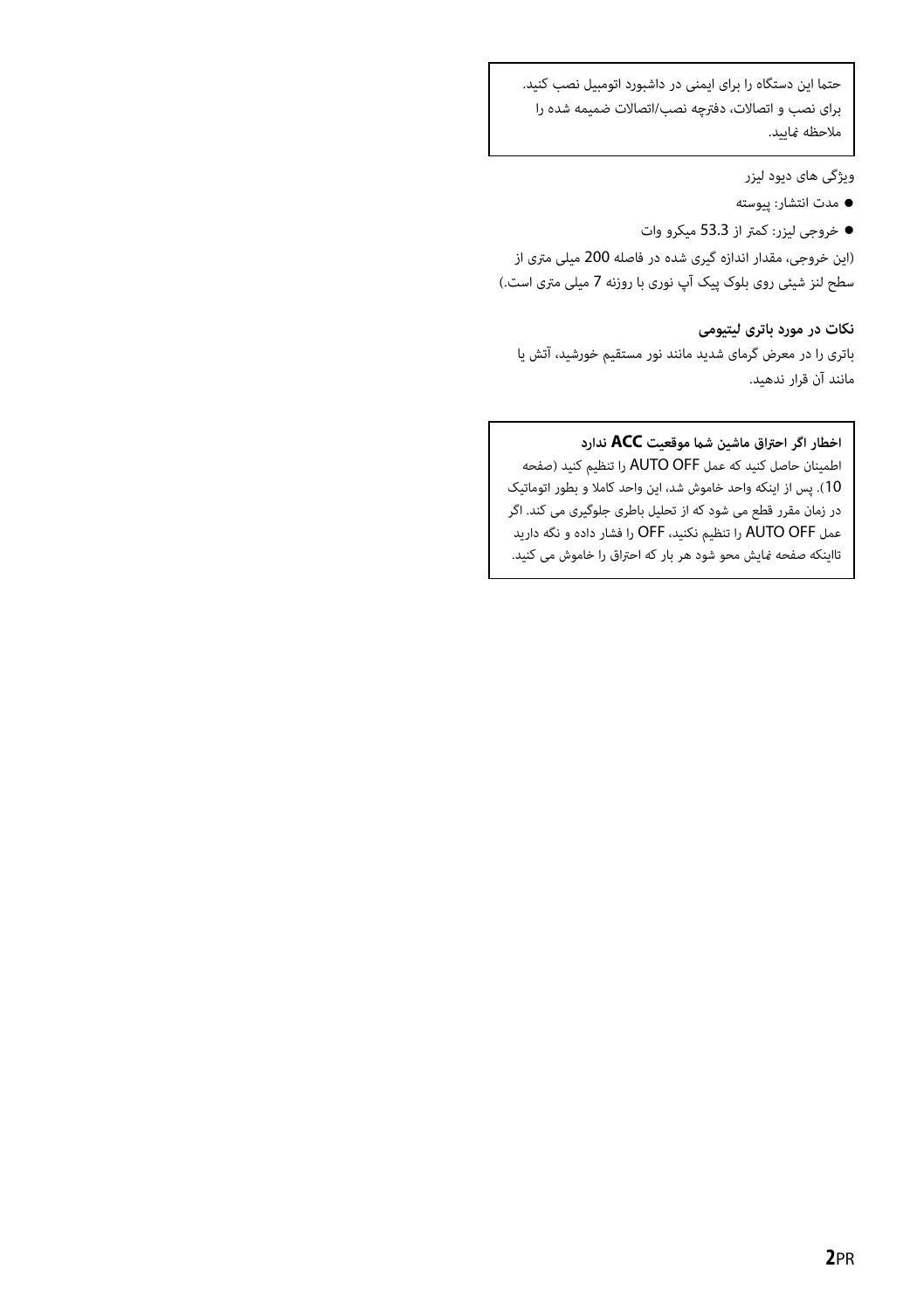حتما این دستگاه را برای ایمنی در داشبورد اتومبیل نصب کنید. برای نصب و اتصالات، دفترچه نصب/اتصالات ضمیمه شده را ملاحظه نمایید.

ویژگی های دیود لیزر

- مدت انتشار: پیوسته
- خروجی لیزر: کمتر از 53.3 میکرو وات

(این خروجی، مقدار اندازه گیری شده در فاصله 200 میلی متری از سطح لنز شیئی روی بلوک پیک آپ نوری با روزنه 7 میلی متری است.)

**نکات در مورد باتری لیتیومی**

باتری را در معرض گرمای شدید مانند نور مستقیم خورشید، آتش یا مانند آن قرار ندهید.

**اخطار اگر احتراق ماشین شما موقعیت ACC ندارد**

اطمینان حاصل کنید که عمل AUTO OFF را تنظیم کنید (صفحه 10). پس از اینکه واحد خاموش شد، این واحد کاملا و بطور اتوماتیک در زمان مقرر قطع می شود که از تحلیل باطری جلوگیری می کند. اگر عمل AUTO OFF را تنظیم نکنید، OFF را فشار داده و نگه دارید تااینکه صفحه نمایش محو شود هر بار که احتراق را خاموش می کنید.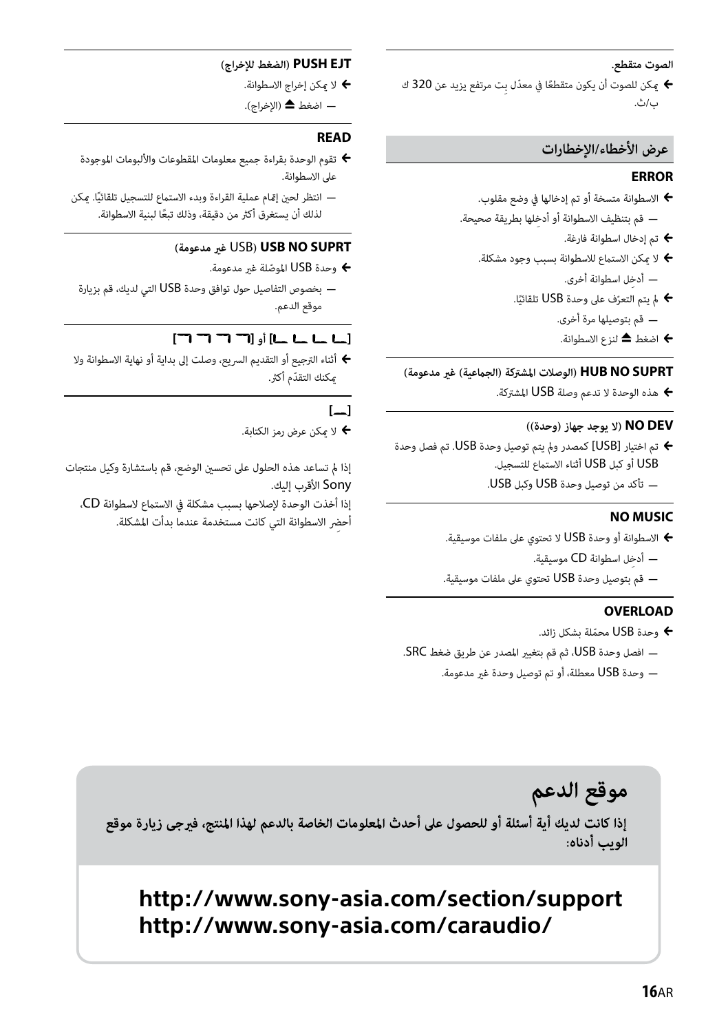**الصوت متقطع.**

← يمكن للصوت أن يكون متقطعًا في معدّل بِت مرتفع يزيد عن 320 ك ب/ث.

## عرض الأخطاء/الإخطارات

**ERROR**

← الاسطوانة متسخة أو تم إدخالها في وضع مقلوب.

— قم بتنظيف الاسطوانة أو أدخِلها بطريقة صحيحة.

← تم إدخال اسطوانة فارغة.

← لا يمكن الاستماع للاسطوانة بسبب وجود مشكلة.

— أدخِل اسطوانة أخرى.

← لم يتم التعرّف على وحدة USB تلقائيًا.

— قم بتوصيلها مرة أخرى.

← اضغط ⏏ لنزع الاسطوانة.

**HUB NO SUPRT (الوصلات المشتركة (الجماعية) غير مدعومة)**

← هذه الوحدة لا تدعم وصلة USB المشتركة.

**NO DEV (لا يوجد جهاز (وحدة))**

← تم اختيار [USB] كمصدر ولم يتم توصيل وحدة USB. تم فصل وحدة USB أو كبل USB أثناء الاستماع للتسجيل.

— تأكد من توصيل وحدة USB وكبل USB.

**NO MUSIC**

← الاسطوانة أو وحدة USB لا تحتوي على ملفات موسيقية.

— أدخِل اسطوانة CD موسيقية.

— قم بتوصيل وحدة USB تحتوي على ملفات موسيقية.

**OVERLOAD**

← وحدة USB محمّلة بشكل زائد.

— افصل وحدة USB، ثم قم بتغيير المصدر عن طريق ضغط SRC.

— وحدة USB معطلة، أو تم توصيل وحدة غير مدعومة.

**PUSH EJT (الضغط للإخراج)**

← لا يمكن إخراج الاسطوانة.

— اضغط ⏏ (الإخراج).

**READ**

← تقوم الوحدة بقراءة جميع معلومات المقطوعات والألبومات الموجودة على الاسطوانة.

— انتظر لحين إتمام عملية القراءة وبدء الاستماع للتسجيل تلقائيًا. يمكن لذلك أن يستغرق أكثر من دقيقة، وذلك تبعًا لبنية الاسطوانة.

**USB NO SUPRT (USB غير مدعومة)**

← وحدة USB الموصّلة غير مدعومة.

— بخصوص التفاصيل حول توافق وحدة USB التي لديك، قم بزيارة موقع الدعم.

**[⌐ ⌐ ⌐ ⌐] أو [∟ ∟ ∟ ∟]**

← أثناء الترجيع أو التقديم السريع، وصلت إلى بداية أو نهاية الاسطوانة ولا يمكنك التقدّم أكثر.

**[_]**

← لا يمكن عرض رمز الكتابة.

إذا لم تساعد هذه الحلول على تحسين الوضع، قم باستشارة وكيل منتجات Sony الأقرب إليك.

إذا أخذت الوحدة لإصلاحها بسبب مشكلة في الاستماع لاسطوانة CD، أحضِر الاسطوانة التي كانت مستخدمة عندما بدأت المشكلة.

# موقع الدعم

**إذا كانت لديك أية أسئلة أو للحصول على أحدث المعلومات الخاصة بالدعم لهذا المنتج، فيرجى زيارة موقع الويب أدناه:**

**http://www.sony-asia.com/section/support**
**http://www.sony-asia.com/caraudio/**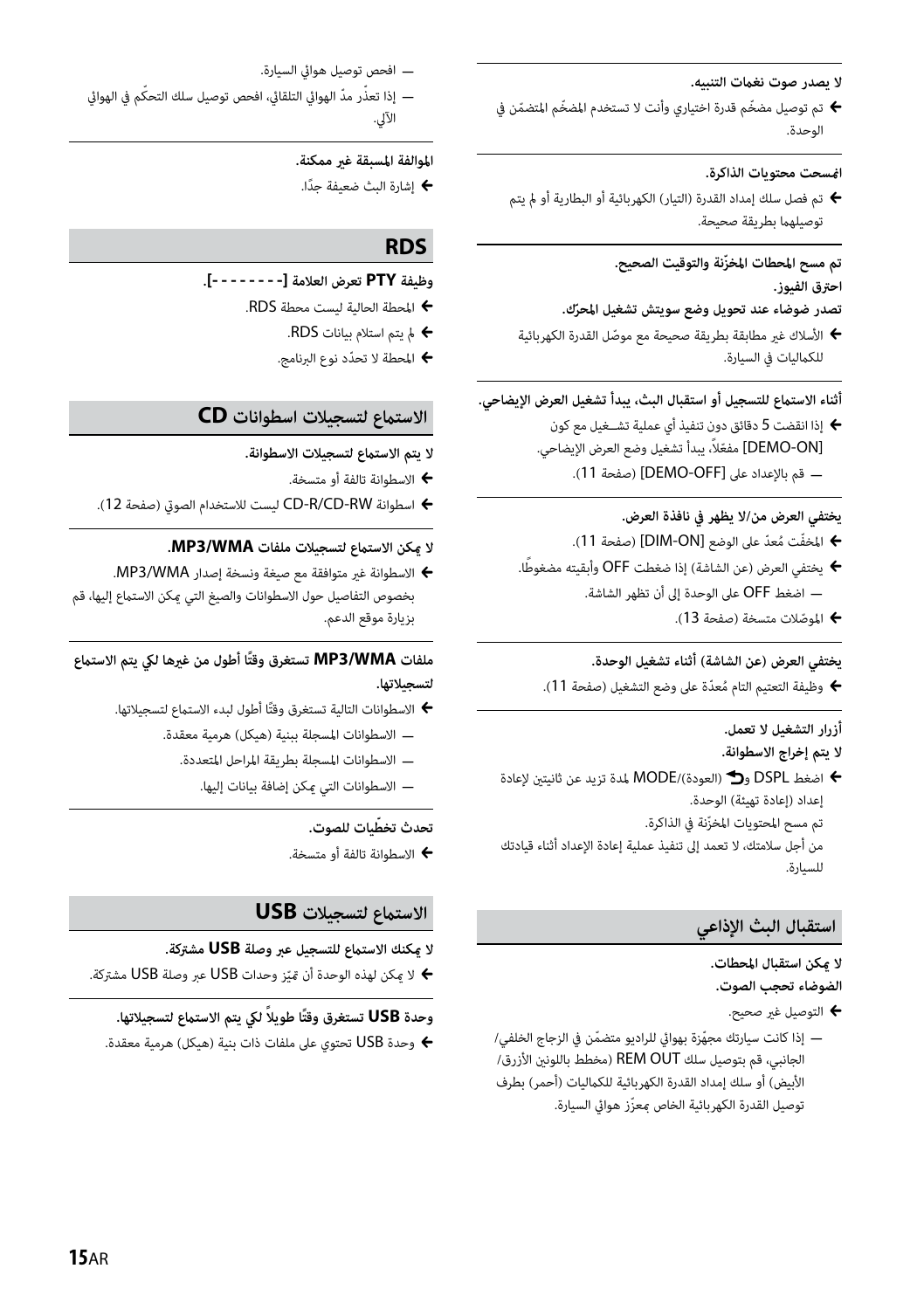**لا يصدر صوت نغمات التنبيه.**

- ➜ تم توصيل مضخِّم قدرة اختياري وأنت لا تستخدم المضخِّم المتضمّن في الوحدة.

**انمسحت محتويات الذاكرة.**

- ➜ تم فصل سلك إمداد القدرة (التيار) الكهربائية أو البطارية أو لم يتم توصيلهما بطريقة صحيحة.

**تم مسح المحطات المخزّنة والتوقيت الصحيح.**

**احترق الفيوز.**

**تصدر ضوضاء عند تحويل وضع سويتش تشغيل المحرّك.**

- ➜ الأسلاك غير مطابقة بطريقة صحيحة مع موصّل القدرة الكهربائية للكماليات في السيارة.

**أثناء الاستماع للتسجيل أو استقبال البث، يبدأ تشغيل العرض الإيضاحي.**

- ➜ إذا انقضت 5 دقائق دون تنفيذ أي عملية تشـغيل مع كون [DEMO-ON] مفعّلاً، يبدأ تشغيل وضع العرض الإيضاحي.
  - — قم بالإعداد على [DEMO-OFF] (صفحة 11).

**يختفي العرض من/لا يظهر في نافذة العرض.**

- ➜ المخفّت مُعدّ على الوضع [DIM-ON] (صفحة 11).
- ➜ يختفي العرض (عن الشاشة) إذا ضغطت OFF وأبقيته مضغوطًا.
  - — اضغط OFF على الوحدة إلى أن تظهر الشاشة.
- ➜ الموصّلات متسخة (صفحة 13).

**يختفي العرض (عن الشاشة) أثناء تشغيل الوحدة.**

- ➜ وظيفة التعتيم التام مُعدّة على وضع التشغيل (صفحة 11).

**أزرار التشغيل لا تعمل.**

**لا يتم إخراج الاسطوانة.**

- ➜ اضغط DSPL و (العودة)/MODE لمدة تزيد عن ثانيتين لإعادة إعداد (إعادة تهيئة) الوحدة.

تم مسح المحتويات المخزّنة في الذاكرة.

من أجل سلامتك، لا تعمد إلى تنفيذ عملية إعادة الإعداد أثناء قيادتك للسيارة.

## استقبال البث الإذاعي

**لا يمكن استقبال المحطات.**

**الضوضاء تحجب الصوت.**

- ➜ التوصيل غير صحيح.
  - — إذا كانت سيارتك مجهّزة بهوائي للراديو متضمّن في الزجاج الخلفي/الجانبي، قم بتوصيل سلك REM OUT (مخطط باللونين الأزرق/الأبيض) أو سلك إمداد القدرة الكهربائية للكماليات (أحمر) بطرف توصيل القدرة الكهربائية الخاص بمعزّز هوائي السيارة.
  - — افحص توصيل هوائي السيارة.
  - — إذا تعذّر مدّ الهوائي التلقائي، افحص توصيل سلك التحكّم في الهوائي الآلي.

**الموالفة المسبقة غير ممكنة.**

- ➜ إشارة البث ضعيفة جدًا.

## RDS

**وظيفة PTY تعرض العلامة [- - - - - - - -].**

- ➜ المحطة الحالية ليست محطة RDS.
- ➜ لم يتم استلام بيانات RDS.
- ➜ المحطة لا تحدّد نوع البرنامج.

## الاستماع لتسجيلات اسطوانات CD

**لا يتم الاستماع لتسجيلات الاسطوانة.**

- ➜ الاسطوانة تالفة أو متسخة.
- ➜ اسطوانة CD-R/CD-RW ليست للاستخدام الصوتي (صفحة 12).

**لا يمكن الاستماع لتسجيلات ملفات MP3/WMA.**

- ➜ الاسطوانة غير متوافقة مع صيغة ونسخة إصدار MP3/WMA.

بخصوص التفاصيل حول الاسطوانات والصيغ التي يمكن الاستماع إليها، قم بزيارة موقع الدعم.

**ملفات MP3/WMA تستغرق وقتًا أطول من غيرها لكي يتم الاستماع لتسجيلاتها.**

- ➜ الاسطوانات التالية تستغرق وقتًا أطول لبدء الاستماع لتسجيلاتها.
  - — الاسطوانات المسجلة ببنية (هيكل) هرمية معقدة.
  - — الاسطوانات المسجلة بطريقة المراحل المتعددة.
  - — الاسطوانات التي يمكن إضافة بيانات إليها.

**تحدث تخطّيات للصوت.**

- ➜ الاسطوانة تالفة أو متسخة.

## الاستماع لتسجيلات USB

**لا يمكنك الاستماع للتسجيل عبر وصلة USB مشتركة.**

- ➜ لا يمكن لهذه الوحدة أن تميّز وحدات USB عبر وصلة USB مشتركة.

**وحدة USB تستغرق وقتًا طويلاً لكي يتم الاستماع لتسجيلاتها.**

- ➜ وحدة USB تحتوي على ملفات ذات بنية (هيكل) هرمية معقدة.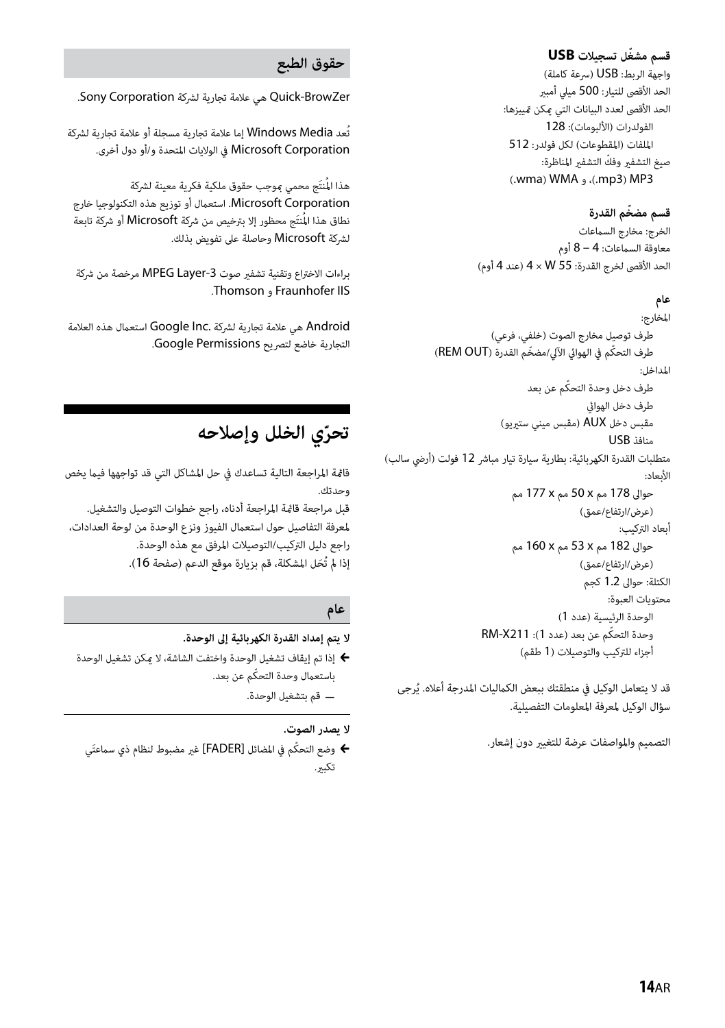### قسم مشغّل تسجيلات USB

واجهة الربط: USB (سرعة كاملة)
الحد الأقصى للتيار: 500 ميلي أمبير
الحد الأقصى لعدد البيانات التي يمكن تمييزها:
الفولدرات (الألبومات): 128
الملفات (المقطوعات) لكل فولدر: 512
صيغ التشغيل وفكّ التشفير المناظرة:
MP3 (.mp3)، و WMA (.wma)

### قسم مضخّم القدرة

الخرج: مخارج السماعات
معاوقة السماعات: 4 – 8 أوم
الحد الأقصى لخرج القدرة: 55 W × 4 (عند 4 أوم)

### عام

المخارج:
طرف توصيل مخارج الصوت (خلفي، فرعي)
طرف التحكّم في الهوائي الآلي/مضخّم القدرة (REM OUT)
المداخل:
طرف دخل وحدة التحكّم عن بعد
طرف دخل الهوائي
مقبس دخل AUX (مقبس ميني ستيريو)
منافذ USB
متطلبات القدرة الكهربائية: بطارية سيارة تيار مباشر 12 فولت (أرضي سالب)
الأبعاد:
حوالي 178 مم x 50 مم x 177 مم
(عرض/ارتفاع/عمق)
أبعاد التركيب:
حوالي 182 مم x 53 مم x 160 مم
(عرض/ارتفاع/عمق)
الكتلة: حوالي 1.2 كجم
محتويات العبوة:
الوحدة الرئيسية (عدد 1)
وحدة التحكّم عن بعد (عدد 1): RM-X211
أجزاء للتركيب والتوصيلات (1 طقم)

قد لا يتعامل الوكيل في منطقتك ببعض الكماليات المدرجة أعلاه. يُرجى سؤال الوكيل لمعرفة المعلومات التفصيلية.

التصميم والمواصفات عرضة للتغيير دون إشعار.

## حقوق الطبع

Quick-BrowZer هي علامة تجارية لشركة Sony Corporation.

تُعد Windows Media إما علامة تجارية مسجلة أو علامة تجارية لشركة Microsoft Corporation في الولايات المتحدة و/أو دول أخرى.

هذا المُنتَج محمي بموجب حقوق ملكية فكرية معينة لشركة Microsoft Corporation. استعمال أو توزيع هذه التكنولوجيا خارج نطاق هذا المُنتَج محظور إلا بترخيص من شركة Microsoft أو شركة تابعة لشركة Microsoft وحاصلة على تفويض بذلك.

براءات الاختراع وتقنية تشفير صوت MPEG Layer-3 مرخصة من شركة Fraunhofer IIS و Thomson.

Android هي علامة تجارية لشركة Google Inc. استعمال هذه العلامة التجارية خاضع لتصريح Google Permissions.

# تحرّي الخلل وإصلاحه

قائمة المراجعة التالية تساعدك في حل المشاكل التي قد تواجهها فيما يخص وحدتك.
قبل مراجعة قائمة المراجعة أدناه، راجع خطوات التوصيل والتشغيل.
لمعرفة التفاصيل حول استعمال الفيوز ونزع الوحدة من لوحة العدادات، راجع دليل التركيب/التوصيلات المرفق مع هذه الوحدة.
إذا لم تُحَل المشكلة، قم بزيارة موقع الدعم (صفحة 16).

## عام

**لا يتم إمداد القدرة الكهربائية إلى الوحدة.**

← إذا تم إيقاف تشغيل الوحدة واختفت الشاشة، لا يمكن تشغيل الوحدة باستعمال وحدة التحكّم عن بعد.
— قم بتشغيل الوحدة.

**لا يصدر الصوت.**

← وضع التحكّم في المضائل [FADER] غير مضبوط لنظام ذي سماعتَي تكبير.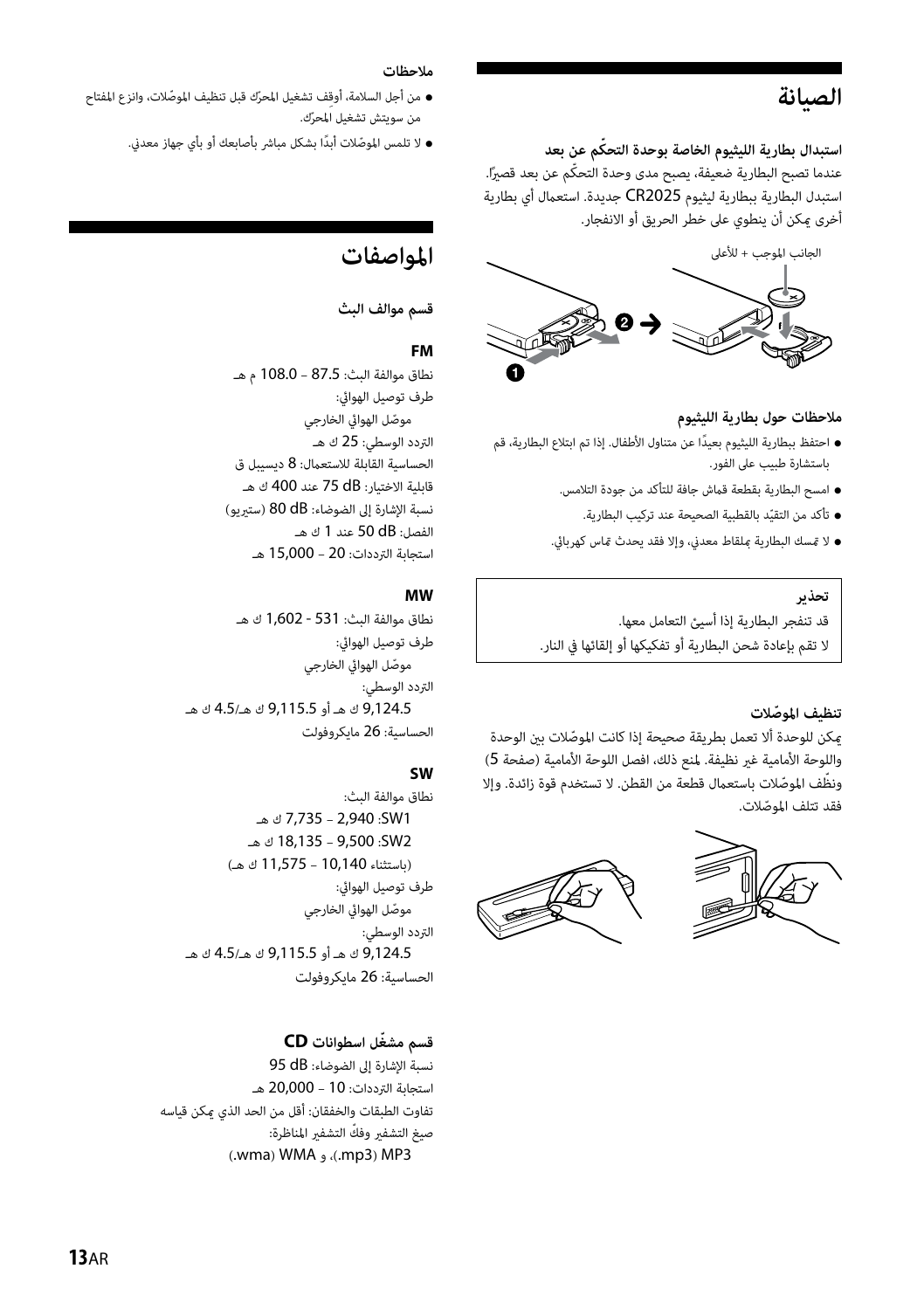# الصيانة

**استبدال بطارية الليثيوم الخاصة بوحدة التحكّم عن بعد**

عندما تصبح البطارية ضعيفة، يصبح مدى وحدة التحكّم عن بعد قصيرًا. استبدل البطارية ببطارية ليثيوم CR2025 جديدة. استعمال أي بطارية أخرى يمكن أن ينطوي على خطر الحريق أو الانفجار.

الجانب الموجب + للأعلى

**ملاحظات حول بطارية الليثيوم**

- احتفظ ببطارية الليثيوم بعيدًا عن متناول الأطفال. إذا تم ابتلاع البطارية، قم باستشارة طبيب على الفور.
- امسح البطارية بقطعة قماش جافة للتأكد من جودة التلامس.
- تأكد من التقيّد بالقطبية الصحيحة عند تركيب البطارية.
- لا تمسك البطارية بملقاط معدني، وإلا فقد يحدث تماس كهربائي.

> **تحذير**
> قد تنفجر البطارية إذا أسيئ التعامل معها.
> لا تقم بإعادة شحن البطارية أو تفكيكها أو إلقائها في النار.

**تنظيف الموصّلات**

يمكن للوحدة ألا تعمل بطريقة صحيحة إذا كانت الموصّلات بين الوحدة واللوحة الأمامية غير نظيفة. لمنع ذلك، افصل اللوحة الأمامية (صفحة 5) ونظّف الموصّلات باستعمال قطعة من القطن. لا تستخدم قوة زائدة. وإلا فقد تتلف الموصّلات.

**ملاحظات**

- من أجل السلامة، أوقف تشغيل المحرّك قبل تنظيف الموصّلات، وانزع المفتاح من سويتش تشغيل المحرّك.
- لا تلمس الموصّلات أبدًا بشكل مباشر بأصابعك أو بأي جهاز معدني.

# المواصفات

**قسم موالف البث**

**FM**

نطاق موالفة البث: 87.5 – 108.0 م هـ

طرف توصيل الهوائي:

موصّل الهوائي الخارجي

التردد الوسطي: 25 ك هـ

الحساسية القابلة للاستعمال: 8 ديسيبل ق

قابلية الاختيار: 75 dB عند 400 ك هـ

نسبة الإشارة إلى الضوضاء: 80 dB (ستيريو)

الفصل: 50 dB عند 1 ك هـ

استجابة الترددات: 20 – 15,000 هـ

**MW**

نطاق موالفة البث: 531 - 1,602 ك هـ

طرف توصيل الهوائي:

موصّل الهوائي الخارجي

التردد الوسطي:

9,124.5 ك هـ أو 9,115.5 ك هـ/4.5 ك هـ

الحساسية: 26 مايكروفولت

**SW**

نطاق موالفة البث:

SW1: 2,940 – 7,735 ك هـ

SW2: 9,500 – 18,135 ك هـ

(باستثناء 10,140 – 11,575 ك هـ)

طرف توصيل الهوائي:

موصّل الهوائي الخارجي

التردد الوسطي:

9,124.5 ك هـ أو 9,115.5 ك هـ/4.5 ك هـ

الحساسية: 26 مايكروفولت

**قسم مشغّل اسطوانات CD**

نسبة الإشارة إلى الضوضاء: 95 dB

استجابة الترددات: 10 – 20,000 هـ

تفاوت الطبقات والخفقان: أقل من الحد الذي يمكن قياسه

صيغ التشفير وفكّ التشفير المناظرة:

MP3 (.mp3)، و WMA (.wma)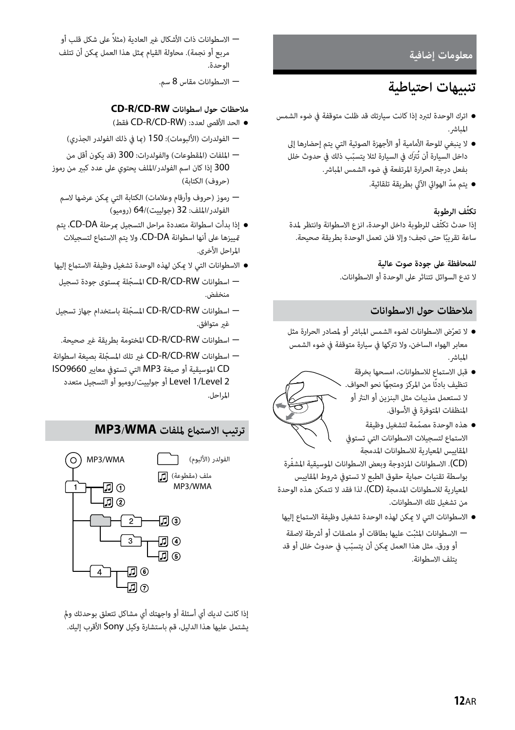## معلومات إضافية

# تنبيهات احتياطية

- اترك الوحدة لتبرد إذا كانت سيارتك قد ظلت متوقفة في ضوء الشمس المباشر.
- لا ينبغي للوحة الأمامية أو الأجهزة الصوتية التي يتم إحضارها إلى داخل السيارة أن تُترَك في السيارة لئلا يتسبّب ذلك في حدوث خلل بفعل درجة الحرارة المرتفعة في ضوء الشمس المباشر.
- يتم مدّ الهوائي الآلي بطريقة تلقائية.

### تكثّف الرطوبة

إذا حدث تكثّف للرطوبة داخل الوحدة، انزع الاسطوانة وانتظر لمدة ساعة تقريبًا حتى تجف؛ وإلا فلن تعمل الوحدة بطريقة صحيحة.

### للمحافظة على جودة صوت عالية

لا تدع السوائل تتناثر على الوحدة أو الاسطوانات.

## ملاحظات حول الاسطوانات

- لا تعرّض الاسطوانات لضوء الشمس المباشر أو لمصادر الحرارة مثل معابر الهواء الساخن، ولا تتركها في سيارة متوقفة في ضوء الشمس المباشر.
- قبل الاستماع للاسطوانات، امسحها بخرقة تنظيف بادئًا من المركز ومتجهًا نحو الحواف. لا تستعمل مذيبات مثل البنزين أو الثنر أو المنظفات المتوفرة في الأسواق.
- هذه الوحدة مصمّمة لتشغيل وظيفة الاستماع لتسجيلات الاسطوانات التي تستوفي المقاييس المعيارية للاسطوانات المدمجة (CD). الاسطوانات المزدوجة وبعض الاسطوانات الموسيقية المشفّرة بواسطة تقنيات حماية حقوق الطبع لا تستوفي شروط المقاييس المعيارية للاسطوانات المدمجة (CD)، لذا فقد لا تتمكن هذه الوحدة من تشغيل تلك الاسطوانات.
- الاسطوانات التي لا يمكن لهذه الوحدة تشغيل وظيفة الاستماع إليها
  — الاسطوانات المثبّت عليها بطاقات أو ملصقات أو أشرطة لاصقة أو ورق. مثل هذا العمل يمكن أن يتسبّب في حدوث خلل أو قد يتلف الاسطوانة.
  — الاسطوانات ذات الأشكال غير العادية (مثلاً على شكل قلب أو مربع أو نجمة). محاولة القيام بمثل هذا العمل يمكن أن تتلف الوحدة.
  — الاسطوانات مقاس 8 سم.

### ملاحظات حول اسطوانات CD-R/CD-RW

- الحد الأقصى لعدد: (CD-R/CD-RW فقط)
  — الفولدرات (الألبومات): 150 (بما في ذلك الفولدر الجذري)
  — الملفات (المقطوعات) والفولدرات: 300 (قد يكون أقل من 300 إذا كان اسم الفولدر/الملف يحتوي على عدد كبير من رموز (حروف) الكتابة)
  — رموز (حروف وأرقام وعلامات) الكتابة التي يمكن عرضها لاسم الفولدر/الملف: 32 (جوليت)/64 (روميو)
- إذا بدأت اسطوانة متعددة مراحل التسجيل بمرحلة CD-DA، يتم تمييزها على أنها اسطوانة CD-DA، ولا يتم الاستماع لتسجيلات المراحل الأخرى.
- الاسطوانات التي لا يمكن لهذه الوحدة تشغيل وظيفة الاستماع إليها
  — اسطوانات CD-R/CD-RW المسجّلة بمستوى جودة تسجيل منخفض.
  — اسطوانات CD-R/CD-RW المسجّلة باستخدام جهاز تسجيل غير متوافق.
  — اسطوانات CD-R/CD-RW المختومة بطريقة غير صحيحة.
  — اسطوانات CD-R/CD-RW غير تلك المسجّلة بصيغة اسطوانة CD الموسيقية أو صيغة MP3 التي تستوفي معايير ISO9660 Level 1/Level 2 أو جوليت/روميو أو التسجيل متعدد المراحل.

## ترتيب الاستماع لملفات MP3/WMA

MP3/WMA

الفولدر (الألبوم)

ملف (مقطوعة) MP3/WMA

إذا كانت لديك أي أسئلة أو واجهتك أي مشاكل تتعلق بوحدتك ولم يشتمل عليها هذا الدليل، قم باستشارة وكيل Sony الأقرب إليك.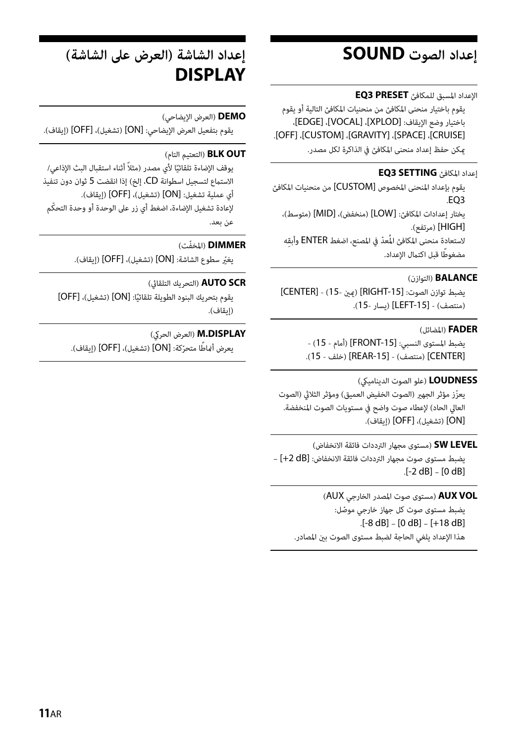## إعداد الصوت SOUND

**EQ3 PRESET** الإعداد المسبق للمكافئ

يقوم باختيار منحنى المكافئ من منحنيات المكافئ التالية أو يقوم باختيار وضع الإيقاف: [XPLOD]، [VOCAL]، [EDGE]، [CRUISE]، [SPACE]، [GRAVITY]، [CUSTOM]، [OFF].

يمكن حفظ إعداد منحنى المكافئ في الذاكرة لكل مصدر.

**EQ3 SETTING** إعداد المكافئ

يقوم بإعداد المنحنى المخصوص [CUSTOM] من منحنيات المكافئ EQ3.

يختار إعدادات المكافئ: [LOW] (منخفض)، [MID] (متوسط)، [HIGH] (مرتفع).

لاستعادة منحنى المكافئ المُعدّ في المصنع، اضغط ENTER وأبقِه مضغوطًا قبل اكتمال الإعداد.

**BALANCE** (التوازن)

يضبط توازن الصوت: [RIGHT-15] (يمين -15) - [CENTER] (منتصف) - [LEFT-15] (يسار -15).

**FADER** (المضائل)

يضبط المستوى النسبي: [FRONT-15] (أمام - 15) - [CENTER] (منتصف) - [REAR-15] (خلف - 15).

**LOUDNESS** (علو الصوت الديناميكي)

يعزّز مؤثر الجهير (الصوت الخفيض العميق) ومؤثر الثلاثي (الصوت العالي الحاد) لإعطاء صوت واضح في مستويات الصوت المنخفضة. [ON] (تشغيل)، [OFF] (إيقاف).

**SW LEVEL** (مستوى مجهار الترددات فائقة الانخفاض)

يضبط مستوى صوت مجهار الترددات فائقة الانخفاض: [+2 dB] – [0 dB] – [-2 dB].

**AUX VOL** (مستوى صوت المصدر الخارجي AUX)

يضبط مستوى صوت كل جهاز خارجي موصّل: [+18 dB] – [0 dB] – [-8 dB].

هذا الإعداد يلغي الحاجة لضبط مستوى الصوت بين المصادر.

## إعداد الشاشة (العرض على الشاشة) DISPLAY

**DEMO** (العرض الإيضاحي)

يقوم بتفعيل العرض الإيضاحي: [ON] (تشغيل)، [OFF] (إيقاف).

**BLK OUT** (التعتيم التام)

يوقف الإضاءة تلقائيًا لأي مصدر (مثلاً أثناء استقبال البث الإذاعي/ الاستماع لتسجيل اسطوانة CD، إلخ) إذا انقضت 5 ثوان دون تنفيذ أي عملية تشغيل: [ON] (تشغيل)، [OFF] (إيقاف).

لإعادة تشغيل الإضاءة، اضغط أي زر على الوحدة أو وحدة التحكّم عن بعد.

**DIMMER** (المخفّت)

يغيّر سطوع الشاشة: [ON] (تشغيل)، [OFF] (إيقاف).

**AUTO SCR** (التحريك التلقائي)

يقوم بتحريك البنود الطويلة تلقائيًا: [ON] (تشغيل)، [OFF] (إيقاف).

**M.DISPLAY** (العرض الحركي)

يعرض أنماطًا متحرّكة: [ON] (تشغيل)، [OFF] (إيقاف).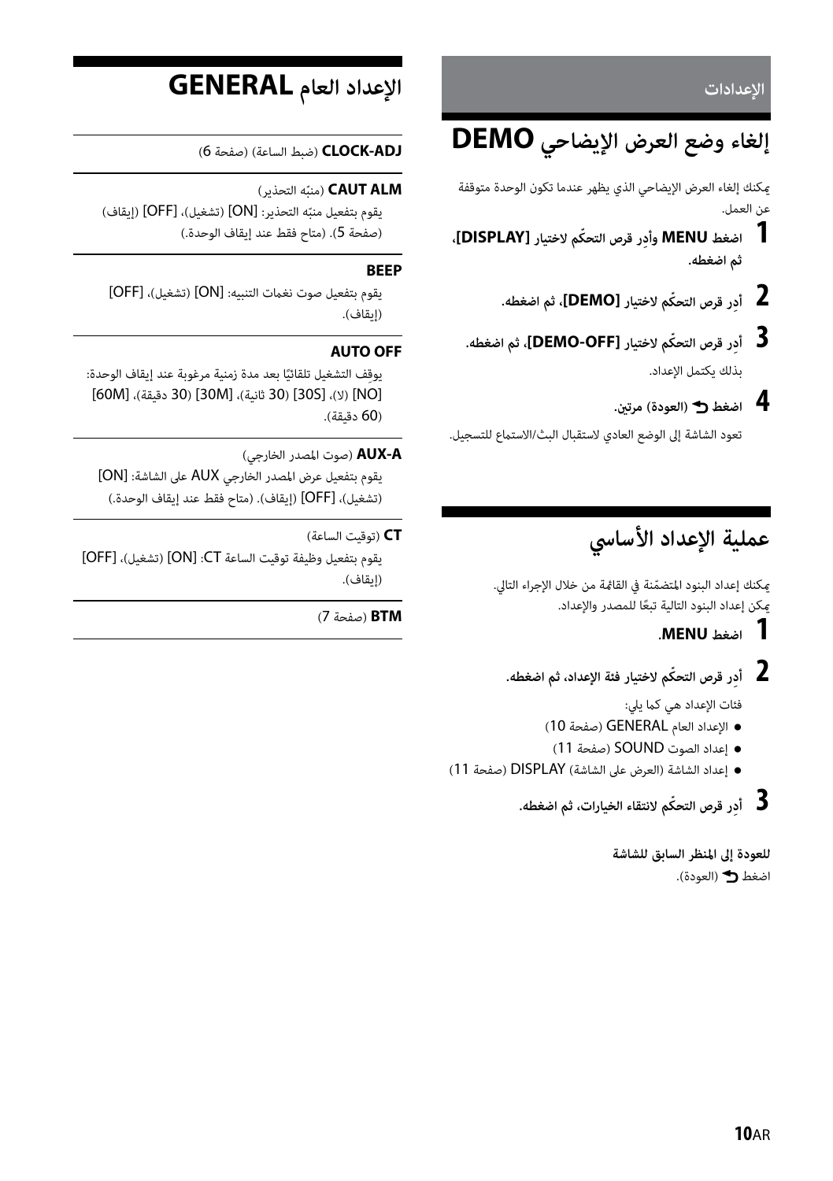الإعدادات

# إلغاء وضع العرض الإيضاحي DEMO

يمكنك إلغاء العرض الإيضاحي الذي يظهر عندما تكون الوحدة متوقفة عن العمل.

1. **اضغط MENU وأدِر قرص التحكّم لاختيار [DISPLAY]، ثم اضغطه.**
2. **أدِر قرص التحكّم لاختيار [DEMO]، ثم اضغطه.**
3. **أدِر قرص التحكّم لاختيار [DEMO-OFF]، ثم اضغطه.**
   بذلك يكتمل الإعداد.
4. **اضغط ↶ (العودة) مرتين.**

تعود الشاشة إلى الوضع العادي لاستقبال البث/الاستماع للتسجيل.

# عملية الإعداد الأساسي

يمكنك إعداد البنود المتضمّنة في القائمة من خلال الإجراء التالي.
يمكن إعداد البنود التالية تبعًا للمصدر والإعداد.

1. **اضغط MENU.**
2. **أدِر قرص التحكّم لاختيار فئة الإعداد، ثم اضغطه.**
   فئات الإعداد هي كما يلي:
   - الإعداد العام GENERAL (صفحة 10)
   - إعداد الصوت SOUND (صفحة 11)
   - إعداد الشاشة (العرض على الشاشة) DISPLAY (صفحة 11)
3. **أدِر قرص التحكّم لانتقاء الخيارات، ثم اضغطه.**

**للعودة إلى المنظر السابق للشاشة**

اضغط ↶ (العودة).

# الإعداد العام GENERAL

**CLOCK-ADJ** (ضبط الساعة) (صفحة 6)

**CAUT ALM** (منبّه التحذير)
يقوم بتفعيل منبّه التحذير: [ON] (تشغيل)، [OFF] (إيقاف) (صفحة 5). (متاح فقط عند إيقاف الوحدة.)

**BEEP**
يقوم بتفعيل صوت نغمات التنبيه: [ON] (تشغيل)، [OFF] (إيقاف).

**AUTO OFF**
يوقِف التشغيل تلقائيًا بعد مدة زمنية مرغوبة عند إيقاف الوحدة: [NO] (لا)، [30S] (30 ثانية)، [30M] (30 دقيقة)، [60M] (60 دقيقة).

**AUX-A** (صوت المصدر الخارجي)
يقوم بتفعيل عرض المصدر الخارجي AUX على الشاشة: [ON] (تشغيل)، [OFF] (إيقاف). (متاح فقط عند إيقاف الوحدة.)

**CT** (توقيت الساعة)
يقوم بتفعيل وظيفة توقيت الساعة CT: [ON] (تشغيل)، [OFF] (إيقاف).

**BTM** (صفحة 7)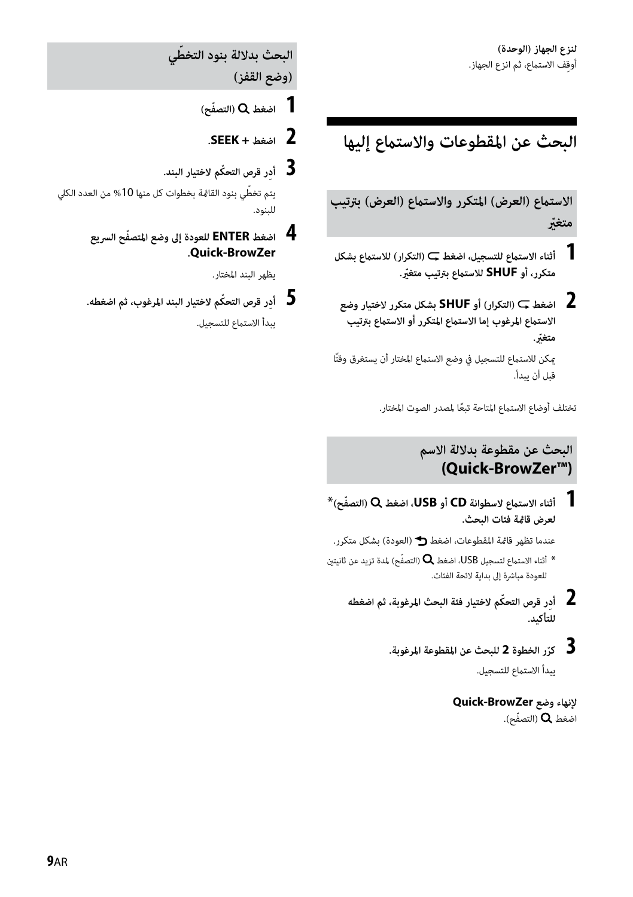**لنزع الجهاز (الوحدة)**
أوقِف الاستماع، ثم انزع الجهاز.

# البحث عن المقطوعات والاستماع إليها

## الاستماع (العرض) المتكرر والاستماع (العرض) بترتيب متغيّر

**1 أثناء الاستماع للتسجيل، اضغط (التكرار) للاستماع بشكل متكرر، أو SHUF للاستماع بترتيب متغيّر.**

**2 اضغط (التكرار) أو SHUF بشكل متكرر لاختيار وضع الاستماع المرغوب إما الاستماع المتكرر أو الاستماع بترتيب متغيّر.**

يمكن للاستماع للتسجيل في وضع الاستماع المختار أن يستغرق وقتًا قبل أن يبدأ.

تختلف أوضاع الاستماع المتاحة تبعًا لمصدر الصوت المختار.

## البحث عن مقطوعة بدلالة الاسم (Quick-BrowZer™)

**1 أثناء الاستماع لاسطوانة CD أو USB، اضغط (التصفّح)* لعرض قائمة فئات البحث.**

عندما تظهر قائمة المقطوعات، اضغط (العودة) بشكل متكرر.

* أثناء الاستماع لتسجيل USB، اضغط (التصفّح) لمدة تزيد عن ثانيتين للعودة مباشرة إلى بداية لائحة الفئات.

**2 أدِر قرص التحكّم لاختيار فئة البحث المرغوبة، ثم اضغطه للتأكيد.**

**3 كرّر الخطوة 2 للبحث عن المقطوعة المرغوبة.**

يبدأ الاستماع للتسجيل.

**لإنهاء وضع Quick-BrowZer**
اضغط (التصفّح).

## البحث بدلالة بنود التخطّي (وضع القفز)

**1 اضغط (التصفّح)**

**2 اضغط + SEEK.**

**3 أدِر قرص التحكّم لاختيار البند.**

يتم تخطّي بنود القائمة بخطوات كل منها 10% من العدد الكلي للبنود.

**4 اضغط ENTER للعودة إلى وضع المتصفّح السريع Quick-BrowZer.**

يظهر البند المختار.

**5 أدِر قرص التحكّم لاختيار البند المرغوب، ثم اضغطه.**

يبدأ الاستماع للتسجيل.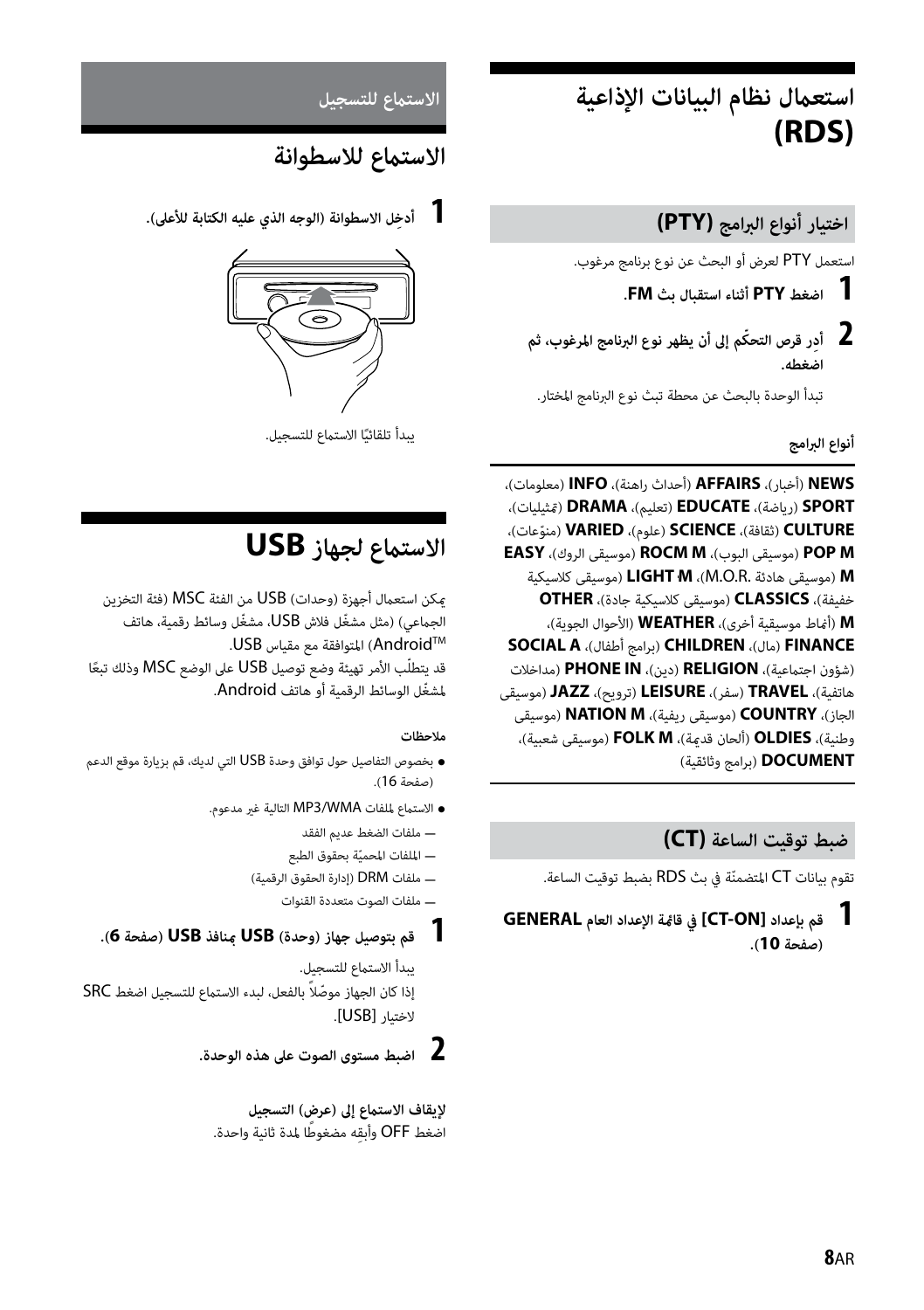# استعمال نظام البيانات الإذاعية (RDS)

## اختيار أنواع البرامج (PTY)

استعمل PTY لعرض أو البحث عن نوع برنامج مرغوب.

**1** **اضغط PTY أثناء استقبال بث FM.**

**2** **أدِر قرص التحكّم إلى أن يظهر نوع البرنامج المرغوب، ثم اضغطه.**

تبدأ الوحدة بالبحث عن محطة تبث نوع البرنامج المختار.

### أنواع البرامج

**NEWS** (أخبار)، **AFFAIRS** (أحداث راهنة)، **INFO** (معلومات)، **SPORT** (رياضة)، **EDUCATE** (تعليم)، **DRAMA** (تمثيليات)، **CULTURE** (ثقافة)، **SCIENCE** (علوم)، **VARIED** (منوّعات)، **POP M** (موسيقى البوب)، **ROCM M** (موسيقى الروك)، **EASY M** (موسيقى هادئة .M.O.R)، **LIGHT M** (موسيقى كلاسيكية خفيفة)، **CLASSICS** (موسيقى كلاسيكية جادة)، **OTHER M** (أنماط موسيقية أخرى)، **WEATHER** (الأحوال الجوية)، **FINANCE** (مال)، **CHILDREN** (برامج أطفال)، **SOCIAL A** (شؤون اجتماعية)، **RELIGION** (دين)، **PHONE IN** (مداخلات هاتفية)، **TRAVEL** (سفر)، **LEISURE** (ترويح)، **JAZZ** (موسيقى الجاز)، **COUNTRY** (موسيقى ريفية)، **NATION M** (موسيقى وطنية)، **OLDIES** (ألحان قديمة)، **FOLK M** (موسيقى شعبية)، **DOCUMENT** (برامج وثائقية)

## ضبط توقيت الساعة (CT)

تقوم بيانات CT المتضمنّة في بث RDS بضبط توقيت الساعة.

**1** **قم بإعداد [CT-ON] في قائمة الإعداد العام GENERAL (صفحة 10).**

## الاستماع للتسجيل

# الاستماع للاسطوانة

**1** **أدخِل الاسطوانة (الوجه الذي عليه الكتابة للأعلى).**

يبدأ تلقائيًا الاستماع للتسجيل.

# الاستماع لجهاز USB

يمكن استعمال أجهزة (وحدات) USB من الفئة MSC (فئة التخزين الجماعي) (مثل مشغّل فلاش USB، مشغّل وسائط رقمية، هاتف Android™) المتوافقة مع مقياس USB.

قد يتطلّب الأمر تهيئة وضع توصيل USB على الوضع MSC وذلك تبعًا لمشغّل الوسائط الرقمية أو هاتف Android.

### ملاحظات

- بخصوص التفاصيل حول توافق وحدة USB التي لديك، قم بزيارة موقع الدعم (صفحة 16).
- الاستماع لملفات MP3/WMA التالية غير مدعوم.
  - ملفات الضغط عديم الفقد
  - الملفات المحميّة بحقوق الطبع
  - ملفات DRM (إدارة الحقوق الرقمية)
  - ملفات الصوت متعددة القنوات

**1** **قم بتوصيل جهاز (وحدة) USB بمنافذ USB (صفحة 6).**

يبدأ الاستماع للتسجيل.

إذا كان الجهاز موصّلاً بالفعل، لبدء الاستماع للتسجيل اضغط SRC لاختيار [USB].

**2** **اضبط مستوى الصوت على هذه الوحدة.**

**لإيقاف الاستماع إلى (عرض) التسجيل**

اضغط OFF وأبقِه مضغوطًا لمدة ثانية واحدة.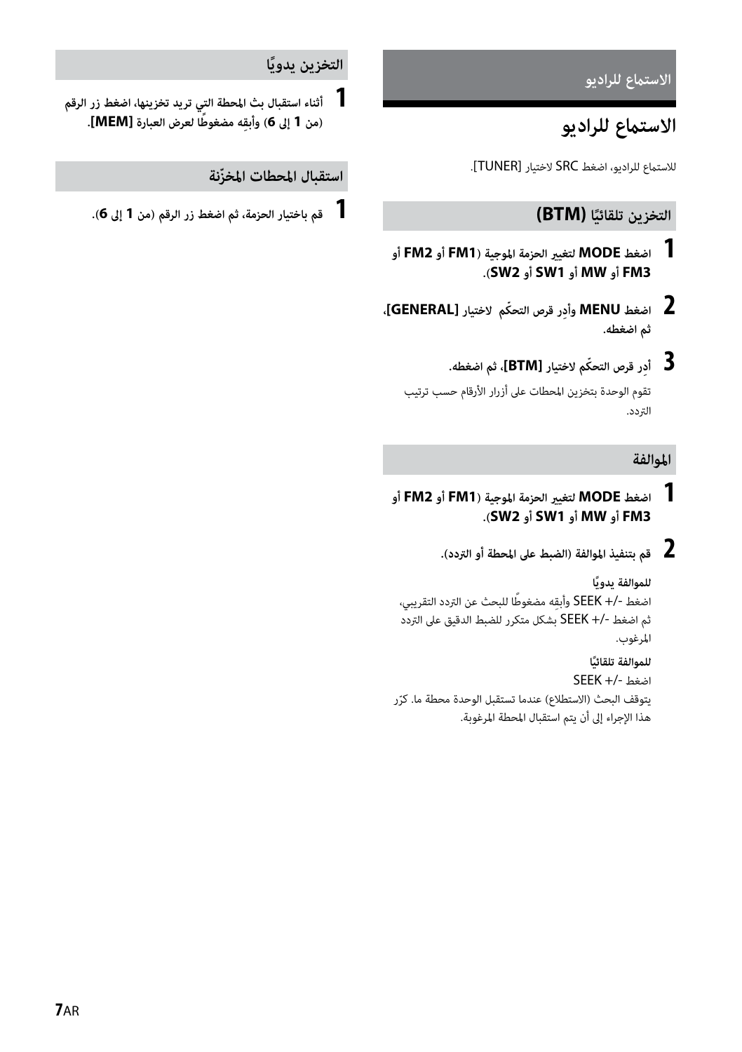## الاستماع للراديو

# الاستماع للراديو

للاستماع للراديو، اضغط SRC لاختيار [TUNER].

### التخزين تلقائيًا (BTM)

**1** **اضغط MODE لتغيير الحزمة الموجية (FM1 أو FM2 أو FM3 أو MW أو SW1 أو SW2).**

**2** **اضغط MENU وأدِر قرص التحكّم لاختيار [GENERAL]، ثم اضغطه.**

**3** **أدِر قرص التحكّم لاختيار [BTM]، ثم اضغطه.**

تقوم الوحدة بتخزين المحطات على أزرار الأرقام حسب ترتيب التردد.

### الموالفة

**1** **اضغط MODE لتغيير الحزمة الموجية (FM1 أو FM2 أو FM3 أو MW أو SW1 أو SW2).**

**2** **قم بتنفيذ الموالفة (الضبط على المحطة أو التردد).**

**للموالفة يدويًا**

اضغط -/+ SEEK وأبقِه مضغوطًا للبحث عن التردد التقريبي، ثم اضغط -/+ SEEK بشكل متكرر للضبط الدقيق على التردد المرغوب.

**للموالفة تلقائيًا**

اضغط -/+ SEEK

يتوقف البحث (الاستطلاع) عندما تستقبل الوحدة محطة ما. كرّر هذا الإجراء إلى أن يتم استقبال المحطة المرغوبة.

### التخزين يدويًا

**1** **أثناء استقبال بث المحطة التي تريد تخزينها، اضغط زر الرقم (من 1 إلى 6) وأبقِه مضغوطًا لعرض العبارة [MEM].**

### استقبال المحطات المخزّنة

**1** **قم باختيار الحزمة، ثم اضغط زر الرقم (من 1 إلى 6).**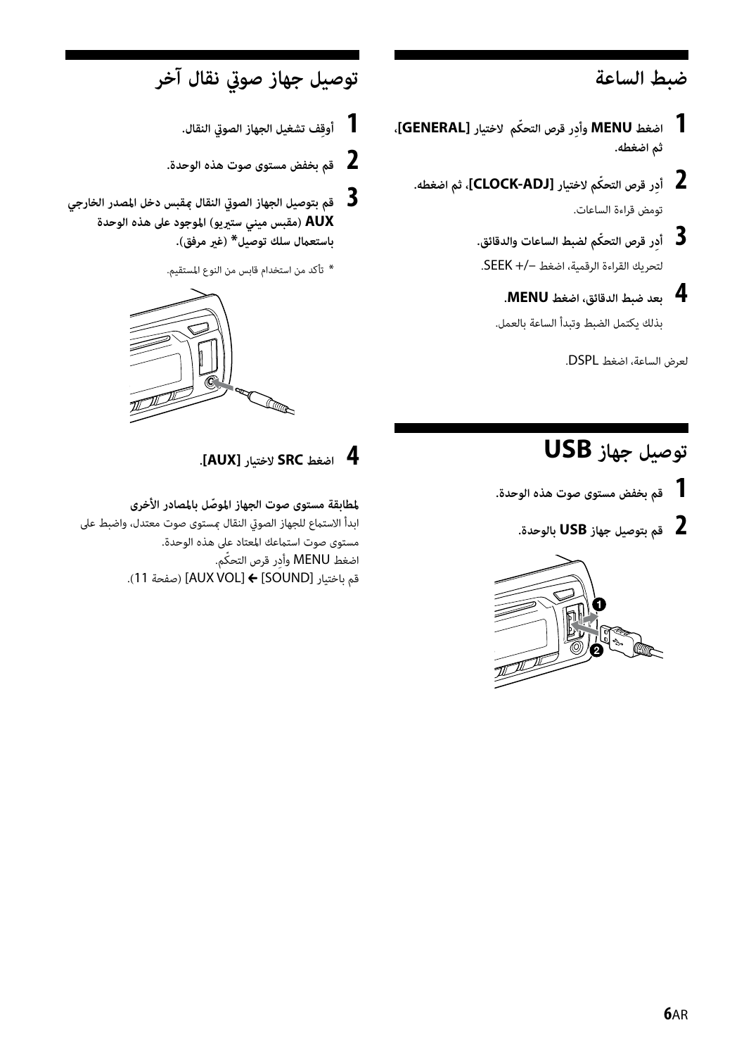## ضبط الساعة

1 اضغط **MENU** وأدِر قرص التحكّم لاختيار **[GENERAL]**، ثم اضغطه.

2 أدِر قرص التحكّم لاختيار **[CLOCK-ADJ]**، ثم اضغطه.

تومض قراءة الساعات.

3 أدِر قرص التحكّم لضبط الساعات والدقائق.

لتحريك القراءة الرقمية، اضغط –/+ SEEK.

4 بعد ضبط الدقائق، اضغط **MENU**.

بذلك يكتمل الضبط وتبدأ الساعة بالعمل.

لعرض الساعة، اضغط DSPL.

## توصيل جهاز USB

1 قم بخفض مستوى صوت هذه الوحدة.

2 قم بتوصيل جهاز **USB** بالوحدة.

## توصيل جهاز صوتي نقال آخر

1 أوقِف تشغيل الجهاز الصوتي النقال.

2 قم بخفض مستوى صوت هذه الوحدة.

3 قم بتوصيل الجهاز الصوتي النقال بمقبس دخل المصدر الخارجي **AUX** (مقبس ميني ستيريو) الموجود على هذه الوحدة باستعمال سلك توصيل* (غير مرفق).

* تأكد من استخدام قابس من النوع المستقيم.

4 اضغط **SRC** لاختيار **[AUX]**.

**لمطابقة مستوى صوت الجهاز الموصّل بالمصادر الأخرى**

ابدأ الاستماع للجهاز الصوتي النقال بمستوى صوت معتدل، واضبط على مستوى صوت استماعك المعتاد على هذه الوحدة.

اضغط MENU وأدِر قرص التحكّم.

قم باختيار [SOUND] ← [AUX VOL] (صفحة 11).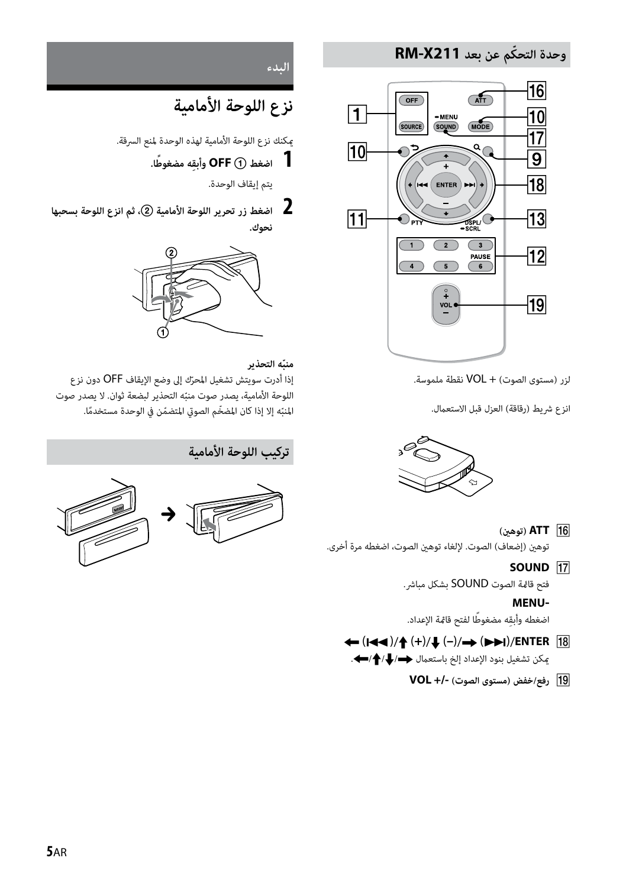## وحدة التحكّم عن بعد RM-X211

زر (مستوى الصوت) + VOL نقطة ملموسة.

انزع شريط (رقاقة) العزل قبل الاستعمال.

**16** ATT (توهين)
توهين (إضعاف) الصوت. لإلغاء توهين الصوت، اضغطه مرة أخرى.

**17** SOUND
فتح قائمة الصوت SOUND بشكل مباشر.

**MENU-**
اضغطه وأبقِه مضغوطًا لفتح قائمة الإعداد.

**18** ENTER/(▶▶I) ➡/(–) ⬇/(+) ⬆/(I◀◀) ⬅
يمكن تشغيل بنود الإعداد إلخ باستعمال ➡/⬇/⬆/⬅.

**19** رفع/خفض (مستوى الصوت) -/+ VOL

## البدء

# نزع اللوحة الأمامية

يمكنك نزع اللوحة الأمامية لهذه الوحدة لمنع السرقة.

**1** اضغط ① OFF وأبقِه مضغوطًا.

يتم إيقاف الوحدة.

**2** اضغط زر تحرير اللوحة الأمامية ②، ثم انزع اللوحة بسحبها نحوك.

**منبّه التحذير**

إذا أدرت سويتش تشغيل المحرّك إلى وضع الإيقاف OFF دون نزع اللوحة الأمامية، يصدر صوت منبّه التحذير لبضعة ثوان. لا يصدر صوت المنبّه إلا إذا كان المضخّم الصوتي المتضمّن في الوحدة مستخدمًا.

## تركيب اللوحة الأمامية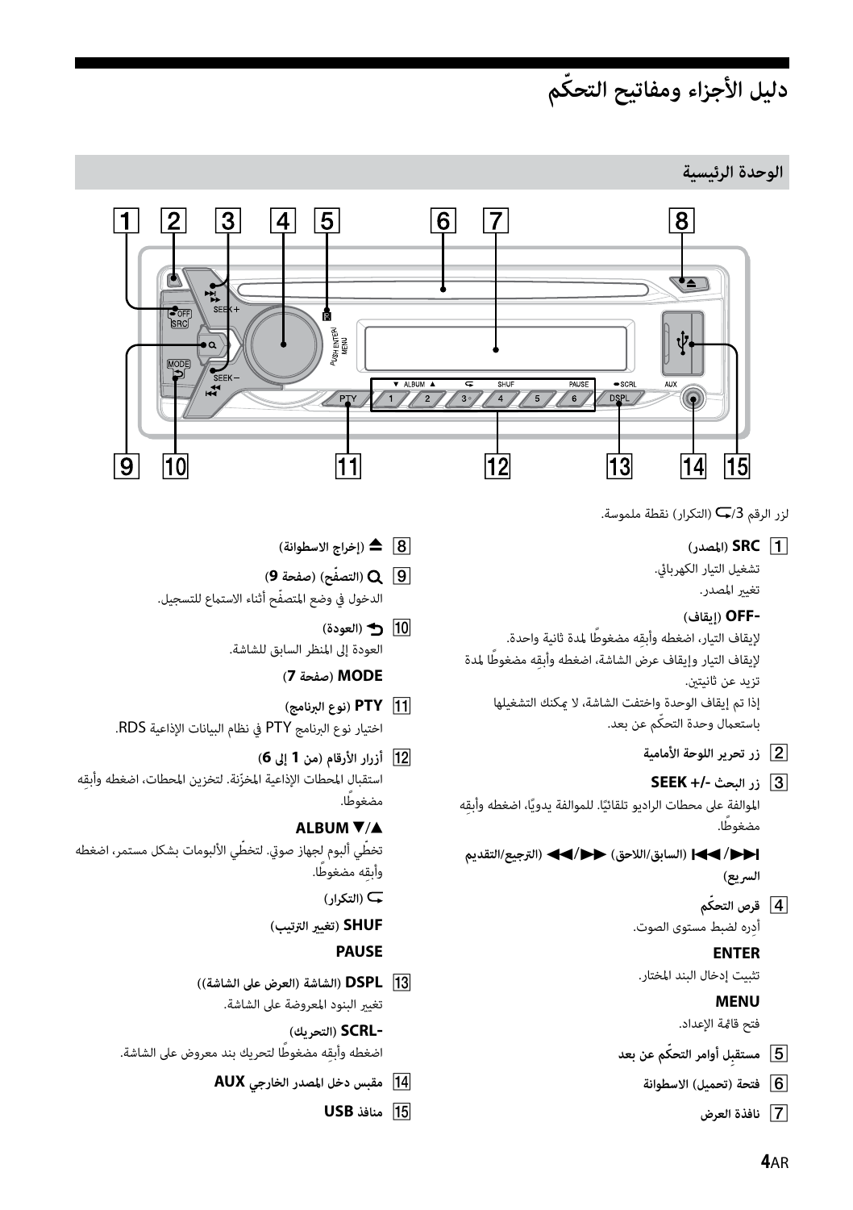# دليل الأجزاء ومفاتيح التحكّم

## الوحدة الرئيسية

زر الرقم 3/ (التكرار) نقطة ملموسة.

1 **SRC** (المصدر)

تشغيل التيار الكهربائي.

تغيير المصدر.

**-OFF** (إيقاف)

لإيقاف التيار، اضغط وأبقِه مضغوطًا لمدة ثانية واحدة.

لإيقاف التيار وإيقاف عرض الشاشة، اضغط وأبقِه مضغوطًا لمدة تزيد عن ثانيتين.

إذا تم إيقاف الوحدة واختفت الشاشة، لا يمكنك التشغيلها باستعمال وحدة التحكّم عن بعد.

2 زر تحرير اللوحة الأمامية

3 زر البحث -/+ **SEEK**

الموالفة على محطات الراديو تلقائيًا. للموالفة يدويًا، اضغط وأبقِه مضغوطًا.

**▶▶|/|◀◀** (السابق/اللاحق) **▶▶/◀◀** (الترجيع/التقديم السريع)

4 قرص التحكّم

أدِره لضبط مستوى الصوت.

**ENTER**

تثبيت إدخال البند المختار.

**MENU**

فتح قائمة الإعداد.

5 مستقبِل أوامر التحكّم عن بعد

6 فتحة (تحميل) الاسطوانة

7 نافذة العرض

8 ⏏ (إخراج الاسطوانة)

9 (التصفّح) (صفحة 9)

الدخول في وضع التصفّح أثناء الاستماع للتسجيل.

10 (العودة)

العودة إلى المنظر السابق للشاشة.

**MODE** (صفحة 7)

11 **PTY** (نوع البرنامج)

اختيار نوع البرنامج PTY في نظم البيانات الإذاعية RDS.

12 أزرار الأرقام (من 1 إلى 6)

استقبال المحطات الإذاعية المخزّنة. لتخزين المحطات، اضغط وأبقِه مضغوطًا.

**ALBUM ▼/▲**

تخطّي ألبوم لجهاز صوتي. لتخطّي الألبومات بشكل مستمر، اضغط وأبقِه مضغوطًا.

(التكرار)

**SHUF** (تغيير الترتيب)

**PAUSE**

13 **DSPL** (الشاشة) (العرض على الشاشة))

تغيير البنود المعروضة على الشاشة.

**-SCRL** (التحريك)

اضغط وأبقِه مضغوطًا لتحريك بند معروض على الشاشة.

14 مقبس دخل المصدر الخارجي **AUX**

15 منافذ **USB**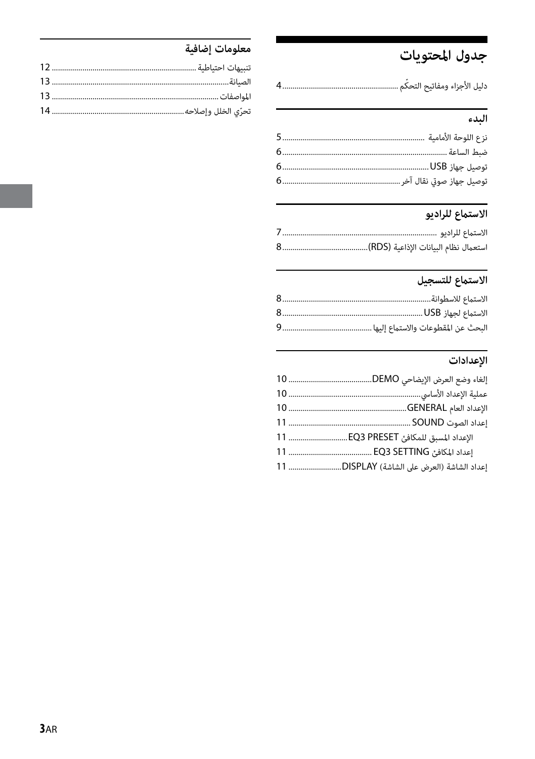# جدول المحتويات

دليل الأجزاء ومفاتيح التحكّم ........................................................ 4

## البدء

نزع اللوحة الأمامية .................................................................... 5

ضبط الساعة ............................................................................ 6

توصيل جهاز USB ...................................................................... 6

توصيل جهاز صوتي نقال آخر ......................................................... 6

## الاستماع للراديو

الاستماع للراديو ......................................................................... 7

استعمال نظام البيانات الإذاعية (RDS)........................................... 8

## الاستماع للتسجيل

الاستماع للاسطوانة.................................................................... 8

الاستماع لجهاز USB................................................................... 8

البحث عن المقطوعات والاستماع إليها ........................................... 9

## الإعدادات

إلغاء وضع العرض الإيضاحي DEMO......................................... 10

عملية الإعداد الأساسي.............................................................. 10

الإعداد العام GENERAL.......................................................... 10

إعداد الصوت SOUND ............................................................. 11

الإعداد المسبق للمكافئ EQ3 PRESET........................................ 11

إعداد المكافئ EQ3 SETTING ................................................... 11

إعداد الشاشة (العرض على الشاشة) DISPLAY............................. 11

## معلومات إضافية

تنبيهات احتياطية ...................................................................... 12

الصيانة.................................................................................. 13

المواصفات ............................................................................. 13

تحرّي الخلل وإصلاحه................................................................ 14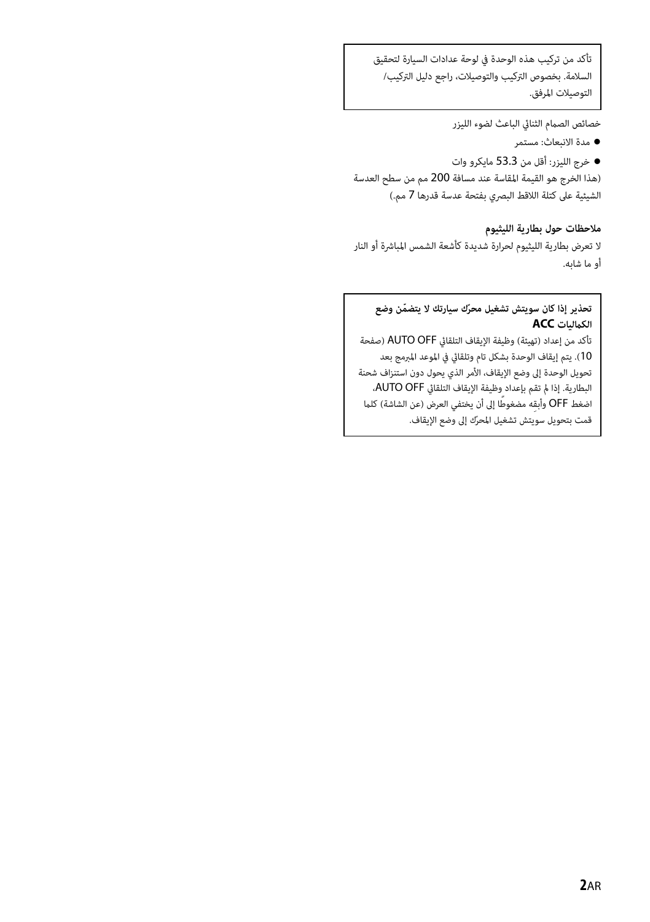تأكد من تركيب هذه الوحدة في لوحة عدادات السيارة لتحقيق السلامة. بخصوص التركيب والتوصيلات، راجع دليل التركيب/ التوصيلات المرفق.

خصائص الصمام الثنائي الباعث لضوء الليزر

- مدة الانبعاث: مستمر
- خرج الليزر: أقل من 53.3 مايكرو وات

(هذا الخرج هو القيمة المقاسة عند مسافة 200 مم من سطح العدسة الشيئية على كتلة اللاقط البصري بفتحة عدسة قدرها 7 مم.)

**ملاحظات حول بطارية الليثيوم**

لا تعرض بطارية الليثيوم لحرارة شديدة كأشعة الشمس المباشرة أو النار أو ما شابه.

**تحذير إذا كان سويتش تشغيل محرّك سيارتك لا يتضمّن وضع الكماليات ACC**

تأكد من إعداد (تهيئة) وظيفة الإيقاف التلقائي AUTO OFF (صفحة 10). يتم إيقاف الوحدة بشكل تام وتلقائي في الموعد المبرمج بعد تحويل الوحدة إلى وضع الإيقاف، الأمر الذي يحول دون استنزاف شحنة البطارية. إذا لم تقم بإعداد وظيفة الإيقاف التلقائي AUTO OFF، اضغط OFF وأبقِه مضغوطًا إلى أن يختفي العرض (عن الشاشة) كلما قمت بتحويل سويتش تشغيل المحرّك إلى وضع الإيقاف.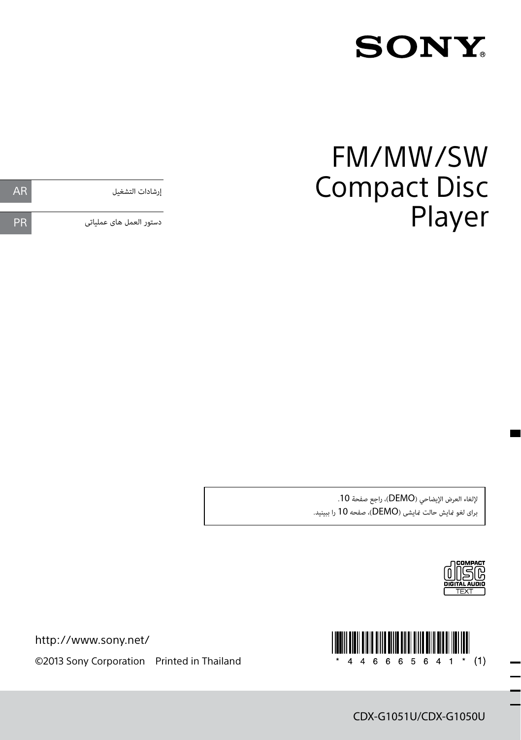SONY

# FM/MW/SW Compact Disc Player

| | |
|---|---|
| AR | إرشادات التشغيل |
| PR | دستور العمل های عملیاتی |

لإلغاء العرض الإيضاحي (DEMO)، راجع صفحة 10.

برای لغو نمایش حالت نمایشی (DEMO)، صفحه 10 را ببینید.

COMPACT disc DIGITAL AUDIO TEXT

http://www.sony.net/

©2013 Sony Corporation Printed in Thailand

* 4 4 6 6 6 5 6 4 1 * (1)

CDX-G1051U/CDX-G1050U